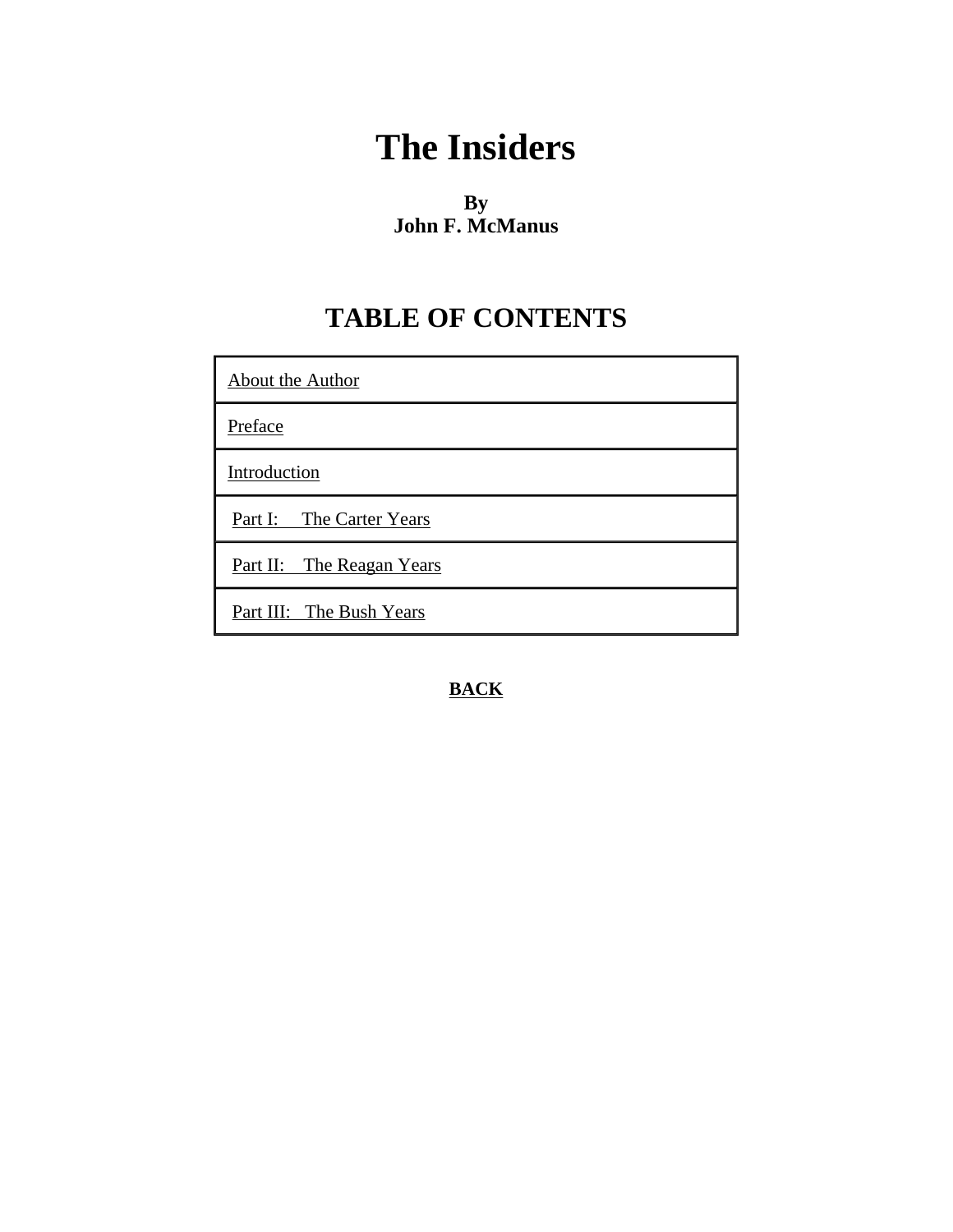# The Insiders

**By**
**John F. McManus**

## TABLE OF CONTENTS

| About the Author |
|---|
| Preface |
| Introduction |
| Part I: The Carter Years |
| Part II: The Reagan Years |
| Part III: The Bush Years |

**BACK**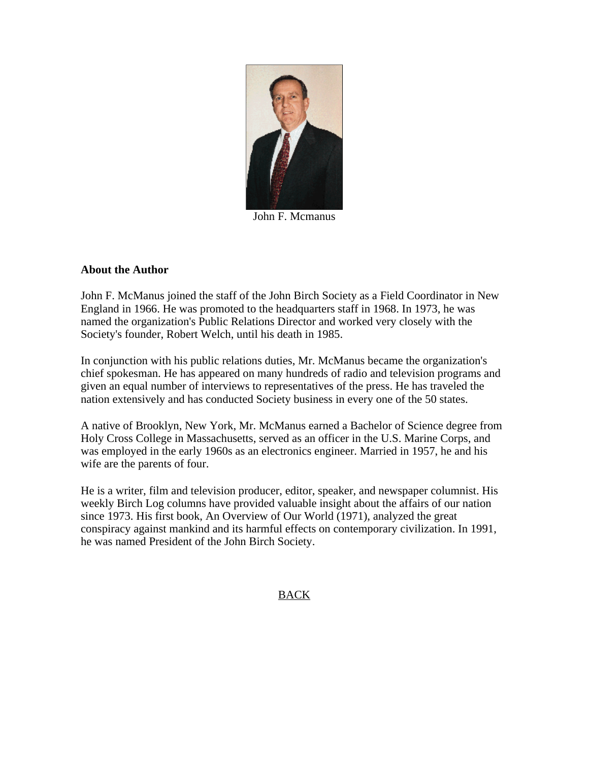John F. Mcmanus

**About the Author**

John F. McManus joined the staff of the John Birch Society as a Field Coordinator in New England in 1966. He was promoted to the headquarters staff in 1968. In 1973, he was named the organization's Public Relations Director and worked very closely with the Society's founder, Robert Welch, until his death in 1985.

In conjunction with his public relations duties, Mr. McManus became the organization's chief spokesman. He has appeared on many hundreds of radio and television programs and given an equal number of interviews to representatives of the press. He has traveled the nation extensively and has conducted Society business in every one of the 50 states.

A native of Brooklyn, New York, Mr. McManus earned a Bachelor of Science degree from Holy Cross College in Massachusetts, served as an officer in the U.S. Marine Corps, and was employed in the early 1960s as an electronics engineer. Married in 1957, he and his wife are the parents of four.

He is a writer, film and television producer, editor, speaker, and newspaper columnist. His weekly Birch Log columns have provided valuable insight about the affairs of our nation since 1973. His first book, An Overview of Our World (1971), analyzed the great conspiracy against mankind and its harmful effects on contemporary civilization. In 1991, he was named President of the John Birch Society.

BACK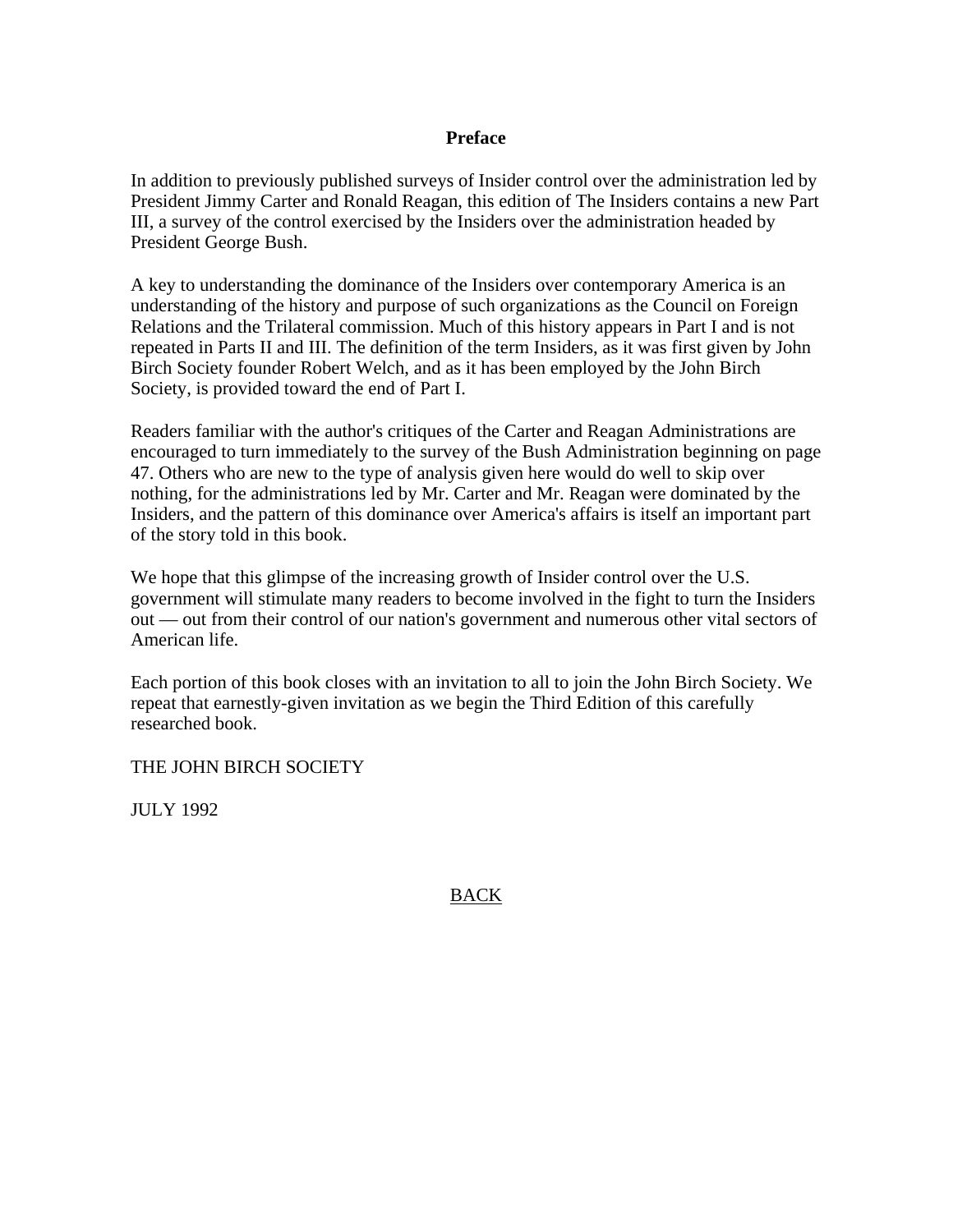## Preface

In addition to previously published surveys of Insider control over the administration led by President Jimmy Carter and Ronald Reagan, this edition of The Insiders contains a new Part III, a survey of the control exercised by the Insiders over the administration headed by President George Bush.

A key to understanding the dominance of the Insiders over contemporary America is an understanding of the history and purpose of such organizations as the Council on Foreign Relations and the Trilateral commission. Much of this history appears in Part I and is not repeated in Parts II and III. The definition of the term Insiders, as it was first given by John Birch Society founder Robert Welch, and as it has been employed by the John Birch Society, is provided toward the end of Part I.

Readers familiar with the author's critiques of the Carter and Reagan Administrations are encouraged to turn immediately to the survey of the Bush Administration beginning on page 47. Others who are new to the type of analysis given here would do well to skip over nothing, for the administrations led by Mr. Carter and Mr. Reagan were dominated by the Insiders, and the pattern of this dominance over America's affairs is itself an important part of the story told in this book.

We hope that this glimpse of the increasing growth of Insider control over the U.S. government will stimulate many readers to become involved in the fight to turn the Insiders out — out from their control of our nation's government and numerous other vital sectors of American life.

Each portion of this book closes with an invitation to all to join the John Birch Society. We repeat that earnestly-given invitation as we begin the Third Edition of this carefully researched book.

THE JOHN BIRCH SOCIETY

JULY 1992

BACK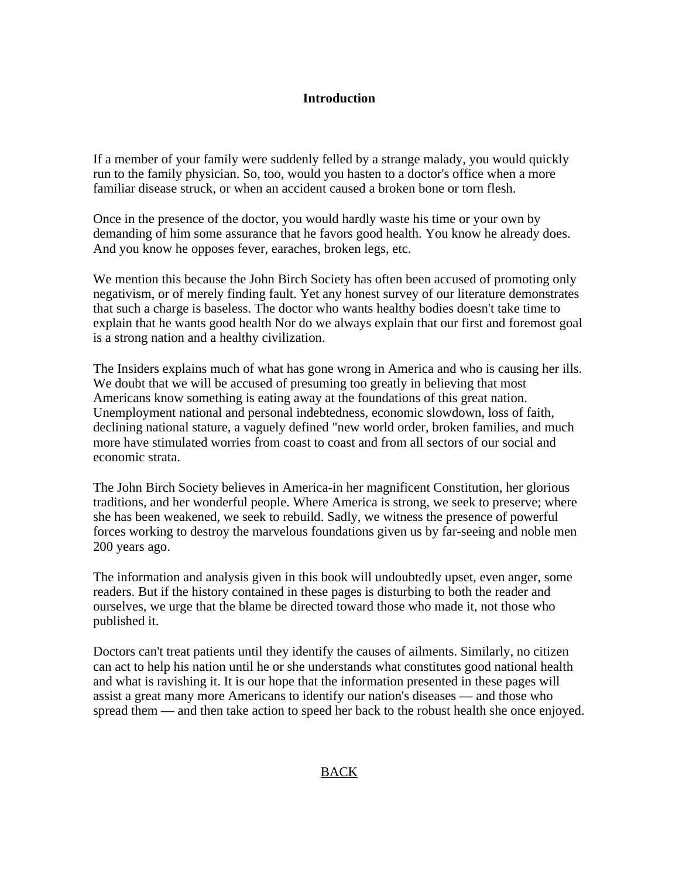**Introduction**

If a member of your family were suddenly felled by a strange malady, you would quickly run to the family physician. So, too, would you hasten to a doctor's office when a more familiar disease struck, or when an accident caused a broken bone or torn flesh.

Once in the presence of the doctor, you would hardly waste his time or your own by demanding of him some assurance that he favors good health. You know he already does. And you know he opposes fever, earaches, broken legs, etc.

We mention this because the John Birch Society has often been accused of promoting only negativism, or of merely finding fault. Yet any honest survey of our literature demonstrates that such a charge is baseless. The doctor who wants healthy bodies doesn't take time to explain that he wants good health Nor do we always explain that our first and foremost goal is a strong nation and a healthy civilization.

The Insiders explains much of what has gone wrong in America and who is causing her ills. We doubt that we will be accused of presuming too greatly in believing that most Americans know something is eating away at the foundations of this great nation. Unemployment national and personal indebtedness, economic slowdown, loss of faith, declining national stature, a vaguely defined "new world order, broken families, and much more have stimulated worries from coast to coast and from all sectors of our social and economic strata.

The John Birch Society believes in America-in her magnificent Constitution, her glorious traditions, and her wonderful people. Where America is strong, we seek to preserve; where she has been weakened, we seek to rebuild. Sadly, we witness the presence of powerful forces working to destroy the marvelous foundations given us by far-seeing and noble men 200 years ago.

The information and analysis given in this book will undoubtedly upset, even anger, some readers. But if the history contained in these pages is disturbing to both the reader and ourselves, we urge that the blame be directed toward those who made it, not those who published it.

Doctors can't treat patients until they identify the causes of ailments. Similarly, no citizen can act to help his nation until he or she understands what constitutes good national health and what is ravishing it. It is our hope that the information presented in these pages will assist a great many more Americans to identify our nation's diseases — and those who spread them — and then take action to speed her back to the robust health she once enjoyed.

BACK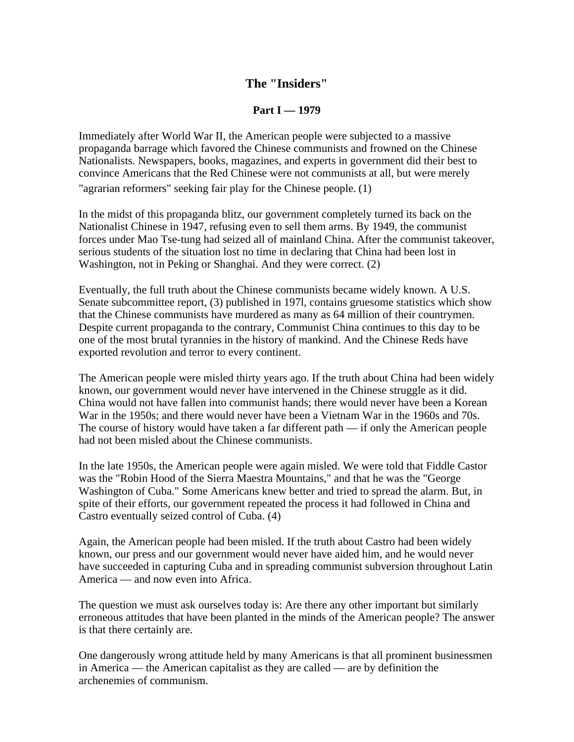# The "Insiders"

## Part I — 1979

Immediately after World War II, the American people were subjected to a massive propaganda barrage which favored the Chinese communists and frowned on the Chinese Nationalists. Newspapers, books, magazines, and experts in government did their best to convince Americans that the Red Chinese were not communists at all, but were merely "agrarian reformers" seeking fair play for the Chinese people. (1)

In the midst of this propaganda blitz, our government completely turned its back on the Nationalist Chinese in 1947, refusing even to sell them arms. By 1949, the communist forces under Mao Tse-tung had seized all of mainland China. After the communist takeover, serious students of the situation lost no time in declaring that China had been lost in Washington, not in Peking or Shanghai. And they were correct. (2)

Eventually, the full truth about the Chinese communists became widely known. A U.S. Senate subcommittee report, (3) published in 197l, contains gruesome statistics which show that the Chinese communists have murdered as many as 64 million of their countrymen. Despite current propaganda to the contrary, Communist China continues to this day to be one of the most brutal tyrannies in the history of mankind. And the Chinese Reds have exported revolution and terror to every continent.

The American people were misled thirty years ago. If the truth about China had been widely known, our government would never have intervened in the Chinese struggle as it did. China would not have fallen into communist hands; there would never have been a Korean War in the 1950s; and there would never have been a Vietnam War in the 1960s and 70s. The course of history would have taken a far different path — if only the American people had not been misled about the Chinese communists.

In the late 1950s, the American people were again misled. We were told that Fiddle Castor was the "Robin Hood of the Sierra Maestra Mountains," and that he was the "George Washington of Cuba." Some Americans knew better and tried to spread the alarm. But, in spite of their efforts, our government repeated the process it had followed in China and Castro eventually seized control of Cuba. (4)

Again, the American people had been misled. If the truth about Castro had been widely known, our press and our government would never have aided him, and he would never have succeeded in capturing Cuba and in spreading communist subversion throughout Latin America — and now even into Africa.

The question we must ask ourselves today is: Are there any other important but similarly erroneous attitudes that have been planted in the minds of the American people? The answer is that there certainly are.

One dangerously wrong attitude held by many Americans is that all prominent businessmen in America — the American capitalist as they are called — are by definition the archenemies of communism.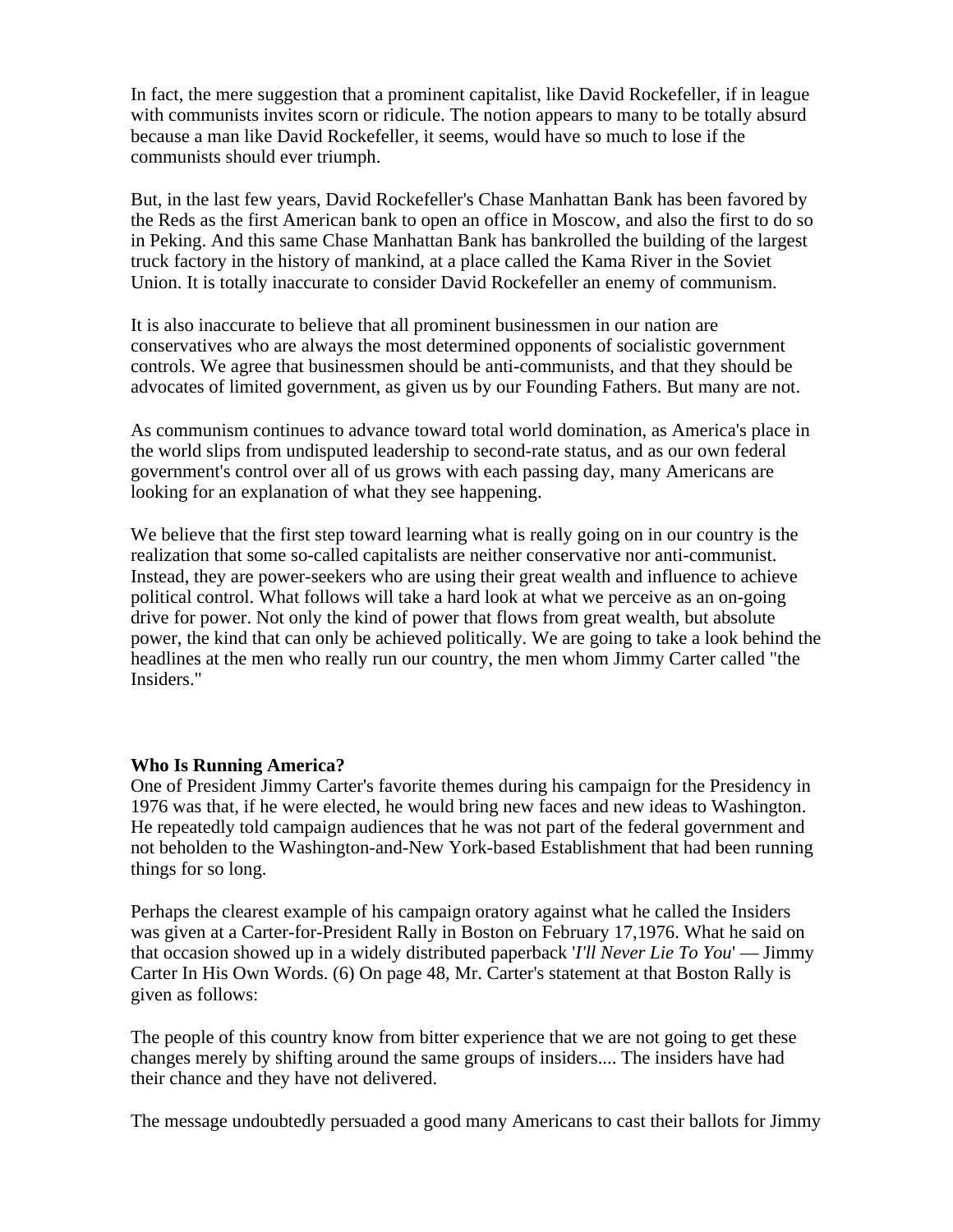In fact, the mere suggestion that a prominent capitalist, like David Rockefeller, if in league with communists invites scorn or ridicule. The notion appears to many to be totally absurd because a man like David Rockefeller, it seems, would have so much to lose if the communists should ever triumph.

But, in the last few years, David Rockefeller's Chase Manhattan Bank has been favored by the Reds as the first American bank to open an office in Moscow, and also the first to do so in Peking. And this same Chase Manhattan Bank has bankrolled the building of the largest truck factory in the history of mankind, at a place called the Kama River in the Soviet Union. It is totally inaccurate to consider David Rockefeller an enemy of communism.

It is also inaccurate to believe that all prominent businessmen in our nation are conservatives who are always the most determined opponents of socialistic government controls. We agree that businessmen should be anti-communists, and that they should be advocates of limited government, as given us by our Founding Fathers. But many are not.

As communism continues to advance toward total world domination, as America's place in the world slips from undisputed leadership to second-rate status, and as our own federal government's control over all of us grows with each passing day, many Americans are looking for an explanation of what they see happening.

We believe that the first step toward learning what is really going on in our country is the realization that some so-called capitalists are neither conservative nor anti-communist. Instead, they are power-seekers who are using their great wealth and influence to achieve political control. What follows will take a hard look at what we perceive as an on-going drive for power. Not only the kind of power that flows from great wealth, but absolute power, the kind that can only be achieved politically. We are going to take a look behind the headlines at the men who really run our country, the men whom Jimmy Carter called "the Insiders."

**Who Is Running America?**

One of President Jimmy Carter's favorite themes during his campaign for the Presidency in 1976 was that, if he were elected, he would bring new faces and new ideas to Washington. He repeatedly told campaign audiences that he was not part of the federal government and not beholden to the Washington-and-New York-based Establishment that had been running things for so long.

Perhaps the clearest example of his campaign oratory against what he called the Insiders was given at a Carter-for-President Rally in Boston on February 17,1976. What he said on that occasion showed up in a widely distributed paperback '*I'll Never Lie To You*' — Jimmy Carter In His Own Words. (6) On page 48, Mr. Carter's statement at that Boston Rally is given as follows:

The people of this country know from bitter experience that we are not going to get these changes merely by shifting around the same groups of insiders.... The insiders have had their chance and they have not delivered.

The message undoubtedly persuaded a good many Americans to cast their ballots for Jimmy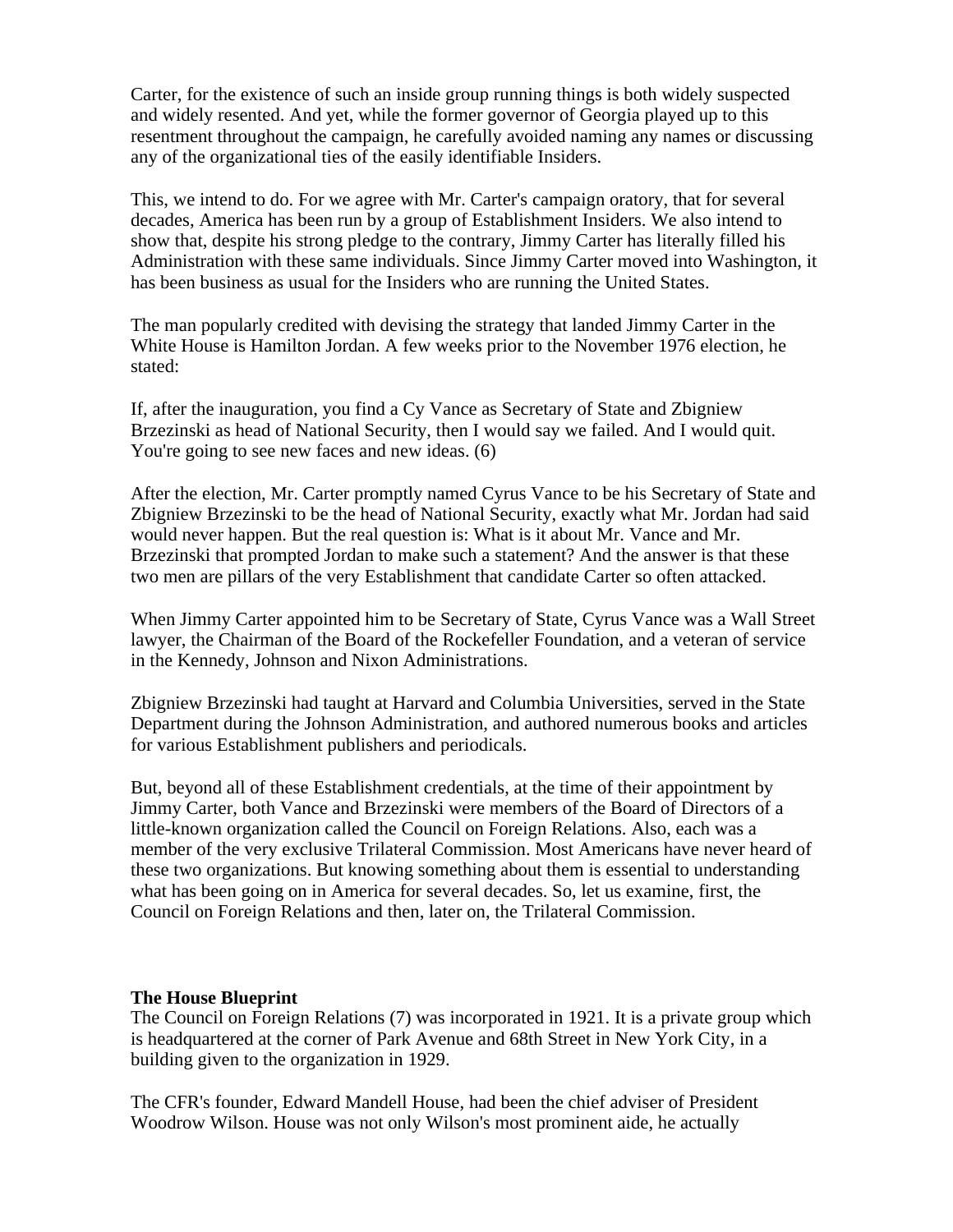Carter, for the existence of such an inside group running things is both widely suspected and widely resented. And yet, while the former governor of Georgia played up to this resentment throughout the campaign, he carefully avoided naming any names or discussing any of the organizational ties of the easily identifiable Insiders.

This, we intend to do. For we agree with Mr. Carter's campaign oratory, that for several decades, America has been run by a group of Establishment Insiders. We also intend to show that, despite his strong pledge to the contrary, Jimmy Carter has literally filled his Administration with these same individuals. Since Jimmy Carter moved into Washington, it has been business as usual for the Insiders who are running the United States.

The man popularly credited with devising the strategy that landed Jimmy Carter in the White House is Hamilton Jordan. A few weeks prior to the November 1976 election, he stated:

If, after the inauguration, you find a Cy Vance as Secretary of State and Zbigniew Brzezinski as head of National Security, then I would say we failed. And I would quit. You're going to see new faces and new ideas. (6)

After the election, Mr. Carter promptly named Cyrus Vance to be his Secretary of State and Zbigniew Brzezinski to be the head of National Security, exactly what Mr. Jordan had said would never happen. But the real question is: What is it about Mr. Vance and Mr. Brzezinski that prompted Jordan to make such a statement? And the answer is that these two men are pillars of the very Establishment that candidate Carter so often attacked.

When Jimmy Carter appointed him to be Secretary of State, Cyrus Vance was a Wall Street lawyer, the Chairman of the Board of the Rockefeller Foundation, and a veteran of service in the Kennedy, Johnson and Nixon Administrations.

Zbigniew Brzezinski had taught at Harvard and Columbia Universities, served in the State Department during the Johnson Administration, and authored numerous books and articles for various Establishment publishers and periodicals.

But, beyond all of these Establishment credentials, at the time of their appointment by Jimmy Carter, both Vance and Brzezinski were members of the Board of Directors of a little-known organization called the Council on Foreign Relations. Also, each was a member of the very exclusive Trilateral Commission. Most Americans have never heard of these two organizations. But knowing something about them is essential to understanding what has been going on in America for several decades. So, let us examine, first, the Council on Foreign Relations and then, later on, the Trilateral Commission.

**The House Blueprint**

The Council on Foreign Relations (7) was incorporated in 1921. It is a private group which is headquartered at the corner of Park Avenue and 68th Street in New York City, in a building given to the organization in 1929.

The CFR's founder, Edward Mandell House, had been the chief adviser of President Woodrow Wilson. House was not only Wilson's most prominent aide, he actually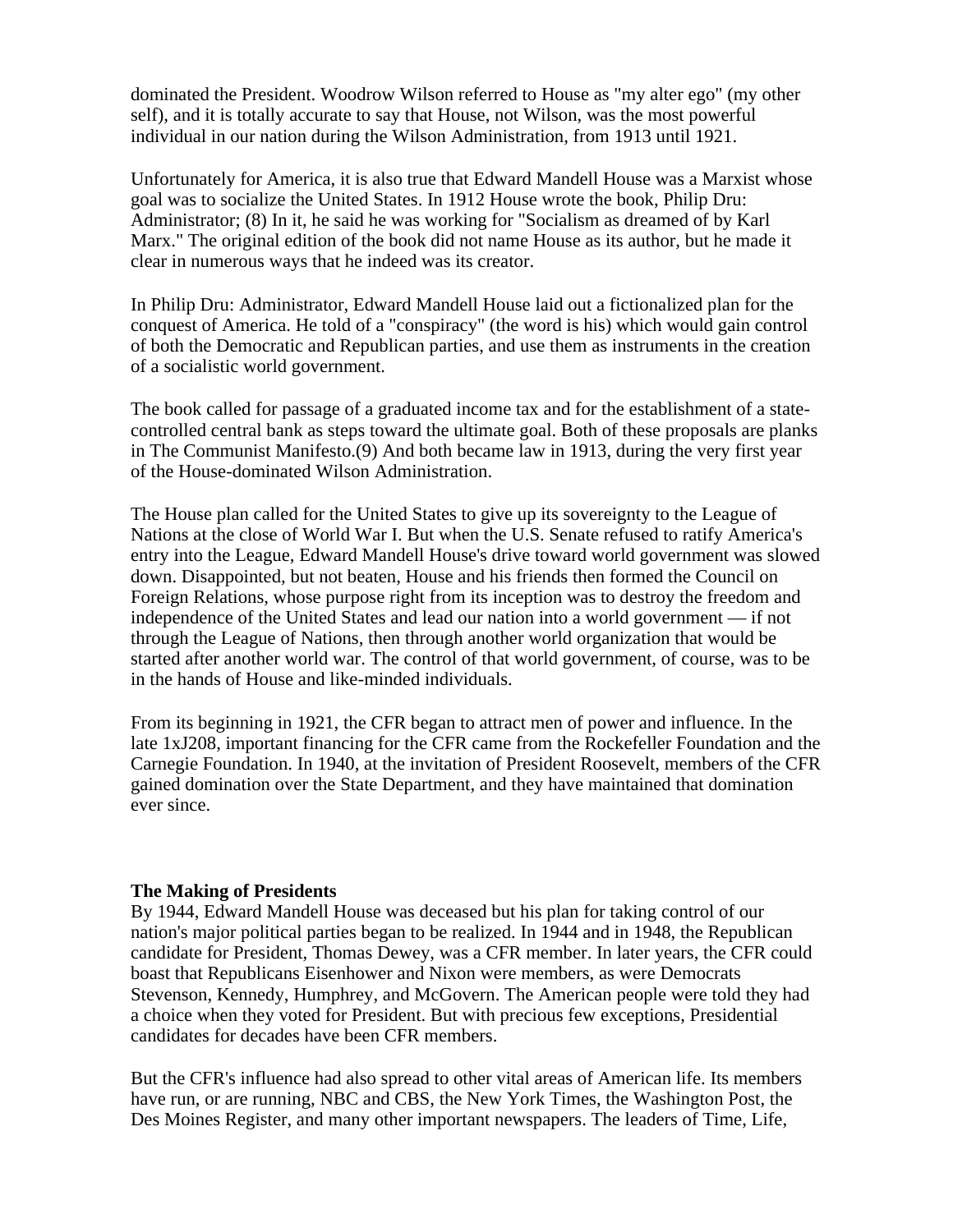dominated the President. Woodrow Wilson referred to House as "my alter ego" (my other self), and it is totally accurate to say that House, not Wilson, was the most powerful individual in our nation during the Wilson Administration, from 1913 until 1921.

Unfortunately for America, it is also true that Edward Mandell House was a Marxist whose goal was to socialize the United States. In 1912 House wrote the book, Philip Dru: Administrator; (8) In it, he said he was working for "Socialism as dreamed of by Karl Marx." The original edition of the book did not name House as its author, but he made it clear in numerous ways that he indeed was its creator.

In Philip Dru: Administrator, Edward Mandell House laid out a fictionalized plan for the conquest of America. He told of a "conspiracy" (the word is his) which would gain control of both the Democratic and Republican parties, and use them as instruments in the creation of a socialistic world government.

The book called for passage of a graduated income tax and for the establishment of a state-controlled central bank as steps toward the ultimate goal. Both of these proposals are planks in The Communist Manifesto.(9) And both became law in 1913, during the very first year of the House-dominated Wilson Administration.

The House plan called for the United States to give up its sovereignty to the League of Nations at the close of World War I. But when the U.S. Senate refused to ratify America's entry into the League, Edward Mandell House's drive toward world government was slowed down. Disappointed, but not beaten, House and his friends then formed the Council on Foreign Relations, whose purpose right from its inception was to destroy the freedom and independence of the United States and lead our nation into a world government — if not through the League of Nations, then through another world organization that would be started after another world war. The control of that world government, of course, was to be in the hands of House and like-minded individuals.

From its beginning in 1921, the CFR began to attract men of power and influence. In the late 1xJ208, important financing for the CFR came from the Rockefeller Foundation and the Carnegie Foundation. In 1940, at the invitation of President Roosevelt, members of the CFR gained domination over the State Department, and they have maintained that domination ever since.

**The Making of Presidents**

By 1944, Edward Mandell House was deceased but his plan for taking control of our nation's major political parties began to be realized. In 1944 and in 1948, the Republican candidate for President, Thomas Dewey, was a CFR member. In later years, the CFR could boast that Republicans Eisenhower and Nixon were members, as were Democrats Stevenson, Kennedy, Humphrey, and McGovern. The American people were told they had a choice when they voted for President. But with precious few exceptions, Presidential candidates for decades have been CFR members.

But the CFR's influence had also spread to other vital areas of American life. Its members have run, or are running, NBC and CBS, the New York Times, the Washington Post, the Des Moines Register, and many other important newspapers. The leaders of Time, Life,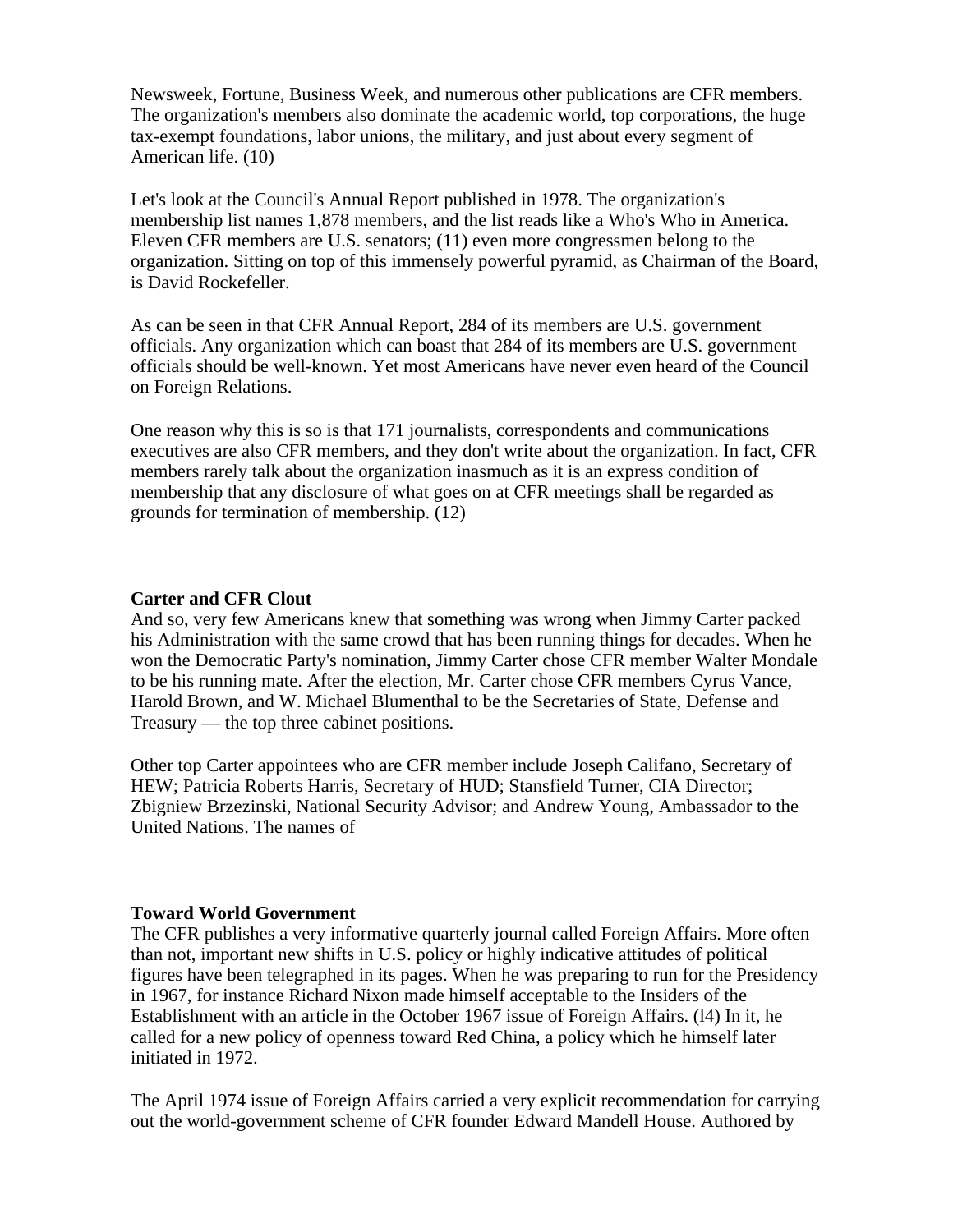Newsweek, Fortune, Business Week, and numerous other publications are CFR members. The organization's members also dominate the academic world, top corporations, the huge tax-exempt foundations, labor unions, the military, and just about every segment of American life. (10)

Let's look at the Council's Annual Report published in 1978. The organization's membership list names 1,878 members, and the list reads like a Who's Who in America. Eleven CFR members are U.S. senators; (11) even more congressmen belong to the organization. Sitting on top of this immensely powerful pyramid, as Chairman of the Board, is David Rockefeller.

As can be seen in that CFR Annual Report, 284 of its members are U.S. government officials. Any organization which can boast that 284 of its members are U.S. government officials should be well-known. Yet most Americans have never even heard of the Council on Foreign Relations.

One reason why this is so is that 171 journalists, correspondents and communications executives are also CFR members, and they don't write about the organization. In fact, CFR members rarely talk about the organization inasmuch as it is an express condition of membership that any disclosure of what goes on at CFR meetings shall be regarded as grounds for termination of membership. (12)

**Carter and CFR Clout**

And so, very few Americans knew that something was wrong when Jimmy Carter packed his Administration with the same crowd that has been running things for decades. When he won the Democratic Party's nomination, Jimmy Carter chose CFR member Walter Mondale to be his running mate. After the election, Mr. Carter chose CFR members Cyrus Vance, Harold Brown, and W. Michael Blumenthal to be the Secretaries of State, Defense and Treasury — the top three cabinet positions.

Other top Carter appointees who are CFR member include Joseph Califano, Secretary of HEW; Patricia Roberts Harris, Secretary of HUD; Stansfield Turner, CIA Director; Zbigniew Brzezinski, National Security Advisor; and Andrew Young, Ambassador to the United Nations. The names of

**Toward World Government**

The CFR publishes a very informative quarterly journal called Foreign Affairs. More often than not, important new shifts in U.S. policy or highly indicative attitudes of political figures have been telegraphed in its pages. When he was preparing to run for the Presidency in 1967, for instance Richard Nixon made himself acceptable to the Insiders of the Establishment with an article in the October 1967 issue of Foreign Affairs. (l4) In it, he called for a new policy of openness toward Red China, a policy which he himself later initiated in 1972.

The April 1974 issue of Foreign Affairs carried a very explicit recommendation for carrying out the world-government scheme of CFR founder Edward Mandell House. Authored by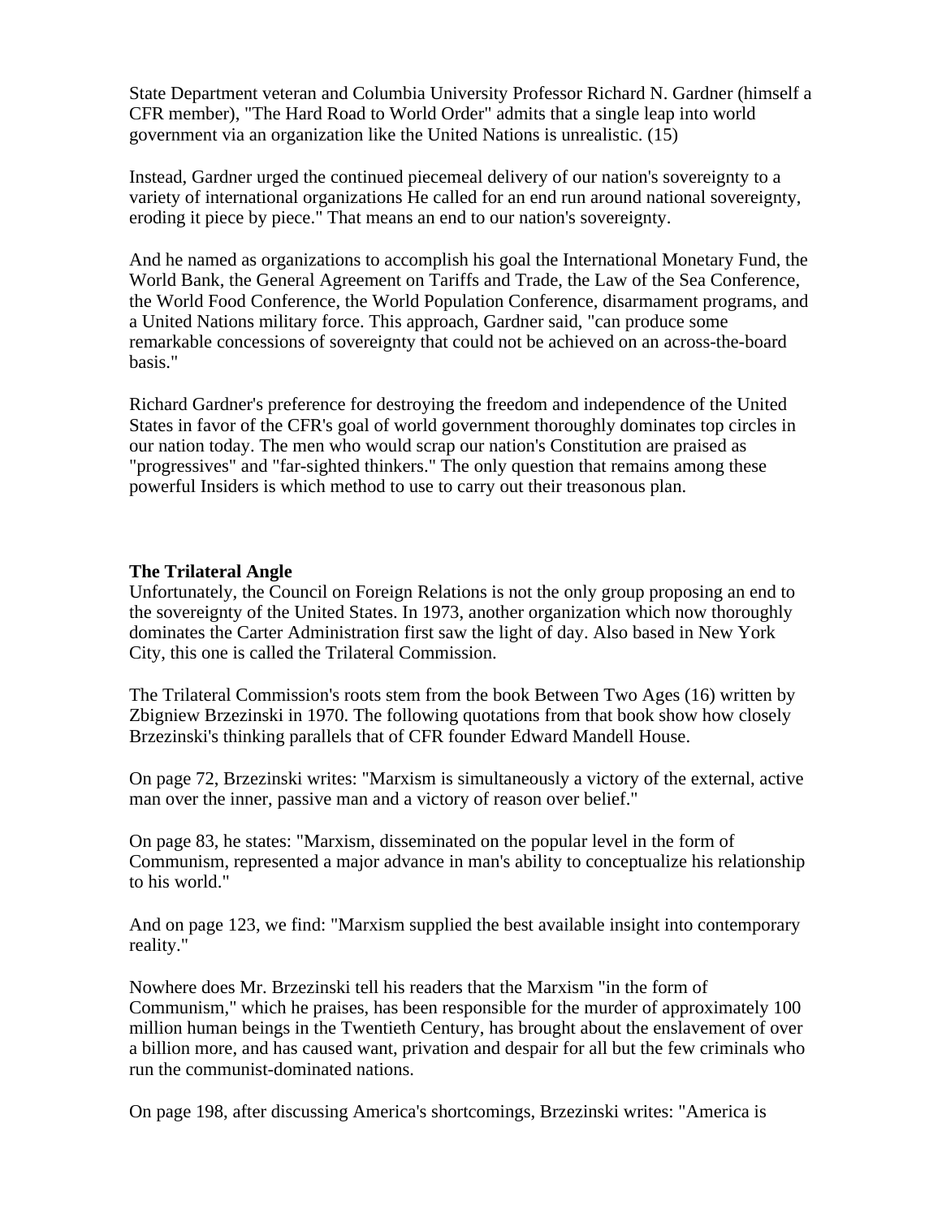State Department veteran and Columbia University Professor Richard N. Gardner (himself a CFR member), "The Hard Road to World Order" admits that a single leap into world government via an organization like the United Nations is unrealistic. (15)

Instead, Gardner urged the continued piecemeal delivery of our nation's sovereignty to a variety of international organizations He called for an end run around national sovereignty, eroding it piece by piece." That means an end to our nation's sovereignty.

And he named as organizations to accomplish his goal the International Monetary Fund, the World Bank, the General Agreement on Tariffs and Trade, the Law of the Sea Conference, the World Food Conference, the World Population Conference, disarmament programs, and a United Nations military force. This approach, Gardner said, "can produce some remarkable concessions of sovereignty that could not be achieved on an across-the-board basis."

Richard Gardner's preference for destroying the freedom and independence of the United States in favor of the CFR's goal of world government thoroughly dominates top circles in our nation today. The men who would scrap our nation's Constitution are praised as "progressives" and "far-sighted thinkers." The only question that remains among these powerful Insiders is which method to use to carry out their treasonous plan.

**The Trilateral Angle**

Unfortunately, the Council on Foreign Relations is not the only group proposing an end to the sovereignty of the United States. In 1973, another organization which now thoroughly dominates the Carter Administration first saw the light of day. Also based in New York City, this one is called the Trilateral Commission.

The Trilateral Commission's roots stem from the book Between Two Ages (16) written by Zbigniew Brzezinski in 1970. The following quotations from that book show how closely Brzezinski's thinking parallels that of CFR founder Edward Mandell House.

On page 72, Brzezinski writes: "Marxism is simultaneously a victory of the external, active man over the inner, passive man and a victory of reason over belief."

On page 83, he states: "Marxism, disseminated on the popular level in the form of Communism, represented a major advance in man's ability to conceptualize his relationship to his world."

And on page 123, we find: "Marxism supplied the best available insight into contemporary reality."

Nowhere does Mr. Brzezinski tell his readers that the Marxism "in the form of Communism," which he praises, has been responsible for the murder of approximately 100 million human beings in the Twentieth Century, has brought about the enslavement of over a billion more, and has caused want, privation and despair for all but the few criminals who run the communist-dominated nations.

On page 198, after discussing America's shortcomings, Brzezinski writes: "America is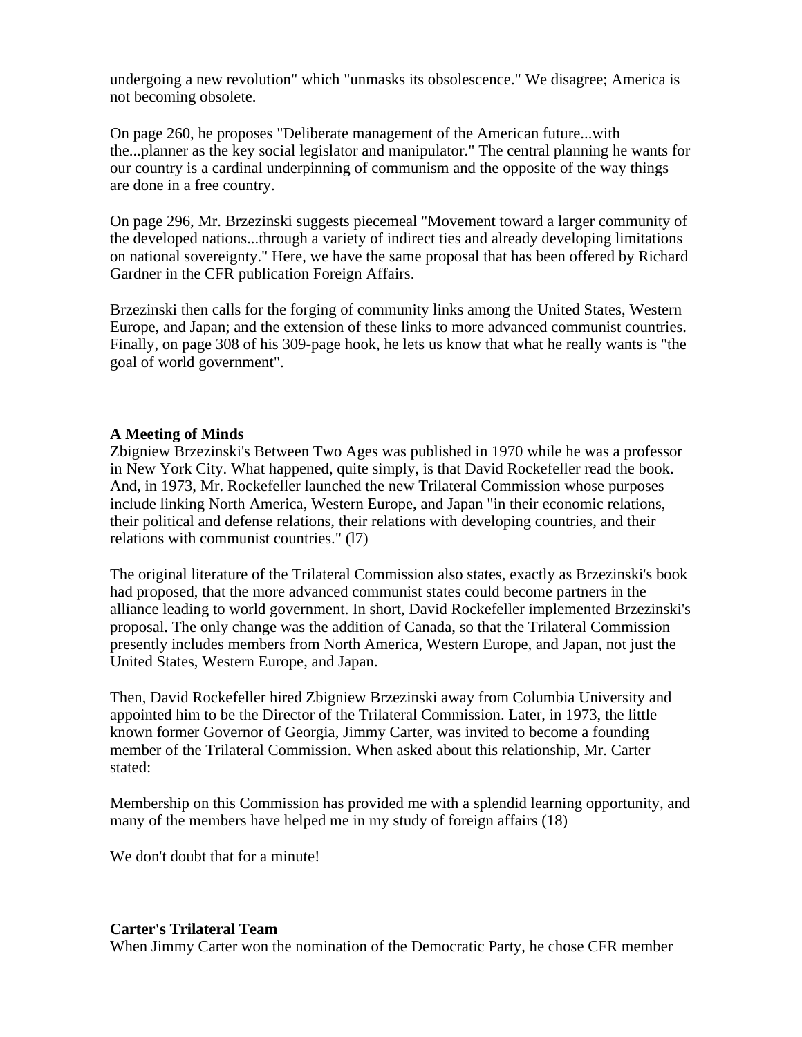undergoing a new revolution" which "unmasks its obsolescence." We disagree; America is not becoming obsolete.

On page 260, he proposes "Deliberate management of the American future...with the...planner as the key social legislator and manipulator." The central planning he wants for our country is a cardinal underpinning of communism and the opposite of the way things are done in a free country.

On page 296, Mr. Brzezinski suggests piecemeal "Movement toward a larger community of the developed nations...through a variety of indirect ties and already developing limitations on national sovereignty." Here, we have the same proposal that has been offered by Richard Gardner in the CFR publication Foreign Affairs.

Brzezinski then calls for the forging of community links among the United States, Western Europe, and Japan; and the extension of these links to more advanced communist countries. Finally, on page 308 of his 309-page hook, he lets us know that what he really wants is "the goal of world government".

**A Meeting of Minds**

Zbigniew Brzezinski's Between Two Ages was published in 1970 while he was a professor in New York City. What happened, quite simply, is that David Rockefeller read the book. And, in 1973, Mr. Rockefeller launched the new Trilateral Commission whose purposes include linking North America, Western Europe, and Japan "in their economic relations, their political and defense relations, their relations with developing countries, and their relations with communist countries." (l7)

The original literature of the Trilateral Commission also states, exactly as Brzezinski's book had proposed, that the more advanced communist states could become partners in the alliance leading to world government. In short, David Rockefeller implemented Brzezinski's proposal. The only change was the addition of Canada, so that the Trilateral Commission presently includes members from North America, Western Europe, and Japan, not just the United States, Western Europe, and Japan.

Then, David Rockefeller hired Zbigniew Brzezinski away from Columbia University and appointed him to be the Director of the Trilateral Commission. Later, in 1973, the little known former Governor of Georgia, Jimmy Carter, was invited to become a founding member of the Trilateral Commission. When asked about this relationship, Mr. Carter stated:

Membership on this Commission has provided me with a splendid learning opportunity, and many of the members have helped me in my study of foreign affairs (18)

We don't doubt that for a minute!

**Carter's Trilateral Team**

When Jimmy Carter won the nomination of the Democratic Party, he chose CFR member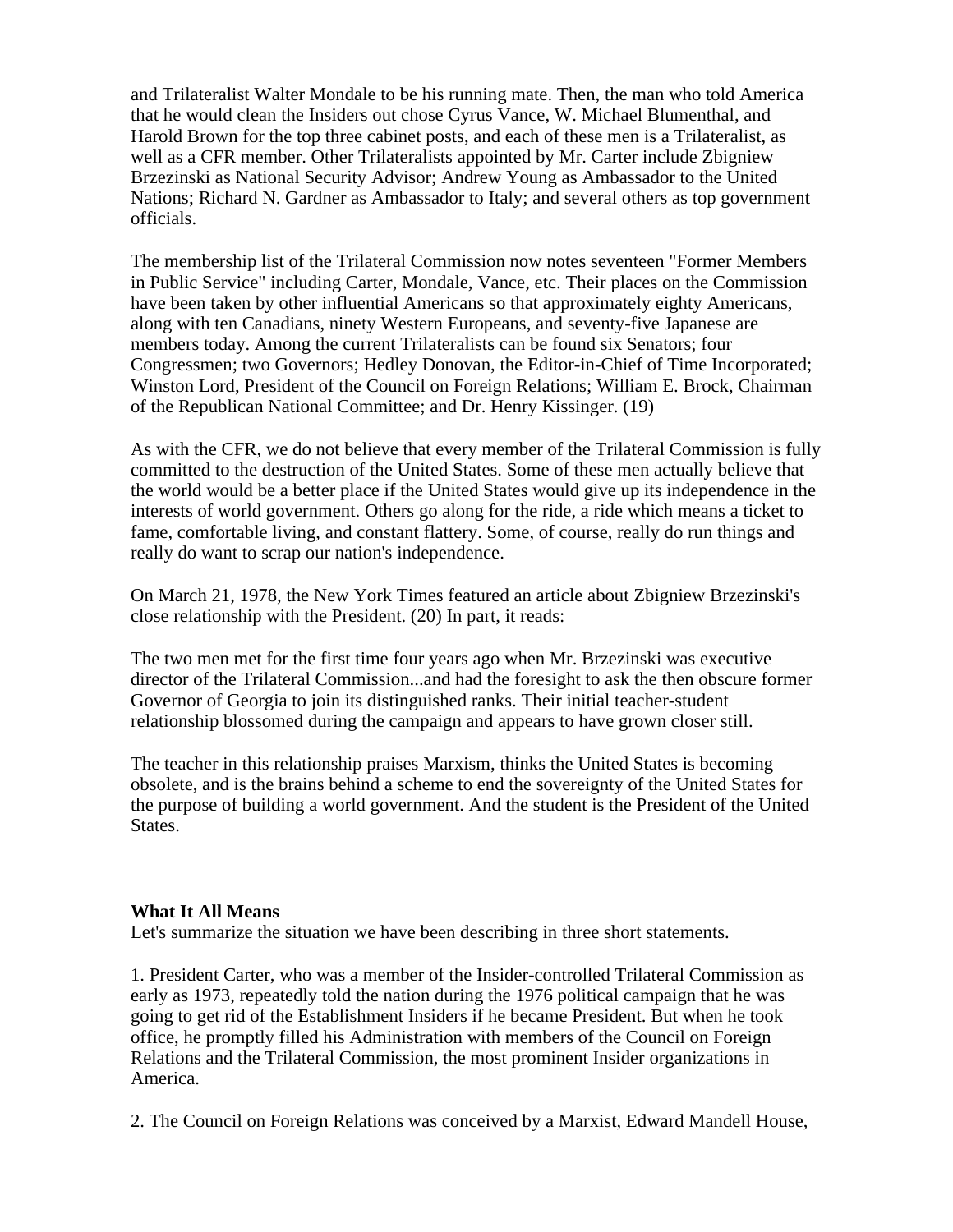and Trilateralist Walter Mondale to be his running mate. Then, the man who told America that he would clean the Insiders out chose Cyrus Vance, W. Michael Blumenthal, and Harold Brown for the top three cabinet posts, and each of these men is a Trilateralist, as well as a CFR member. Other Trilateralists appointed by Mr. Carter include Zbigniew Brzezinski as National Security Advisor; Andrew Young as Ambassador to the United Nations; Richard N. Gardner as Ambassador to Italy; and several others as top government officials.

The membership list of the Trilateral Commission now notes seventeen "Former Members in Public Service" including Carter, Mondale, Vance, etc. Their places on the Commission have been taken by other influential Americans so that approximately eighty Americans, along with ten Canadians, ninety Western Europeans, and seventy-five Japanese are members today. Among the current Trilateralists can be found six Senators; four Congressmen; two Governors; Hedley Donovan, the Editor-in-Chief of Time Incorporated; Winston Lord, President of the Council on Foreign Relations; William E. Brock, Chairman of the Republican National Committee; and Dr. Henry Kissinger. (19)

As with the CFR, we do not believe that every member of the Trilateral Commission is fully committed to the destruction of the United States. Some of these men actually believe that the world would be a better place if the United States would give up its independence in the interests of world government. Others go along for the ride, a ride which means a ticket to fame, comfortable living, and constant flattery. Some, of course, really do run things and really do want to scrap our nation's independence.

On March 21, 1978, the New York Times featured an article about Zbigniew Brzezinski's close relationship with the President. (20) In part, it reads:

The two men met for the first time four years ago when Mr. Brzezinski was executive director of the Trilateral Commission...and had the foresight to ask the then obscure former Governor of Georgia to join its distinguished ranks. Their initial teacher-student relationship blossomed during the campaign and appears to have grown closer still.

The teacher in this relationship praises Marxism, thinks the United States is becoming obsolete, and is the brains behind a scheme to end the sovereignty of the United States for the purpose of building a world government. And the student is the President of the United States.

**What It All Means**

Let's summarize the situation we have been describing in three short statements.

1. President Carter, who was a member of the Insider-controlled Trilateral Commission as early as 1973, repeatedly told the nation during the 1976 political campaign that he was going to get rid of the Establishment Insiders if he became President. But when he took office, he promptly filled his Administration with members of the Council on Foreign Relations and the Trilateral Commission, the most prominent Insider organizations in America.

2. The Council on Foreign Relations was conceived by a Marxist, Edward Mandell House,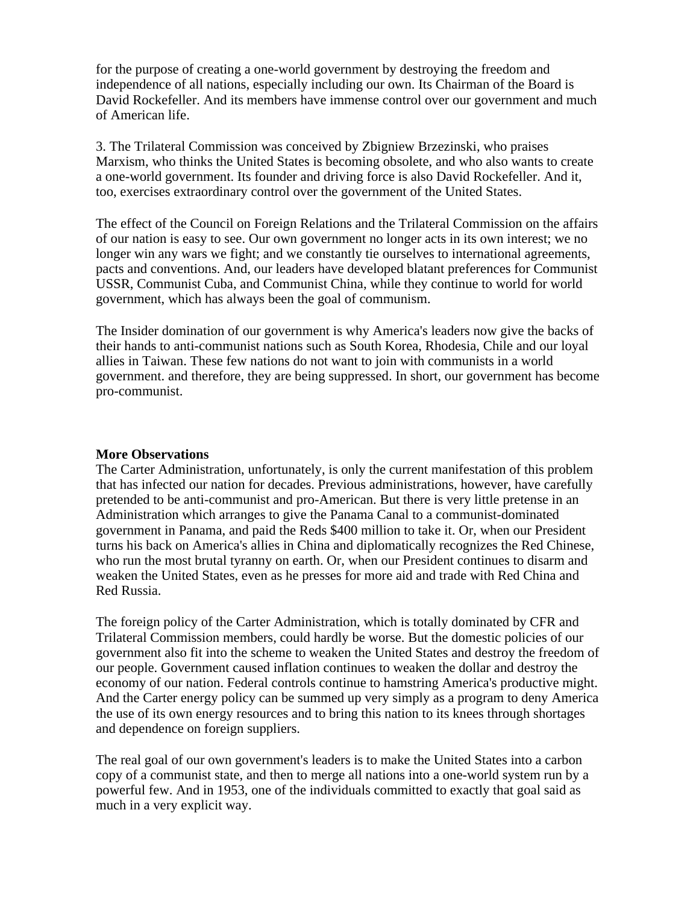for the purpose of creating a one-world government by destroying the freedom and independence of all nations, especially including our own. Its Chairman of the Board is David Rockefeller. And its members have immense control over our government and much of American life.

3. The Trilateral Commission was conceived by Zbigniew Brzezinski, who praises Marxism, who thinks the United States is becoming obsolete, and who also wants to create a one-world government. Its founder and driving force is also David Rockefeller. And it, too, exercises extraordinary control over the government of the United States.

The effect of the Council on Foreign Relations and the Trilateral Commission on the affairs of our nation is easy to see. Our own government no longer acts in its own interest; we no longer win any wars we fight; and we constantly tie ourselves to international agreements, pacts and conventions. And, our leaders have developed blatant preferences for Communist USSR, Communist Cuba, and Communist China, while they continue to world for world government, which has always been the goal of communism.

The Insider domination of our government is why America's leaders now give the backs of their hands to anti-communist nations such as South Korea, Rhodesia, Chile and our loyal allies in Taiwan. These few nations do not want to join with communists in a world government. and therefore, they are being suppressed. In short, our government has become pro-communist.

**More Observations**

The Carter Administration, unfortunately, is only the current manifestation of this problem that has infected our nation for decades. Previous administrations, however, have carefully pretended to be anti-communist and pro-American. But there is very little pretense in an Administration which arranges to give the Panama Canal to a communist-dominated government in Panama, and paid the Reds $400 million to take it. Or, when our President turns his back on America's allies in China and diplomatically recognizes the Red Chinese, who run the most brutal tyranny on earth. Or, when our President continues to disarm and weaken the United States, even as he presses for more aid and trade with Red China and Red Russia.

The foreign policy of the Carter Administration, which is totally dominated by CFR and Trilateral Commission members, could hardly be worse. But the domestic policies of our government also fit into the scheme to weaken the United States and destroy the freedom of our people. Government caused inflation continues to weaken the dollar and destroy the economy of our nation. Federal controls continue to hamstring America's productive might. And the Carter energy policy can be summed up very simply as a program to deny America the use of its own energy resources and to bring this nation to its knees through shortages and dependence on foreign suppliers.

The real goal of our own government's leaders is to make the United States into a carbon copy of a communist state, and then to merge all nations into a one-world system run by a powerful few. And in 1953, one of the individuals committed to exactly that goal said as much in a very explicit way.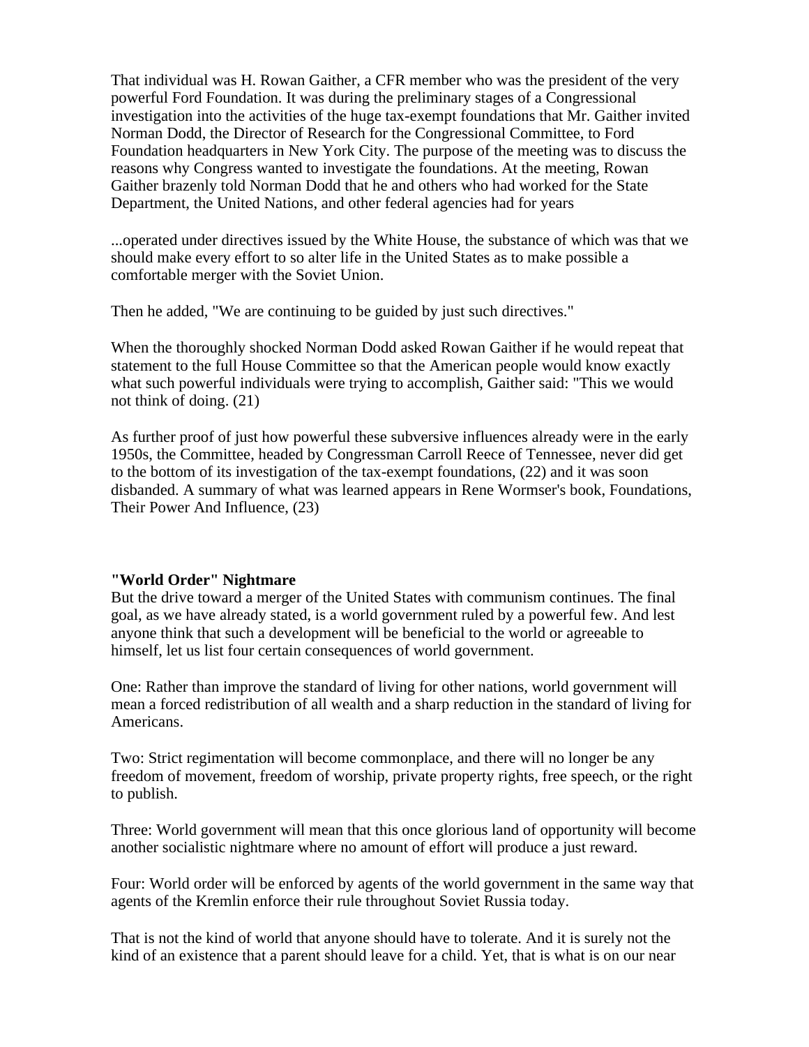That individual was H. Rowan Gaither, a CFR member who was the president of the very powerful Ford Foundation. It was during the preliminary stages of a Congressional investigation into the activities of the huge tax-exempt foundations that Mr. Gaither invited Norman Dodd, the Director of Research for the Congressional Committee, to Ford Foundation headquarters in New York City. The purpose of the meeting was to discuss the reasons why Congress wanted to investigate the foundations. At the meeting, Rowan Gaither brazenly told Norman Dodd that he and others who had worked for the State Department, the United Nations, and other federal agencies had for years

...operated under directives issued by the White House, the substance of which was that we should make every effort to so alter life in the United States as to make possible a comfortable merger with the Soviet Union.

Then he added, "We are continuing to be guided by just such directives."

When the thoroughly shocked Norman Dodd asked Rowan Gaither if he would repeat that statement to the full House Committee so that the American people would know exactly what such powerful individuals were trying to accomplish, Gaither said: "This we would not think of doing. (21)

As further proof of just how powerful these subversive influences already were in the early 1950s, the Committee, headed by Congressman Carroll Reece of Tennessee, never did get to the bottom of its investigation of the tax-exempt foundations, (22) and it was soon disbanded. A summary of what was learned appears in Rene Wormser's book, Foundations, Their Power And Influence, (23)

**"World Order" Nightmare**

But the drive toward a merger of the United States with communism continues. The final goal, as we have already stated, is a world government ruled by a powerful few. And lest anyone think that such a development will be beneficial to the world or agreeable to himself, let us list four certain consequences of world government.

One: Rather than improve the standard of living for other nations, world government will mean a forced redistribution of all wealth and a sharp reduction in the standard of living for Americans.

Two: Strict regimentation will become commonplace, and there will no longer be any freedom of movement, freedom of worship, private property rights, free speech, or the right to publish.

Three: World government will mean that this once glorious land of opportunity will become another socialistic nightmare where no amount of effort will produce a just reward.

Four: World order will be enforced by agents of the world government in the same way that agents of the Kremlin enforce their rule throughout Soviet Russia today.

That is not the kind of world that anyone should have to tolerate. And it is surely not the kind of an existence that a parent should leave for a child. Yet, that is what is on our near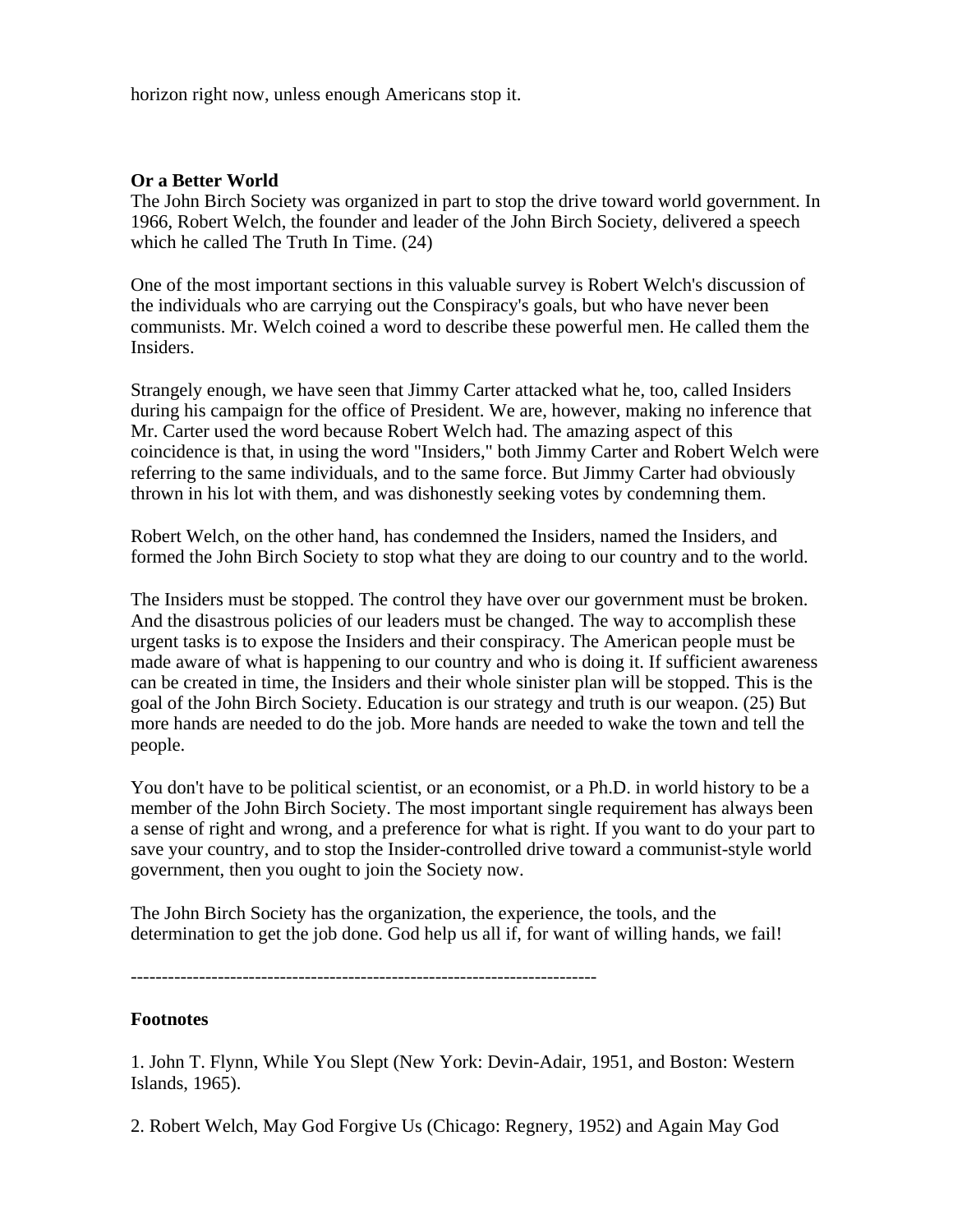horizon right now, unless enough Americans stop it.

**Or a Better World**
The John Birch Society was organized in part to stop the drive toward world government. In 1966, Robert Welch, the founder and leader of the John Birch Society, delivered a speech which he called The Truth In Time. (24)

One of the most important sections in this valuable survey is Robert Welch's discussion of the individuals who are carrying out the Conspiracy's goals, but who have never been communists. Mr. Welch coined a word to describe these powerful men. He called them the Insiders.

Strangely enough, we have seen that Jimmy Carter attacked what he, too, called Insiders during his campaign for the office of President. We are, however, making no inference that Mr. Carter used the word because Robert Welch had. The amazing aspect of this coincidence is that, in using the word "Insiders," both Jimmy Carter and Robert Welch were referring to the same individuals, and to the same force. But Jimmy Carter had obviously thrown in his lot with them, and was dishonestly seeking votes by condemning them.

Robert Welch, on the other hand, has condemned the Insiders, named the Insiders, and formed the John Birch Society to stop what they are doing to our country and to the world.

The Insiders must be stopped. The control they have over our government must be broken. And the disastrous policies of our leaders must be changed. The way to accomplish these urgent tasks is to expose the Insiders and their conspiracy. The American people must be made aware of what is happening to our country and who is doing it. If sufficient awareness can be created in time, the Insiders and their whole sinister plan will be stopped. This is the goal of the John Birch Society. Education is our strategy and truth is our weapon. (25) But more hands are needed to do the job. More hands are needed to wake the town and tell the people.

You don't have to be political scientist, or an economist, or a Ph.D. in world history to be a member of the John Birch Society. The most important single requirement has always been a sense of right and wrong, and a preference for what is right. If you want to do your part to save your country, and to stop the Insider-controlled drive toward a communist-style world government, then you ought to join the Society now.

The John Birch Society has the organization, the experience, the tools, and the determination to get the job done. God help us all if, for want of willing hands, we fail!

---

**Footnotes**

1. John T. Flynn, While You Slept (New York: Devin-Adair, 1951, and Boston: Western Islands, 1965).

2. Robert Welch, May God Forgive Us (Chicago: Regnery, 1952) and Again May God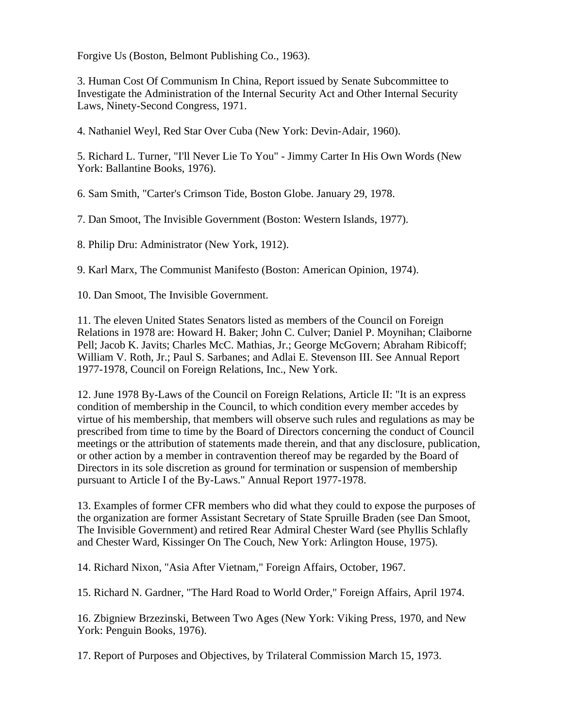Forgive Us (Boston, Belmont Publishing Co., 1963).

3. Human Cost Of Communism In China, Report issued by Senate Subcommittee to Investigate the Administration of the Internal Security Act and Other Internal Security Laws, Ninety-Second Congress, 1971.

4. Nathaniel Weyl, Red Star Over Cuba (New York: Devin-Adair, 1960).

5. Richard L. Turner, "I'll Never Lie To You" - Jimmy Carter In His Own Words (New York: Ballantine Books, 1976).

6. Sam Smith, "Carter's Crimson Tide, Boston Globe. January 29, 1978.

7. Dan Smoot, The Invisible Government (Boston: Western Islands, 1977).

8. Philip Dru: Administrator (New York, 1912).

9. Karl Marx, The Communist Manifesto (Boston: American Opinion, 1974).

10. Dan Smoot, The Invisible Government.

11. The eleven United States Senators listed as members of the Council on Foreign Relations in 1978 are: Howard H. Baker; John C. Culver; Daniel P. Moynihan; Claiborne Pell; Jacob K. Javits; Charles McC. Mathias, Jr.; George McGovern; Abraham Ribicoff; William V. Roth, Jr.; Paul S. Sarbanes; and Adlai E. Stevenson III. See Annual Report 1977-1978, Council on Foreign Relations, Inc., New York.

12. June 1978 By-Laws of the Council on Foreign Relations, Article II: "It is an express condition of membership in the Council, to which condition every member accedes by virtue of his membership, that members will observe such rules and regulations as may be prescribed from time to time by the Board of Directors concerning the conduct of Council meetings or the attribution of statements made therein, and that any disclosure, publication, or other action by a member in contravention thereof may be regarded by the Board of Directors in its sole discretion as ground for termination or suspension of membership pursuant to Article I of the By-Laws." Annual Report 1977-1978.

13. Examples of former CFR members who did what they could to expose the purposes of the organization are former Assistant Secretary of State Spruille Braden (see Dan Smoot, The Invisible Government) and retired Rear Admiral Chester Ward (see Phyllis Schlafly and Chester Ward, Kissinger On The Couch, New York: Arlington House, 1975).

14. Richard Nixon, "Asia After Vietnam," Foreign Affairs, October, 1967.

15. Richard N. Gardner, "The Hard Road to World Order," Foreign Affairs, April 1974.

16. Zbigniew Brzezinski, Between Two Ages (New York: Viking Press, 1970, and New York: Penguin Books, 1976).

17. Report of Purposes and Objectives, by Trilateral Commission March 15, 1973.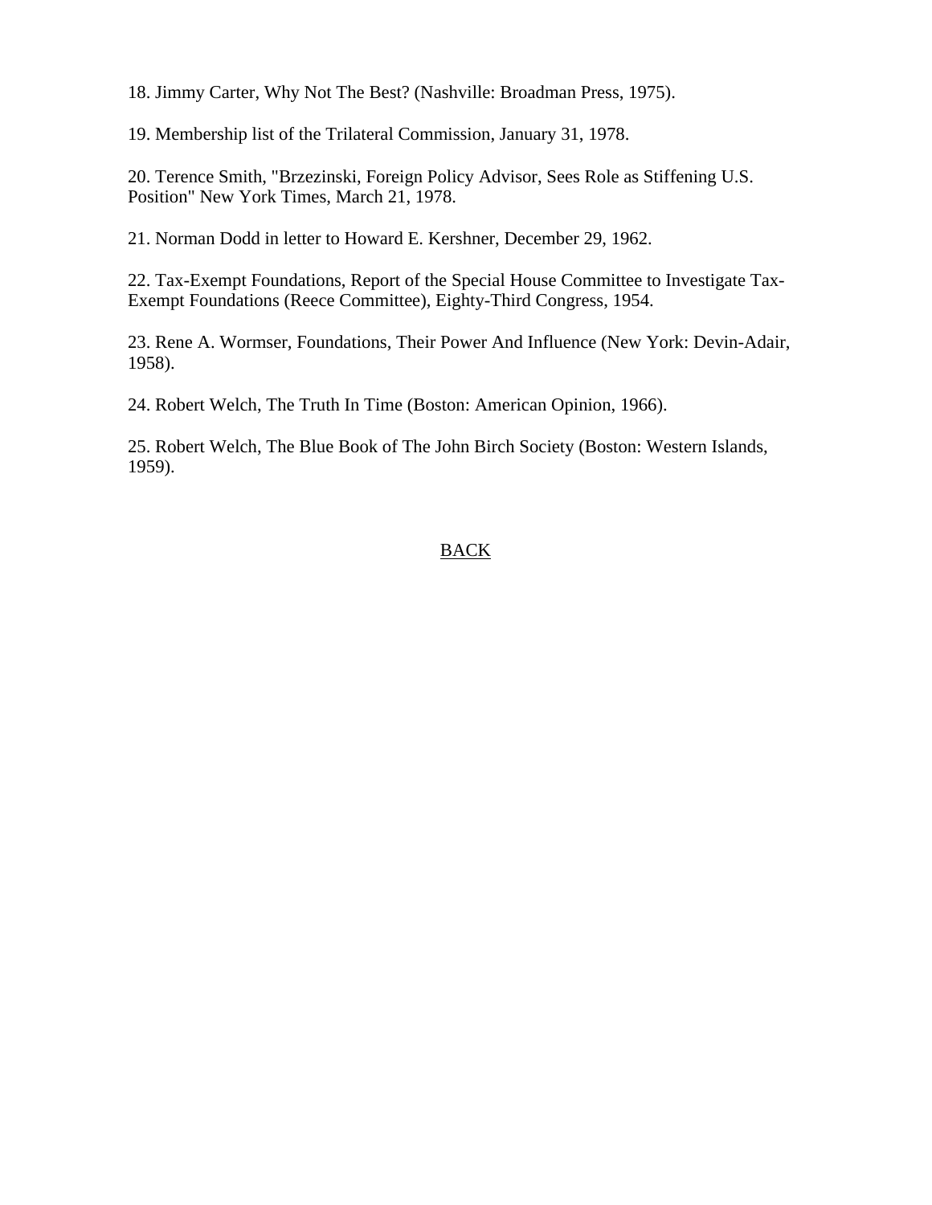18. Jimmy Carter, Why Not The Best? (Nashville: Broadman Press, 1975).

19. Membership list of the Trilateral Commission, January 31, 1978.

20. Terence Smith, "Brzezinski, Foreign Policy Advisor, Sees Role as Stiffening U.S. Position" New York Times, March 21, 1978.

21. Norman Dodd in letter to Howard E. Kershner, December 29, 1962.

22. Tax-Exempt Foundations, Report of the Special House Committee to Investigate Tax-Exempt Foundations (Reece Committee), Eighty-Third Congress, 1954.

23. Rene A. Wormser, Foundations, Their Power And Influence (New York: Devin-Adair, 1958).

24. Robert Welch, The Truth In Time (Boston: American Opinion, 1966).

25. Robert Welch, The Blue Book of The John Birch Society (Boston: Western Islands, 1959).

BACK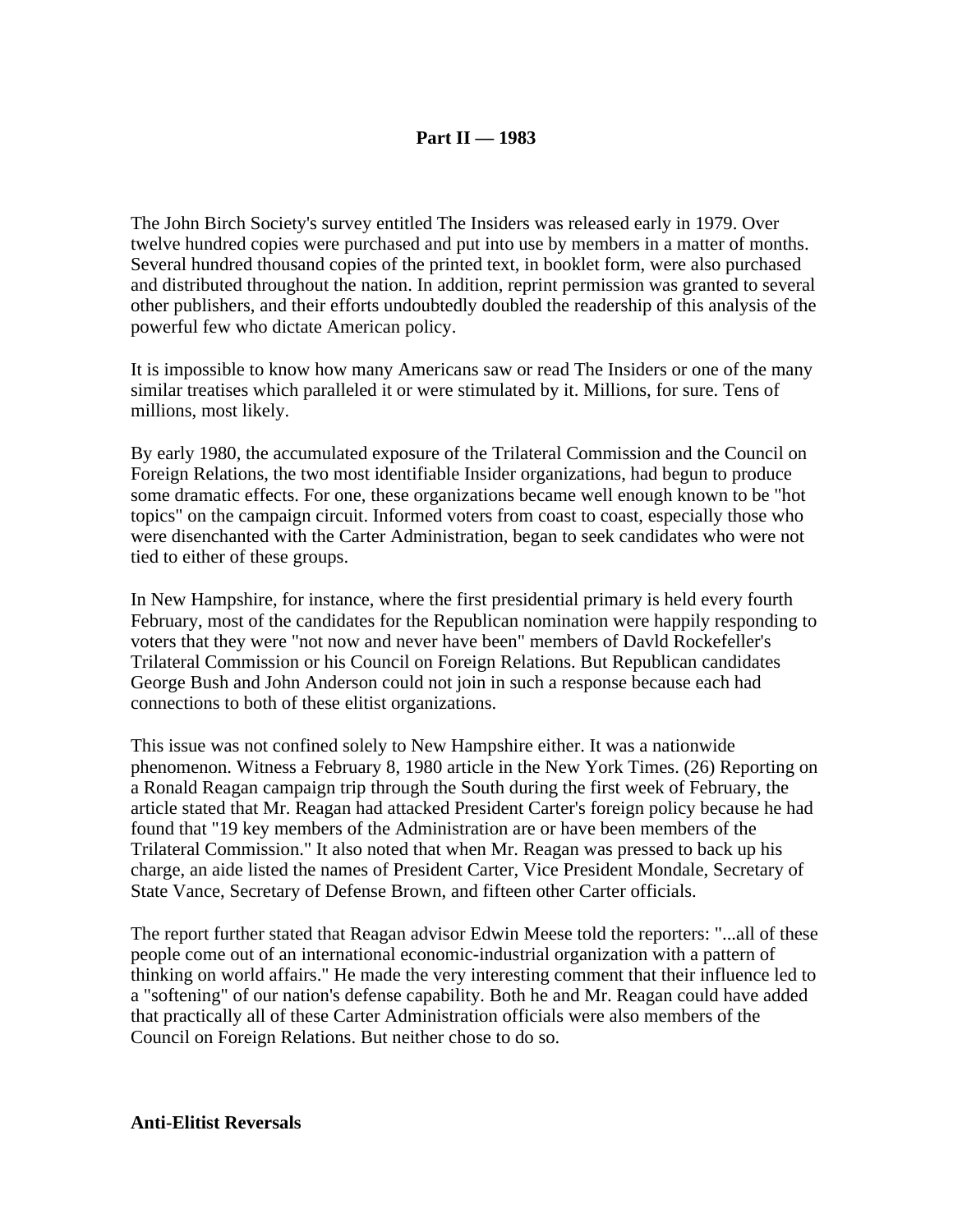**Part II — 1983**

The John Birch Society's survey entitled The Insiders was released early in 1979. Over twelve hundred copies were purchased and put into use by members in a matter of months. Several hundred thousand copies of the printed text, in booklet form, were also purchased and distributed throughout the nation. In addition, reprint permission was granted to several other publishers, and their efforts undoubtedly doubled the readership of this analysis of the powerful few who dictate American policy.

It is impossible to know how many Americans saw or read The Insiders or one of the many similar treatises which paralleled it or were stimulated by it. Millions, for sure. Tens of millions, most likely.

By early 1980, the accumulated exposure of the Trilateral Commission and the Council on Foreign Relations, the two most identifiable Insider organizations, had begun to produce some dramatic effects. For one, these organizations became well enough known to be "hot topics" on the campaign circuit. Informed voters from coast to coast, especially those who were disenchanted with the Carter Administration, began to seek candidates who were not tied to either of these groups.

In New Hampshire, for instance, where the first presidential primary is held every fourth February, most of the candidates for the Republican nomination were happily responding to voters that they were "not now and never have been" members of Davld Rockefeller's Trilateral Commission or his Council on Foreign Relations. But Republican candidates George Bush and John Anderson could not join in such a response because each had connections to both of these elitist organizations.

This issue was not confined solely to New Hampshire either. It was a nationwide phenomenon. Witness a February 8, 1980 article in the New York Times. (26) Reporting on a Ronald Reagan campaign trip through the South during the first week of February, the article stated that Mr. Reagan had attacked President Carter's foreign policy because he had found that "19 key members of the Administration are or have been members of the Trilateral Commission." It also noted that when Mr. Reagan was pressed to back up his charge, an aide listed the names of President Carter, Vice President Mondale, Secretary of State Vance, Secretary of Defense Brown, and fifteen other Carter officials.

The report further stated that Reagan advisor Edwin Meese told the reporters: "...all of these people come out of an international economic-industrial organization with a pattern of thinking on world affairs." He made the very interesting comment that their influence led to a "softening" of our nation's defense capability. Both he and Mr. Reagan could have added that practically all of these Carter Administration officials were also members of the Council on Foreign Relations. But neither chose to do so.

**Anti-Elitist Reversals**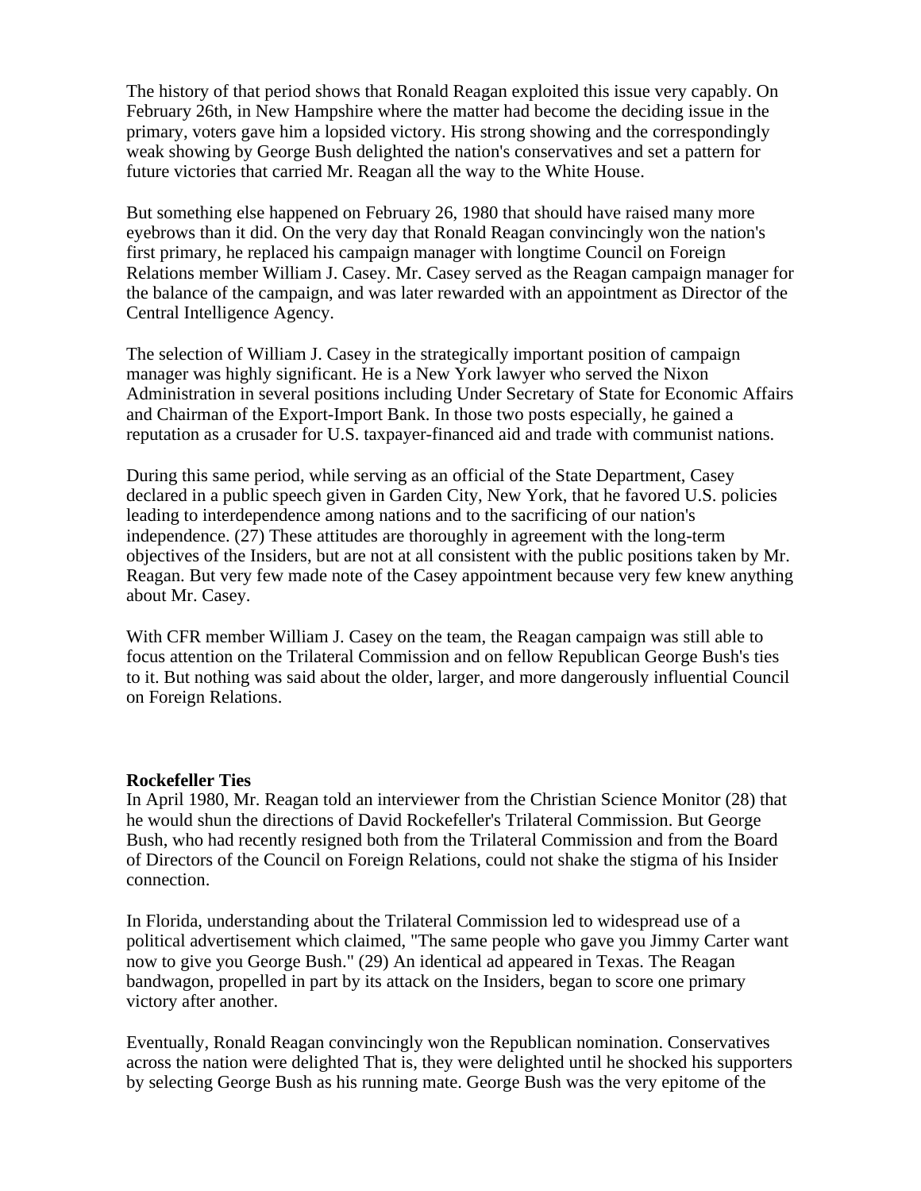The history of that period shows that Ronald Reagan exploited this issue very capably. On February 26th, in New Hampshire where the matter had become the deciding issue in the primary, voters gave him a lopsided victory. His strong showing and the correspondingly weak showing by George Bush delighted the nation's conservatives and set a pattern for future victories that carried Mr. Reagan all the way to the White House.

But something else happened on February 26, 1980 that should have raised many more eyebrows than it did. On the very day that Ronald Reagan convincingly won the nation's first primary, he replaced his campaign manager with longtime Council on Foreign Relations member William J. Casey. Mr. Casey served as the Reagan campaign manager for the balance of the campaign, and was later rewarded with an appointment as Director of the Central Intelligence Agency.

The selection of William J. Casey in the strategically important position of campaign manager was highly significant. He is a New York lawyer who served the Nixon Administration in several positions including Under Secretary of State for Economic Affairs and Chairman of the Export-Import Bank. In those two posts especially, he gained a reputation as a crusader for U.S. taxpayer-financed aid and trade with communist nations.

During this same period, while serving as an official of the State Department, Casey declared in a public speech given in Garden City, New York, that he favored U.S. policies leading to interdependence among nations and to the sacrificing of our nation's independence. (27) These attitudes are thoroughly in agreement with the long-term objectives of the Insiders, but are not at all consistent with the public positions taken by Mr. Reagan. But very few made note of the Casey appointment because very few knew anything about Mr. Casey.

With CFR member William J. Casey on the team, the Reagan campaign was still able to focus attention on the Trilateral Commission and on fellow Republican George Bush's ties to it. But nothing was said about the older, larger, and more dangerously influential Council on Foreign Relations.

**Rockefeller Ties**

In April 1980, Mr. Reagan told an interviewer from the Christian Science Monitor (28) that he would shun the directions of David Rockefeller's Trilateral Commission. But George Bush, who had recently resigned both from the Trilateral Commission and from the Board of Directors of the Council on Foreign Relations, could not shake the stigma of his Insider connection.

In Florida, understanding about the Trilateral Commission led to widespread use of a political advertisement which claimed, "The same people who gave you Jimmy Carter want now to give you George Bush." (29) An identical ad appeared in Texas. The Reagan bandwagon, propelled in part by its attack on the Insiders, began to score one primary victory after another.

Eventually, Ronald Reagan convincingly won the Republican nomination. Conservatives across the nation were delighted That is, they were delighted until he shocked his supporters by selecting George Bush as his running mate. George Bush was the very epitome of the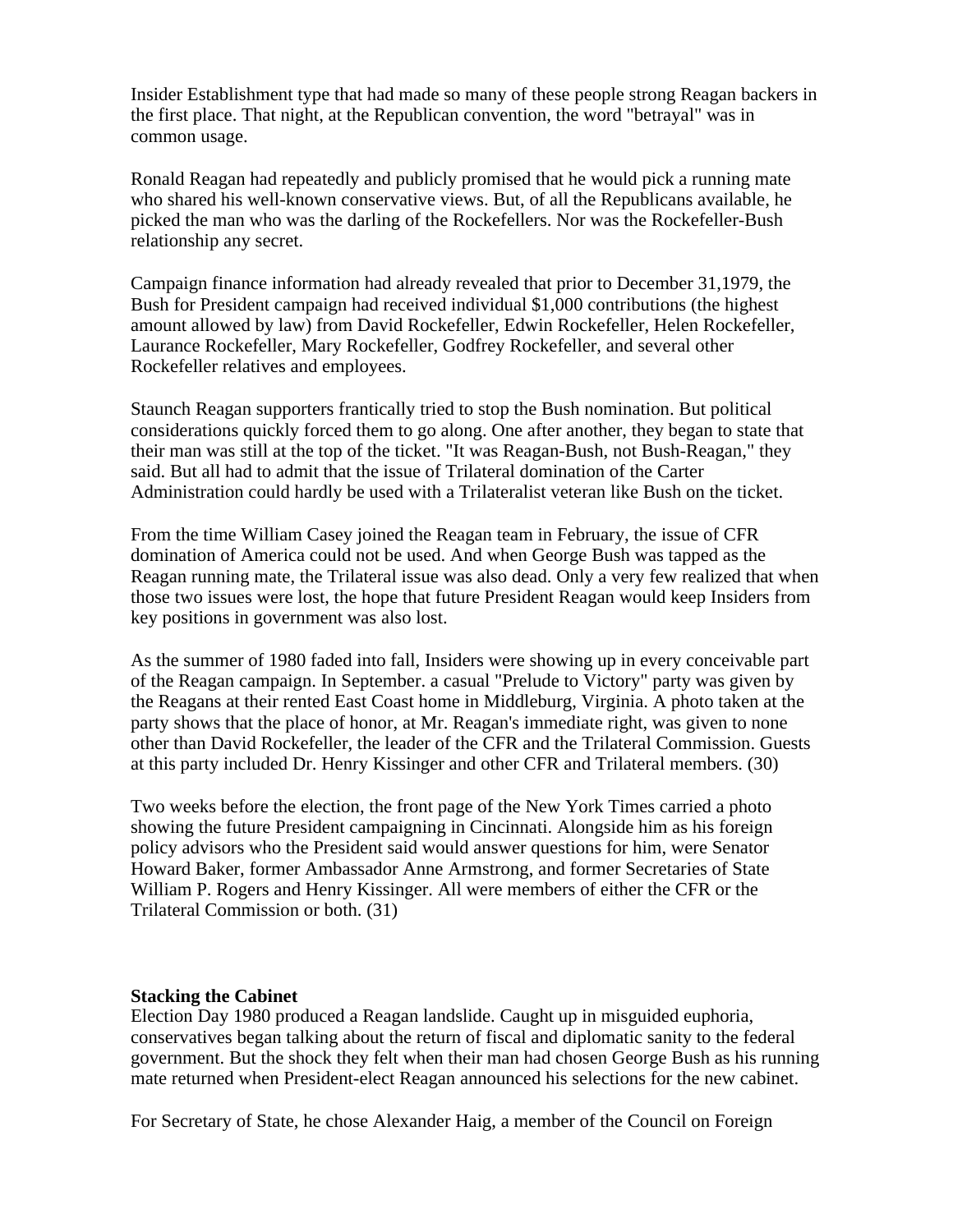Insider Establishment type that had made so many of these people strong Reagan backers in the first place. That night, at the Republican convention, the word "betrayal" was in common usage.

Ronald Reagan had repeatedly and publicly promised that he would pick a running mate who shared his well-known conservative views. But, of all the Republicans available, he picked the man who was the darling of the Rockefellers. Nor was the Rockefeller-Bush relationship any secret.

Campaign finance information had already revealed that prior to December 31,1979, the Bush for President campaign had received individual $1,000 contributions (the highest amount allowed by law) from David Rockefeller, Edwin Rockefeller, Helen Rockefeller, Laurance Rockefeller, Mary Rockefeller, Godfrey Rockefeller, and several other Rockefeller relatives and employees.

Staunch Reagan supporters frantically tried to stop the Bush nomination. But political considerations quickly forced them to go along. One after another, they began to state that their man was still at the top of the ticket. "It was Reagan-Bush, not Bush-Reagan," they said. But all had to admit that the issue of Trilateral domination of the Carter Administration could hardly be used with a Trilateralist veteran like Bush on the ticket.

From the time William Casey joined the Reagan team in February, the issue of CFR domination of America could not be used. And when George Bush was tapped as the Reagan running mate, the Trilateral issue was also dead. Only a very few realized that when those two issues were lost, the hope that future President Reagan would keep Insiders from key positions in government was also lost.

As the summer of 1980 faded into fall, Insiders were showing up in every conceivable part of the Reagan campaign. In September. a casual "Prelude to Victory" party was given by the Reagans at their rented East Coast home in Middleburg, Virginia. A photo taken at the party shows that the place of honor, at Mr. Reagan's immediate right, was given to none other than David Rockefeller, the leader of the CFR and the Trilateral Commission. Guests at this party included Dr. Henry Kissinger and other CFR and Trilateral members. (30)

Two weeks before the election, the front page of the New York Times carried a photo showing the future President campaigning in Cincinnati. Alongside him as his foreign policy advisors who the President said would answer questions for him, were Senator Howard Baker, former Ambassador Anne Armstrong, and former Secretaries of State William P. Rogers and Henry Kissinger. All were members of either the CFR or the Trilateral Commission or both. (31)

**Stacking the Cabinet**

Election Day 1980 produced a Reagan landslide. Caught up in misguided euphoria, conservatives began talking about the return of fiscal and diplomatic sanity to the federal government. But the shock they felt when their man had chosen George Bush as his running mate returned when President-elect Reagan announced his selections for the new cabinet.

For Secretary of State, he chose Alexander Haig, a member of the Council on Foreign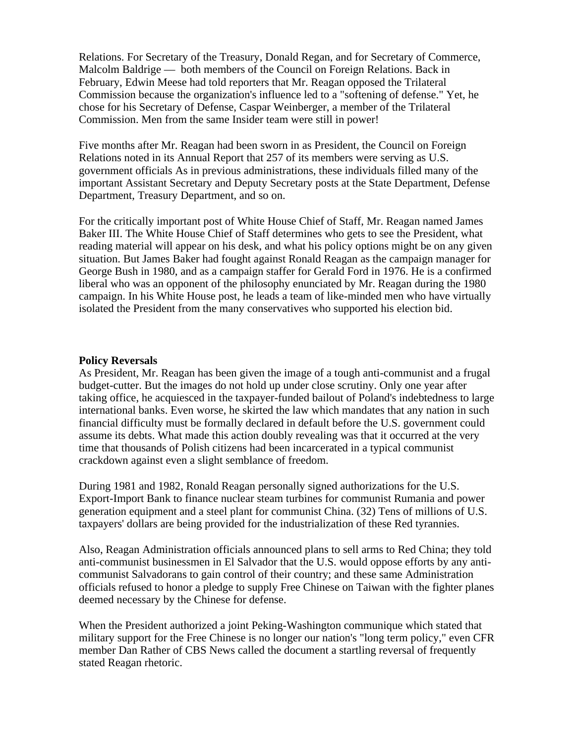Relations. For Secretary of the Treasury, Donald Regan, and for Secretary of Commerce, Malcolm Baldrige — both members of the Council on Foreign Relations. Back in February, Edwin Meese had told reporters that Mr. Reagan opposed the Trilateral Commission because the organization's influence led to a "softening of defense." Yet, he chose for his Secretary of Defense, Caspar Weinberger, a member of the Trilateral Commission. Men from the same Insider team were still in power!

Five months after Mr. Reagan had been sworn in as President, the Council on Foreign Relations noted in its Annual Report that 257 of its members were serving as U.S. government officials As in previous administrations, these individuals filled many of the important Assistant Secretary and Deputy Secretary posts at the State Department, Defense Department, Treasury Department, and so on.

For the critically important post of White House Chief of Staff, Mr. Reagan named James Baker III. The White House Chief of Staff determines who gets to see the President, what reading material will appear on his desk, and what his policy options might be on any given situation. But James Baker had fought against Ronald Reagan as the campaign manager for George Bush in 1980, and as a campaign staffer for Gerald Ford in 1976. He is a confirmed liberal who was an opponent of the philosophy enunciated by Mr. Reagan during the 1980 campaign. In his White House post, he leads a team of like-minded men who have virtually isolated the President from the many conservatives who supported his election bid.

**Policy Reversals**

As President, Mr. Reagan has been given the image of a tough anti-communist and a frugal budget-cutter. But the images do not hold up under close scrutiny. Only one year after taking office, he acquiesced in the taxpayer-funded bailout of Poland's indebtedness to large international banks. Even worse, he skirted the law which mandates that any nation in such financial difficulty must be formally declared in default before the U.S. government could assume its debts. What made this action doubly revealing was that it occurred at the very time that thousands of Polish citizens had been incarcerated in a typical communist crackdown against even a slight semblance of freedom.

During 1981 and 1982, Ronald Reagan personally signed authorizations for the U.S. Export-Import Bank to finance nuclear steam turbines for communist Rumania and power generation equipment and a steel plant for communist China. (32) Tens of millions of U.S. taxpayers' dollars are being provided for the industrialization of these Red tyrannies.

Also, Reagan Administration officials announced plans to sell arms to Red China; they told anti-communist businessmen in El Salvador that the U.S. would oppose efforts by any anti-communist Salvadorans to gain control of their country; and these same Administration officials refused to honor a pledge to supply Free Chinese on Taiwan with the fighter planes deemed necessary by the Chinese for defense.

When the President authorized a joint Peking-Washington communique which stated that military support for the Free Chinese is no longer our nation's "long term policy," even CFR member Dan Rather of CBS News called the document a startling reversal of frequently stated Reagan rhetoric.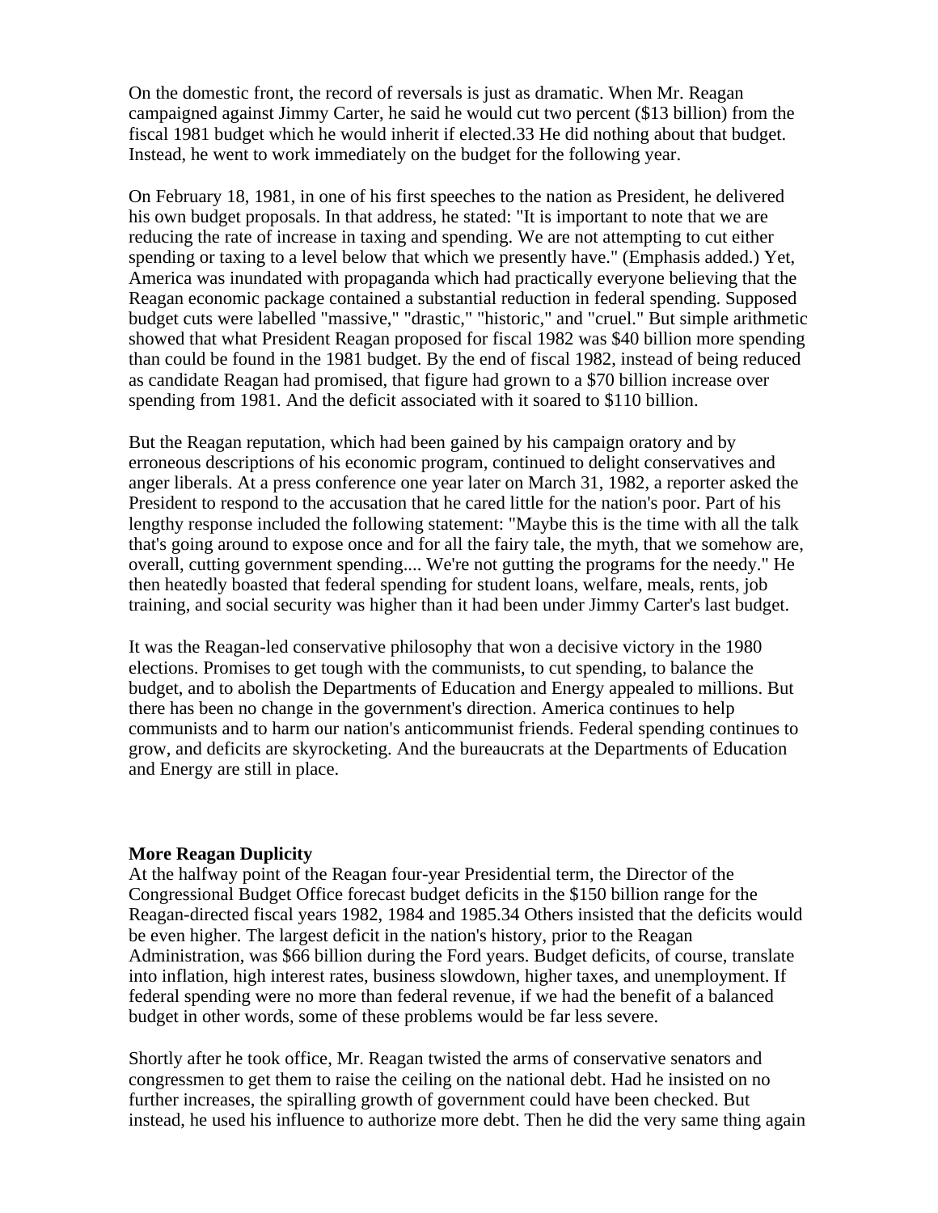On the domestic front, the record of reversals is just as dramatic. When Mr. Reagan campaigned against Jimmy Carter, he said he would cut two percent ($13 billion) from the fiscal 1981 budget which he would inherit if elected.33 He did nothing about that budget. Instead, he went to work immediately on the budget for the following year.

On February 18, 1981, in one of his first speeches to the nation as President, he delivered his own budget proposals. In that address, he stated: "It is important to note that we are reducing the rate of increase in taxing and spending. We are not attempting to cut either spending or taxing to a level below that which we presently have." (Emphasis added.) Yet, America was inundated with propaganda which had practically everyone believing that the Reagan economic package contained a substantial reduction in federal spending. Supposed budget cuts were labelled "massive," "drastic," "historic," and "cruel." But simple arithmetic showed that what President Reagan proposed for fiscal 1982 was $40 billion more spending than could be found in the 1981 budget. By the end of fiscal 1982, instead of being reduced as candidate Reagan had promised, that figure had grown to a $70 billion increase over spending from 1981. And the deficit associated with it soared to $110 billion.

But the Reagan reputation, which had been gained by his campaign oratory and by erroneous descriptions of his economic program, continued to delight conservatives and anger liberals. At a press conference one year later on March 31, 1982, a reporter asked the President to respond to the accusation that he cared little for the nation's poor. Part of his lengthy response included the following statement: "Maybe this is the time with all the talk that's going around to expose once and for all the fairy tale, the myth, that we somehow are, overall, cutting government spending.... We're not gutting the programs for the needy." He then heatedly boasted that federal spending for student loans, welfare, meals, rents, job training, and social security was higher than it had been under Jimmy Carter's last budget.

It was the Reagan-led conservative philosophy that won a decisive victory in the 1980 elections. Promises to get tough with the communists, to cut spending, to balance the budget, and to abolish the Departments of Education and Energy appealed to millions. But there has been no change in the government's direction. America continues to help communists and to harm our nation's anticommunist friends. Federal spending continues to grow, and deficits are skyrocketing. And the bureaucrats at the Departments of Education and Energy are still in place.

**More Reagan Duplicity**

At the halfway point of the Reagan four-year Presidential term, the Director of the Congressional Budget Office forecast budget deficits in the $150 billion range for the Reagan-directed fiscal years 1982, 1984 and 1985.34 Others insisted that the deficits would be even higher. The largest deficit in the nation's history, prior to the Reagan Administration, was $66 billion during the Ford years. Budget deficits, of course, translate into inflation, high interest rates, business slowdown, higher taxes, and unemployment. If federal spending were no more than federal revenue, if we had the benefit of a balanced budget in other words, some of these problems would be far less severe.

Shortly after he took office, Mr. Reagan twisted the arms of conservative senators and congressmen to get them to raise the ceiling on the national debt. Had he insisted on no further increases, the spiralling growth of government could have been checked. But instead, he used his influence to authorize more debt. Then he did the very same thing again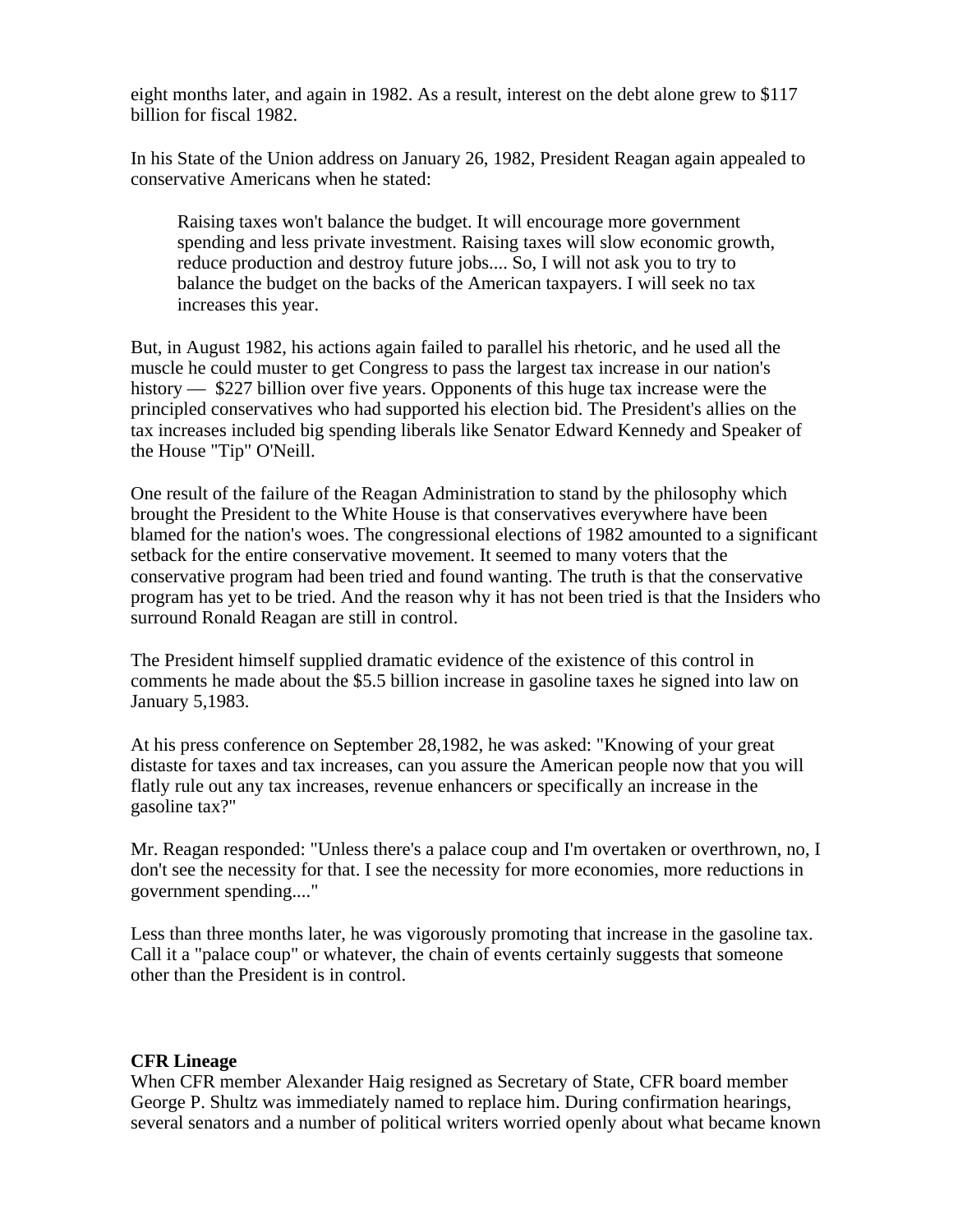eight months later, and again in 1982. As a result, interest on the debt alone grew to $117 billion for fiscal 1982.

In his State of the Union address on January 26, 1982, President Reagan again appealed to conservative Americans when he stated:

> Raising taxes won't balance the budget. It will encourage more government spending and less private investment. Raising taxes will slow economic growth, reduce production and destroy future jobs.... So, I will not ask you to try to balance the budget on the backs of the American taxpayers. I will seek no tax increases this year.

But, in August 1982, his actions again failed to parallel his rhetoric, and he used all the muscle he could muster to get Congress to pass the largest tax increase in our nation's history — $227 billion over five years. Opponents of this huge tax increase were the principled conservatives who had supported his election bid. The President's allies on the tax increases included big spending liberals like Senator Edward Kennedy and Speaker of the House "Tip" O'Neill.

One result of the failure of the Reagan Administration to stand by the philosophy which brought the President to the White House is that conservatives everywhere have been blamed for the nation's woes. The congressional elections of 1982 amounted to a significant setback for the entire conservative movement. It seemed to many voters that the conservative program had been tried and found wanting. The truth is that the conservative program has yet to be tried. And the reason why it has not been tried is that the Insiders who surround Ronald Reagan are still in control.

The President himself supplied dramatic evidence of the existence of this control in comments he made about the $5.5 billion increase in gasoline taxes he signed into law on January 5,1983.

At his press conference on September 28,1982, he was asked: "Knowing of your great distaste for taxes and tax increases, can you assure the American people now that you will flatly rule out any tax increases, revenue enhancers or specifically an increase in the gasoline tax?"

Mr. Reagan responded: "Unless there's a palace coup and I'm overtaken or overthrown, no, I don't see the necessity for that. I see the necessity for more economies, more reductions in government spending...."

Less than three months later, he was vigorously promoting that increase in the gasoline tax. Call it a "palace coup" or whatever, the chain of events certainly suggests that someone other than the President is in control.

**CFR Lineage**

When CFR member Alexander Haig resigned as Secretary of State, CFR board member George P. Shultz was immediately named to replace him. During confirmation hearings, several senators and a number of political writers worried openly about what became known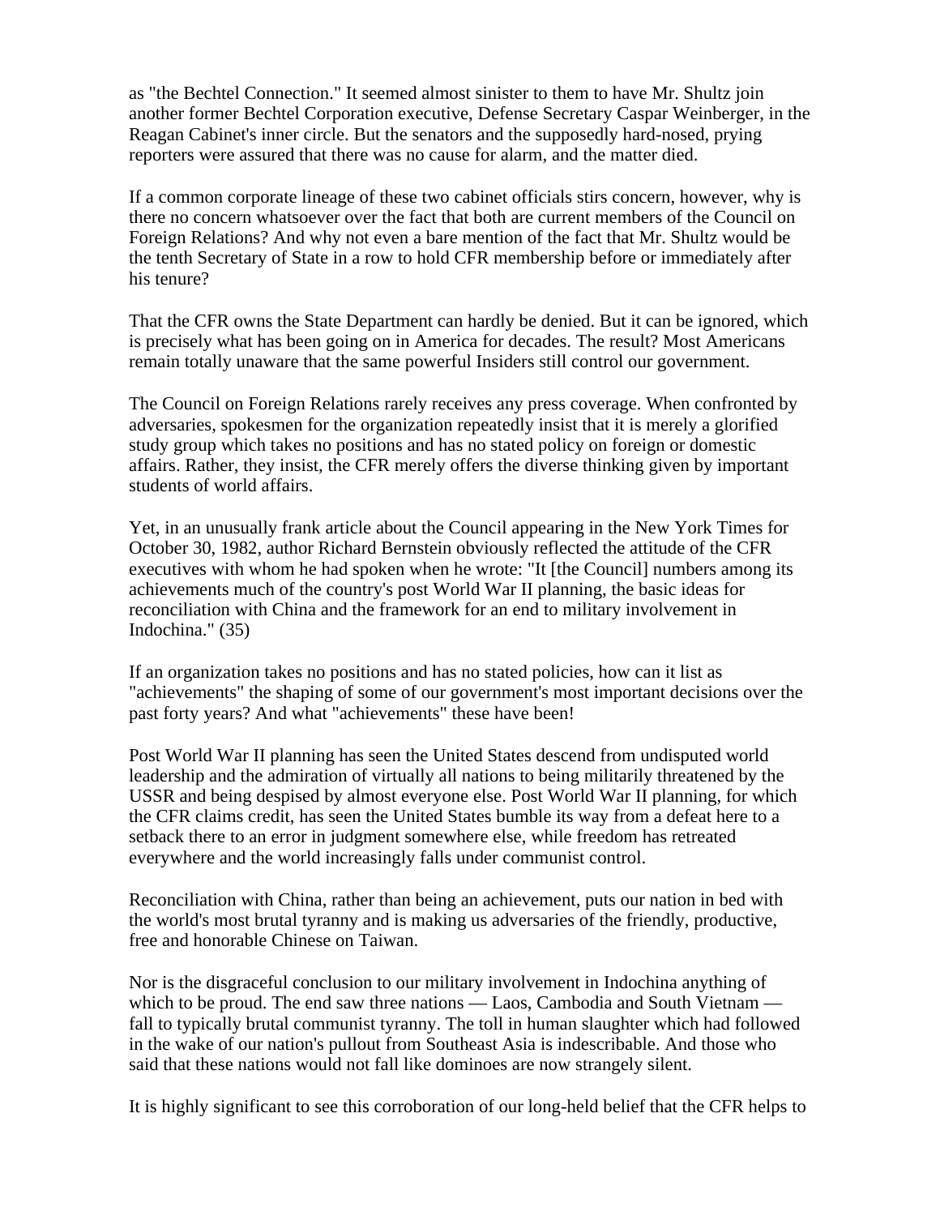as "the Bechtel Connection." It seemed almost sinister to them to have Mr. Shultz join another former Bechtel Corporation executive, Defense Secretary Caspar Weinberger, in the Reagan Cabinet's inner circle. But the senators and the supposedly hard-nosed, prying reporters were assured that there was no cause for alarm, and the matter died.

If a common corporate lineage of these two cabinet officials stirs concern, however, why is there no concern whatsoever over the fact that both are current members of the Council on Foreign Relations? And why not even a bare mention of the fact that Mr. Shultz would be the tenth Secretary of State in a row to hold CFR membership before or immediately after his tenure?

That the CFR owns the State Department can hardly be denied. But it can be ignored, which is precisely what has been going on in America for decades. The result? Most Americans remain totally unaware that the same powerful Insiders still control our government.

The Council on Foreign Relations rarely receives any press coverage. When confronted by adversaries, spokesmen for the organization repeatedly insist that it is merely a glorified study group which takes no positions and has no stated policy on foreign or domestic affairs. Rather, they insist, the CFR merely offers the diverse thinking given by important students of world affairs.

Yet, in an unusually frank article about the Council appearing in the New York Times for October 30, 1982, author Richard Bernstein obviously reflected the attitude of the CFR executives with whom he had spoken when he wrote: "It [the Council] numbers among its achievements much of the country's post World War II planning, the basic ideas for reconciliation with China and the framework for an end to military involvement in Indochina." (35)

If an organization takes no positions and has no stated policies, how can it list as "achievements" the shaping of some of our government's most important decisions over the past forty years? And what "achievements" these have been!

Post World War II planning has seen the United States descend from undisputed world leadership and the admiration of virtually all nations to being militarily threatened by the USSR and being despised by almost everyone else. Post World War II planning, for which the CFR claims credit, has seen the United States bumble its way from a defeat here to a setback there to an error in judgment somewhere else, while freedom has retreated everywhere and the world increasingly falls under communist control.

Reconciliation with China, rather than being an achievement, puts our nation in bed with the world's most brutal tyranny and is making us adversaries of the friendly, productive, free and honorable Chinese on Taiwan.

Nor is the disgraceful conclusion to our military involvement in Indochina anything of which to be proud. The end saw three nations — Laos, Cambodia and South Vietnam — fall to typically brutal communist tyranny. The toll in human slaughter which had followed in the wake of our nation's pullout from Southeast Asia is indescribable. And those who said that these nations would not fall like dominoes are now strangely silent.

It is highly significant to see this corroboration of our long-held belief that the CFR helps to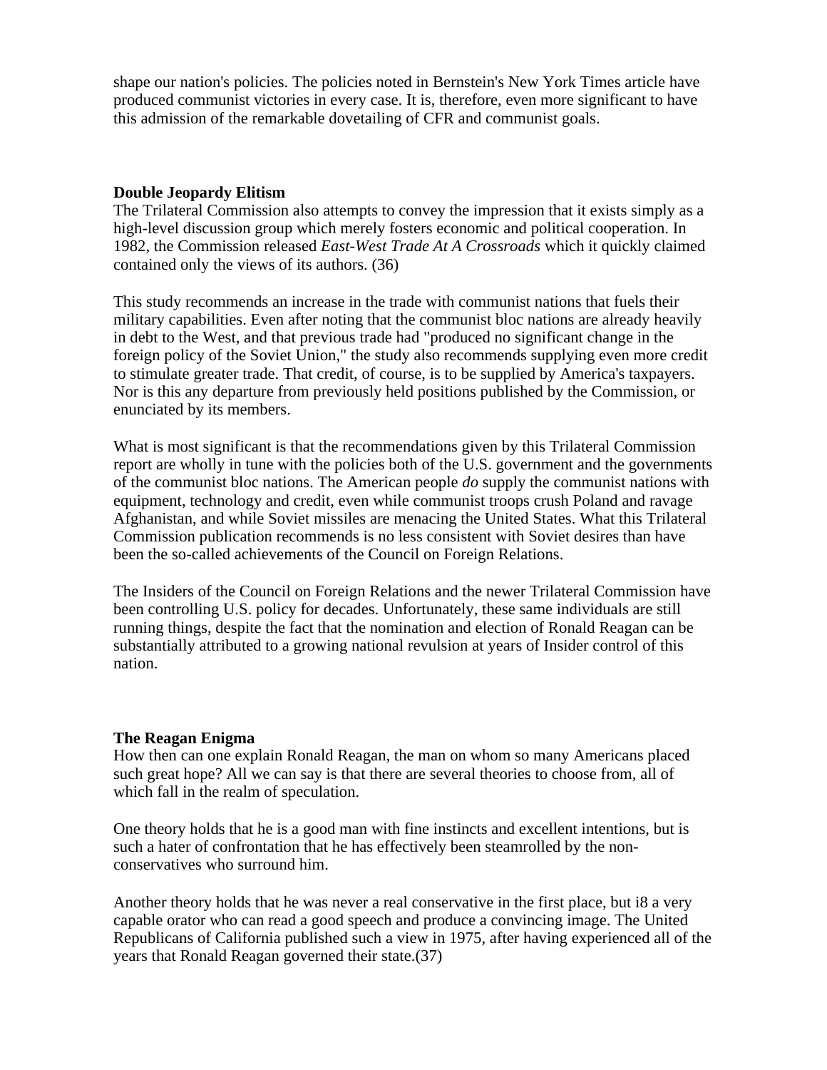shape our nation's policies. The policies noted in Bernstein's New York Times article have produced communist victories in every case. It is, therefore, even more significant to have this admission of the remarkable dovetailing of CFR and communist goals.

**Double Jeopardy Elitism**

The Trilateral Commission also attempts to convey the impression that it exists simply as a high-level discussion group which merely fosters economic and political cooperation. In 1982, the Commission released *East-West Trade At A Crossroads* which it quickly claimed contained only the views of its authors. (36)

This study recommends an increase in the trade with communist nations that fuels their military capabilities. Even after noting that the communist bloc nations are already heavily in debt to the West, and that previous trade had "produced no significant change in the foreign policy of the Soviet Union," the study also recommends supplying even more credit to stimulate greater trade. That credit, of course, is to be supplied by America's taxpayers. Nor is this any departure from previously held positions published by the Commission, or enunciated by its members.

What is most significant is that the recommendations given by this Trilateral Commission report are wholly in tune with the policies both of the U.S. government and the governments of the communist bloc nations. The American people *do* supply the communist nations with equipment, technology and credit, even while communist troops crush Poland and ravage Afghanistan, and while Soviet missiles are menacing the United States. What this Trilateral Commission publication recommends is no less consistent with Soviet desires than have been the so-called achievements of the Council on Foreign Relations.

The Insiders of the Council on Foreign Relations and the newer Trilateral Commission have been controlling U.S. policy for decades. Unfortunately, these same individuals are still running things, despite the fact that the nomination and election of Ronald Reagan can be substantially attributed to a growing national revulsion at years of Insider control of this nation.

**The Reagan Enigma**

How then can one explain Ronald Reagan, the man on whom so many Americans placed such great hope? All we can say is that there are several theories to choose from, all of which fall in the realm of speculation.

One theory holds that he is a good man with fine instincts and excellent intentions, but is such a hater of confrontation that he has effectively been steamrolled by the non-conservatives who surround him.

Another theory holds that he was never a real conservative in the first place, but i8 a very capable orator who can read a good speech and produce a convincing image. The United Republicans of California published such a view in 1975, after having experienced all of the years that Ronald Reagan governed their state.(37)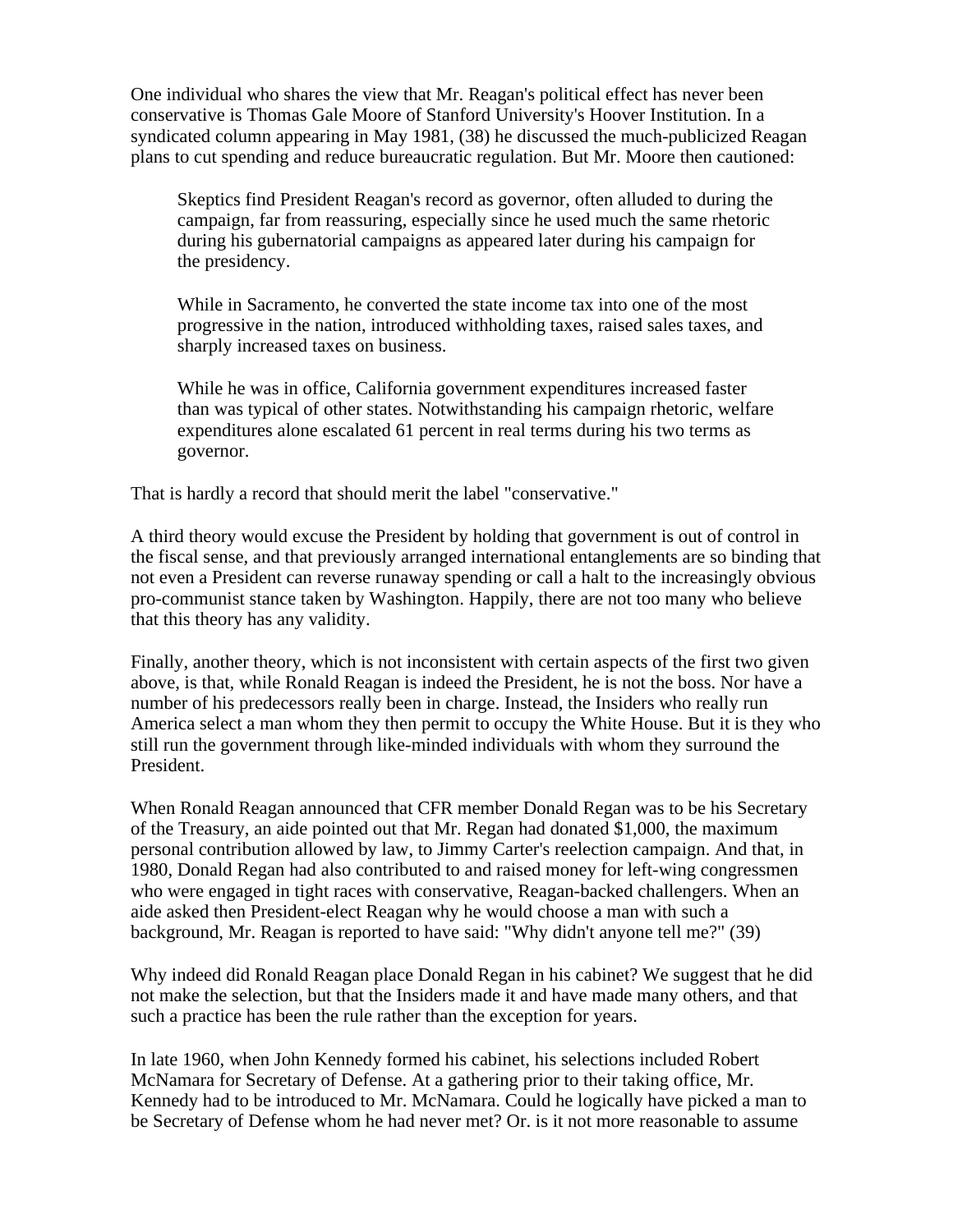One individual who shares the view that Mr. Reagan's political effect has never been conservative is Thomas Gale Moore of Stanford University's Hoover Institution. In a syndicated column appearing in May 1981, (38) he discussed the much-publicized Reagan plans to cut spending and reduce bureaucratic regulation. But Mr. Moore then cautioned:

> Skeptics find President Reagan's record as governor, often alluded to during the campaign, far from reassuring, especially since he used much the same rhetoric during his gubernatorial campaigns as appeared later during his campaign for the presidency.
>
> While in Sacramento, he converted the state income tax into one of the most progressive in the nation, introduced withholding taxes, raised sales taxes, and sharply increased taxes on business.
>
> While he was in office, California government expenditures increased faster than was typical of other states. Notwithstanding his campaign rhetoric, welfare expenditures alone escalated 61 percent in real terms during his two terms as governor.

That is hardly a record that should merit the label "conservative."

A third theory would excuse the President by holding that government is out of control in the fiscal sense, and that previously arranged international entanglements are so binding that not even a President can reverse runaway spending or call a halt to the increasingly obvious pro-communist stance taken by Washington. Happily, there are not too many who believe that this theory has any validity.

Finally, another theory, which is not inconsistent with certain aspects of the first two given above, is that, while Ronald Reagan is indeed the President, he is not the boss. Nor have a number of his predecessors really been in charge. Instead, the Insiders who really run America select a man whom they then permit to occupy the White House. But it is they who still run the government through like-minded individuals with whom they surround the President.

When Ronald Reagan announced that CFR member Donald Regan was to be his Secretary of the Treasury, an aide pointed out that Mr. Regan had donated $1,000, the maximum personal contribution allowed by law, to Jimmy Carter's reelection campaign. And that, in 1980, Donald Regan had also contributed to and raised money for left-wing congressmen who were engaged in tight races with conservative, Reagan-backed challengers. When an aide asked then President-elect Reagan why he would choose a man with such a background, Mr. Reagan is reported to have said: "Why didn't anyone tell me?" (39)

Why indeed did Ronald Reagan place Donald Regan in his cabinet? We suggest that he did not make the selection, but that the Insiders made it and have made many others, and that such a practice has been the rule rather than the exception for years.

In late 1960, when John Kennedy formed his cabinet, his selections included Robert McNamara for Secretary of Defense. At a gathering prior to their taking office, Mr. Kennedy had to be introduced to Mr. McNamara. Could he logically have picked a man to be Secretary of Defense whom he had never met? Or. is it not more reasonable to assume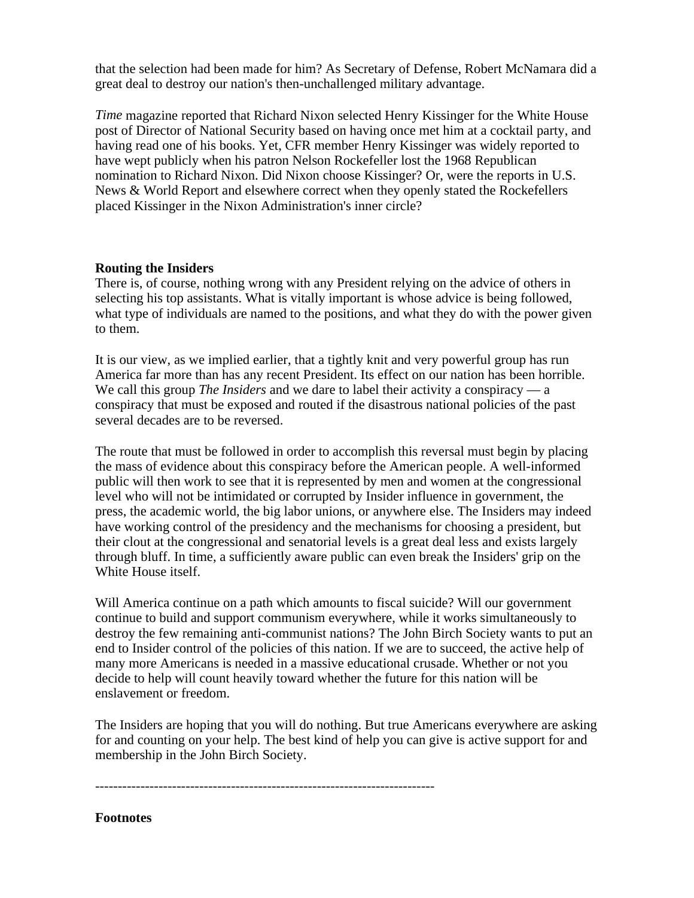that the selection had been made for him? As Secretary of Defense, Robert McNamara did a great deal to destroy our nation's then-unchallenged military advantage.

*Time* magazine reported that Richard Nixon selected Henry Kissinger for the White House post of Director of National Security based on having once met him at a cocktail party, and having read one of his books. Yet, CFR member Henry Kissinger was widely reported to have wept publicly when his patron Nelson Rockefeller lost the 1968 Republican nomination to Richard Nixon. Did Nixon choose Kissinger? Or, were the reports in U.S. News & World Report and elsewhere correct when they openly stated the Rockefellers placed Kissinger in the Nixon Administration's inner circle?

**Routing the Insiders**

There is, of course, nothing wrong with any President relying on the advice of others in selecting his top assistants. What is vitally important is whose advice is being followed, what type of individuals are named to the positions, and what they do with the power given to them.

It is our view, as we implied earlier, that a tightly knit and very powerful group has run America far more than has any recent President. Its effect on our nation has been horrible. We call this group *The Insiders* and we dare to label their activity a conspiracy — a conspiracy that must be exposed and routed if the disastrous national policies of the past several decades are to be reversed.

The route that must be followed in order to accomplish this reversal must begin by placing the mass of evidence about this conspiracy before the American people. A well-informed public will then work to see that it is represented by men and women at the congressional level who will not be intimidated or corrupted by Insider influence in government, the press, the academic world, the big labor unions, or anywhere else. The Insiders may indeed have working control of the presidency and the mechanisms for choosing a president, but their clout at the congressional and senatorial levels is a great deal less and exists largely through bluff. In time, a sufficiently aware public can even break the Insiders' grip on the White House itself.

Will America continue on a path which amounts to fiscal suicide? Will our government continue to build and support communism everywhere, while it works simultaneously to destroy the few remaining anti-communist nations? The John Birch Society wants to put an end to Insider control of the policies of this nation. If we are to succeed, the active help of many more Americans is needed in a massive educational crusade. Whether or not you decide to help will count heavily toward whether the future for this nation will be enslavement or freedom.

The Insiders are hoping that you will do nothing. But true Americans everywhere are asking for and counting on your help. The best kind of help you can give is active support for and membership in the John Birch Society.

---

**Footnotes**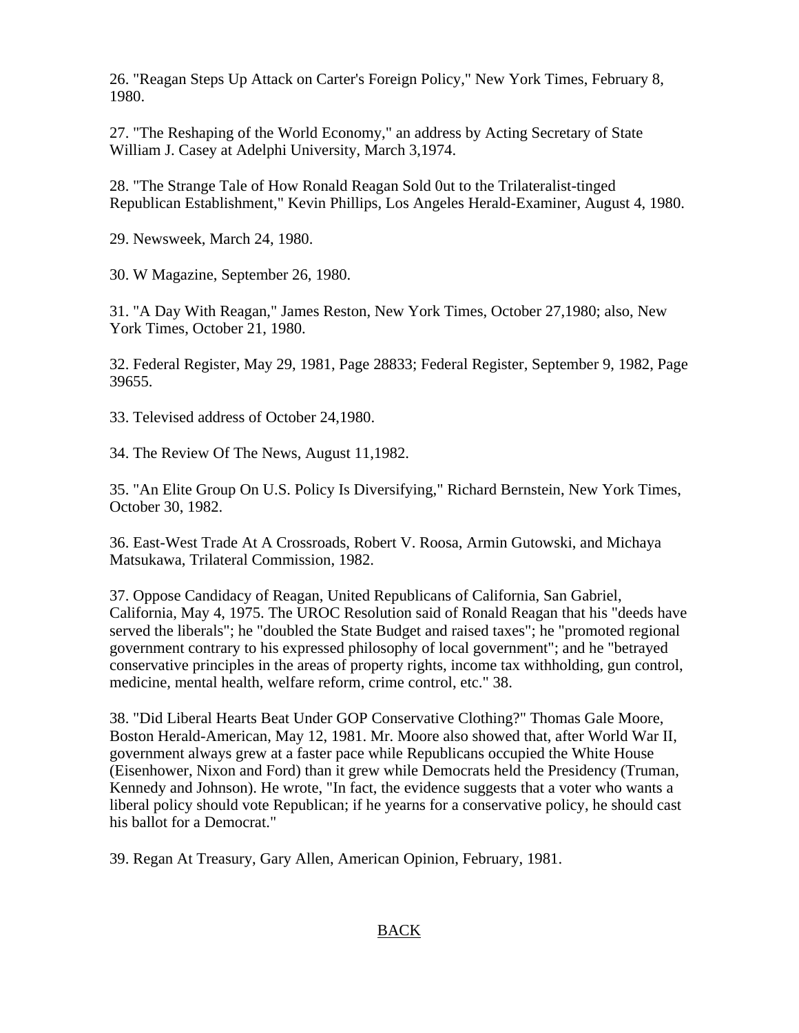26. "Reagan Steps Up Attack on Carter's Foreign Policy," New York Times, February 8, 1980.

27. "The Reshaping of the World Economy," an address by Acting Secretary of State William J. Casey at Adelphi University, March 3,1974.

28. "The Strange Tale of How Ronald Reagan Sold 0ut to the Trilateralist-tinged Republican Establishment," Kevin Phillips, Los Angeles Herald-Examiner, August 4, 1980.

29. Newsweek, March 24, 1980.

30. W Magazine, September 26, 1980.

31. "A Day With Reagan," James Reston, New York Times, October 27,1980; also, New York Times, October 21, 1980.

32. Federal Register, May 29, 1981, Page 28833; Federal Register, September 9, 1982, Page 39655.

33. Televised address of October 24,1980.

34. The Review Of The News, August 11,1982.

35. "An Elite Group On U.S. Policy Is Diversifying," Richard Bernstein, New York Times, October 30, 1982.

36. East-West Trade At A Crossroads, Robert V. Roosa, Armin Gutowski, and Michaya Matsukawa, Trilateral Commission, 1982.

37. Oppose Candidacy of Reagan, United Republicans of California, San Gabriel, California, May 4, 1975. The UROC Resolution said of Ronald Reagan that his "deeds have served the liberals"; he "doubled the State Budget and raised taxes"; he "promoted regional government contrary to his expressed philosophy of local government"; and he "betrayed conservative principles in the areas of property rights, income tax withholding, gun control, medicine, mental health, welfare reform, crime control, etc." 38.

38. "Did Liberal Hearts Beat Under GOP Conservative Clothing?" Thomas Gale Moore, Boston Herald-American, May 12, 1981. Mr. Moore also showed that, after World War II, government always grew at a faster pace while Republicans occupied the White House (Eisenhower, Nixon and Ford) than it grew while Democrats held the Presidency (Truman, Kennedy and Johnson). He wrote, "In fact, the evidence suggests that a voter who wants a liberal policy should vote Republican; if he yearns for a conservative policy, he should cast his ballot for a Democrat."

39. Regan At Treasury, Gary Allen, American Opinion, February, 1981.

BACK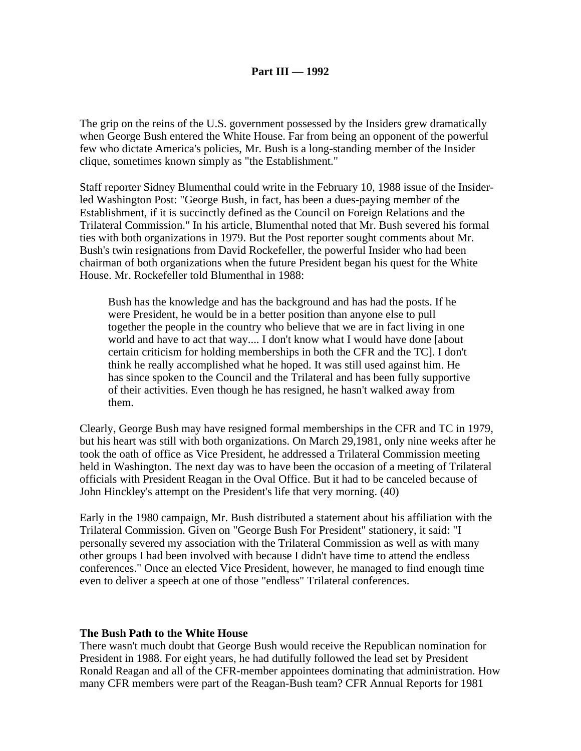## Part III — 1992

The grip on the reins of the U.S. government possessed by the Insiders grew dramatically when George Bush entered the White House. Far from being an opponent of the powerful few who dictate America's policies, Mr. Bush is a long-standing member of the Insider clique, sometimes known simply as "the Establishment."

Staff reporter Sidney Blumenthal could write in the February 10, 1988 issue of the Insider-led Washington Post: "George Bush, in fact, has been a dues-paying member of the Establishment, if it is succinctly defined as the Council on Foreign Relations and the Trilateral Commission." In his article, Blumenthal noted that Mr. Bush severed his formal ties with both organizations in 1979. But the Post reporter sought comments about Mr. Bush's twin resignations from David Rockefeller, the powerful Insider who had been chairman of both organizations when the future President began his quest for the White House. Mr. Rockefeller told Blumenthal in 1988:

> Bush has the knowledge and has the background and has had the posts. If he were President, he would be in a better position than anyone else to pull together the people in the country who believe what we are in fact living in one world and have to act that way.... I don't know what I would have done [about certain criticism for holding memberships in both the CFR and the TC]. I don't think he really accomplished what he hoped. It was still used against him. He has since spoken to the Council and the Trilateral and has been fully supportive of their activities. Even though he has resigned, he hasn't walked away from them.

Clearly, George Bush may have resigned formal memberships in the CFR and TC in 1979, but his heart was still with both organizations. On March 29,1981, only nine weeks after he took the oath of office as Vice President, he addressed a Trilateral Commission meeting held in Washington. The next day was to have been the occasion of a meeting of Trilateral officials with President Reagan in the Oval Office. But it had to be canceled because of John Hinckley's attempt on the President's life that very morning. (40)

Early in the 1980 campaign, Mr. Bush distributed a statement about his affiliation with the Trilateral Commission. Given on "George Bush For President" stationery, it said: "I personally severed my association with the Trilateral Commission as well as with many other groups I had been involved with because I didn't have time to attend the endless conferences." Once an elected Vice President, however, he managed to find enough time even to deliver a speech at one of those "endless" Trilateral conferences.

### The Bush Path to the White House

There wasn't much doubt that George Bush would receive the Republican nomination for President in 1988. For eight years, he had dutifully followed the lead set by President Ronald Reagan and all of the CFR-member appointees dominating that administration. How many CFR members were part of the Reagan-Bush team? CFR Annual Reports for 1981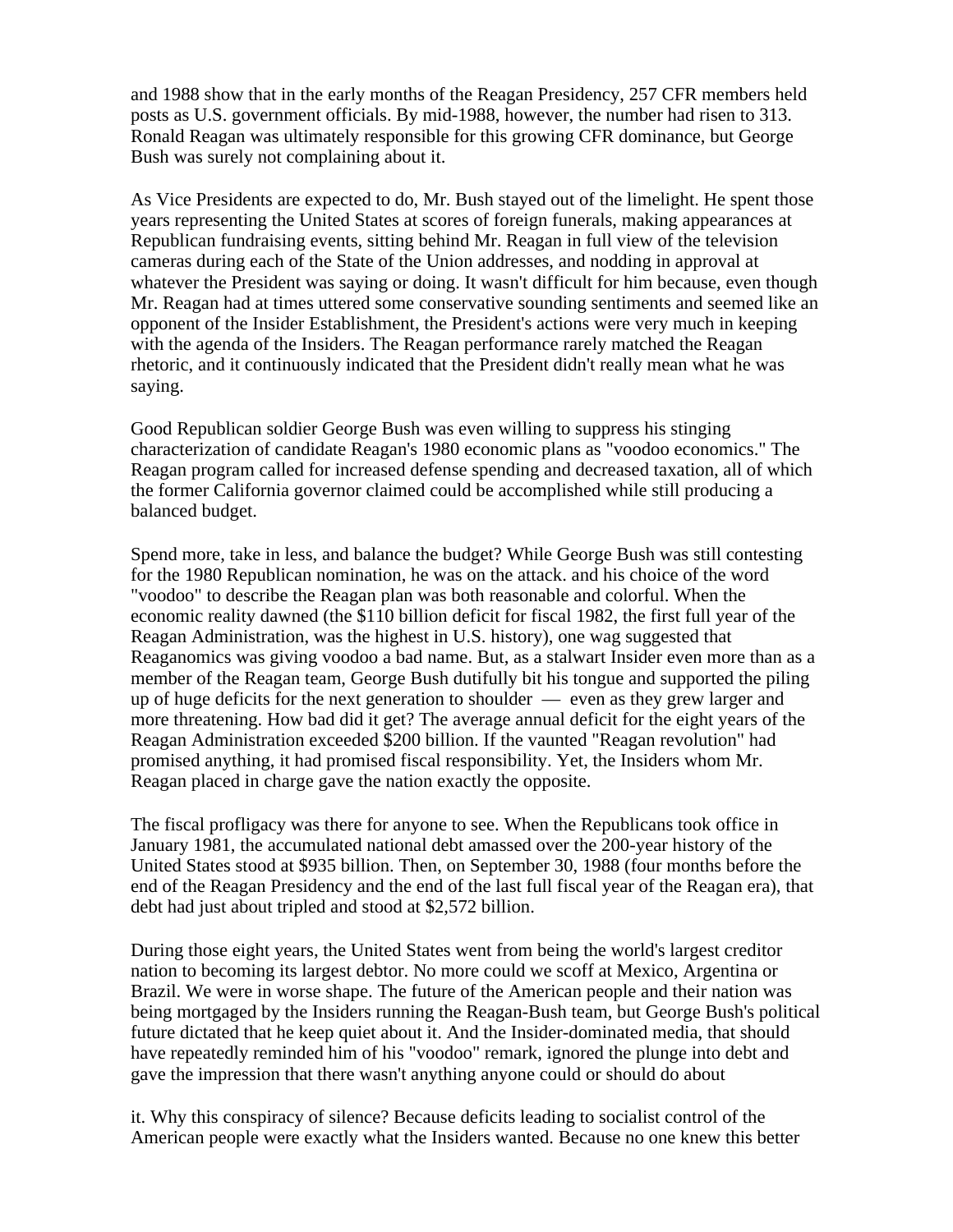and 1988 show that in the early months of the Reagan Presidency, 257 CFR members held posts as U.S. government officials. By mid-1988, however, the number had risen to 313. Ronald Reagan was ultimately responsible for this growing CFR dominance, but George Bush was surely not complaining about it.

As Vice Presidents are expected to do, Mr. Bush stayed out of the limelight. He spent those years representing the United States at scores of foreign funerals, making appearances at Republican fundraising events, sitting behind Mr. Reagan in full view of the television cameras during each of the State of the Union addresses, and nodding in approval at whatever the President was saying or doing. It wasn't difficult for him because, even though Mr. Reagan had at times uttered some conservative sounding sentiments and seemed like an opponent of the Insider Establishment, the President's actions were very much in keeping with the agenda of the Insiders. The Reagan performance rarely matched the Reagan rhetoric, and it continuously indicated that the President didn't really mean what he was saying.

Good Republican soldier George Bush was even willing to suppress his stinging characterization of candidate Reagan's 1980 economic plans as "voodoo economics." The Reagan program called for increased defense spending and decreased taxation, all of which the former California governor claimed could be accomplished while still producing a balanced budget.

Spend more, take in less, and balance the budget? While George Bush was still contesting for the 1980 Republican nomination, he was on the attack. and his choice of the word "voodoo" to describe the Reagan plan was both reasonable and colorful. When the economic reality dawned (the $110 billion deficit for fiscal 1982, the first full year of the Reagan Administration, was the highest in U.S. history), one wag suggested that Reaganomics was giving voodoo a bad name. But, as a stalwart Insider even more than as a member of the Reagan team, George Bush dutifully bit his tongue and supported the piling up of huge deficits for the next generation to shoulder — even as they grew larger and more threatening. How bad did it get? The average annual deficit for the eight years of the Reagan Administration exceeded $200 billion. If the vaunted "Reagan revolution" had promised anything, it had promised fiscal responsibility. Yet, the Insiders whom Mr. Reagan placed in charge gave the nation exactly the opposite.

The fiscal profligacy was there for anyone to see. When the Republicans took office in January 1981, the accumulated national debt amassed over the 200-year history of the United States stood at $935 billion. Then, on September 30, 1988 (four months before the end of the Reagan Presidency and the end of the last full fiscal year of the Reagan era), that debt had just about tripled and stood at $2,572 billion.

During those eight years, the United States went from being the world's largest creditor nation to becoming its largest debtor. No more could we scoff at Mexico, Argentina or Brazil. We were in worse shape. The future of the American people and their nation was being mortgaged by the Insiders running the Reagan-Bush team, but George Bush's political future dictated that he keep quiet about it. And the Insider-dominated media, that should have repeatedly reminded him of his "voodoo" remark, ignored the plunge into debt and gave the impression that there wasn't anything anyone could or should do about

it. Why this conspiracy of silence? Because deficits leading to socialist control of the American people were exactly what the Insiders wanted. Because no one knew this better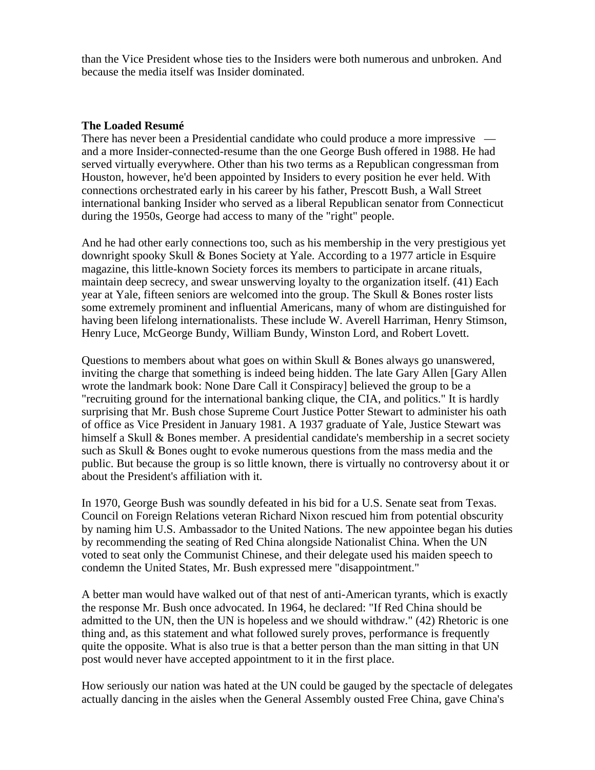than the Vice President whose ties to the Insiders were both numerous and unbroken. And because the media itself was Insider dominated.

**The Loaded Resumé**

There has never been a Presidential candidate who could produce a more impressive — and a more Insider-connected-resume than the one George Bush offered in 1988. He had served virtually everywhere. Other than his two terms as a Republican congressman from Houston, however, he'd been appointed by Insiders to every position he ever held. With connections orchestrated early in his career by his father, Prescott Bush, a Wall Street international banking Insider who served as a liberal Republican senator from Connecticut during the 1950s, George had access to many of the "right" people.

And he had other early connections too, such as his membership in the very prestigious yet downright spooky Skull & Bones Society at Yale. According to a 1977 article in Esquire magazine, this little-known Society forces its members to participate in arcane rituals, maintain deep secrecy, and swear unswerving loyalty to the organization itself. (41) Each year at Yale, fifteen seniors are welcomed into the group. The Skull & Bones roster lists some extremely prominent and influential Americans, many of whom are distinguished for having been lifelong internationalists. These include W. Averell Harriman, Henry Stimson, Henry Luce, McGeorge Bundy, William Bundy, Winston Lord, and Robert Lovett.

Questions to members about what goes on within Skull & Bones always go unanswered, inviting the charge that something is indeed being hidden. The late Gary Allen [Gary Allen wrote the landmark book: None Dare Call it Conspiracy] believed the group to be a "recruiting ground for the international banking clique, the CIA, and politics." It is hardly surprising that Mr. Bush chose Supreme Court Justice Potter Stewart to administer his oath of office as Vice President in January 1981. A 1937 graduate of Yale, Justice Stewart was himself a Skull & Bones member. A presidential candidate's membership in a secret society such as Skull & Bones ought to evoke numerous questions from the mass media and the public. But because the group is so little known, there is virtually no controversy about it or about the President's affiliation with it.

In 1970, George Bush was soundly defeated in his bid for a U.S. Senate seat from Texas. Council on Foreign Relations veteran Richard Nixon rescued him from potential obscurity by naming him U.S. Ambassador to the United Nations. The new appointee began his duties by recommending the seating of Red China alongside Nationalist China. When the UN voted to seat only the Communist Chinese, and their delegate used his maiden speech to condemn the United States, Mr. Bush expressed mere "disappointment."

A better man would have walked out of that nest of anti-American tyrants, which is exactly the response Mr. Bush once advocated. In 1964, he declared: "If Red China should be admitted to the UN, then the UN is hopeless and we should withdraw." (42) Rhetoric is one thing and, as this statement and what followed surely proves, performance is frequently quite the opposite. What is also true is that a better person than the man sitting in that UN post would never have accepted appointment to it in the first place.

How seriously our nation was hated at the UN could be gauged by the spectacle of delegates actually dancing in the aisles when the General Assembly ousted Free China, gave China's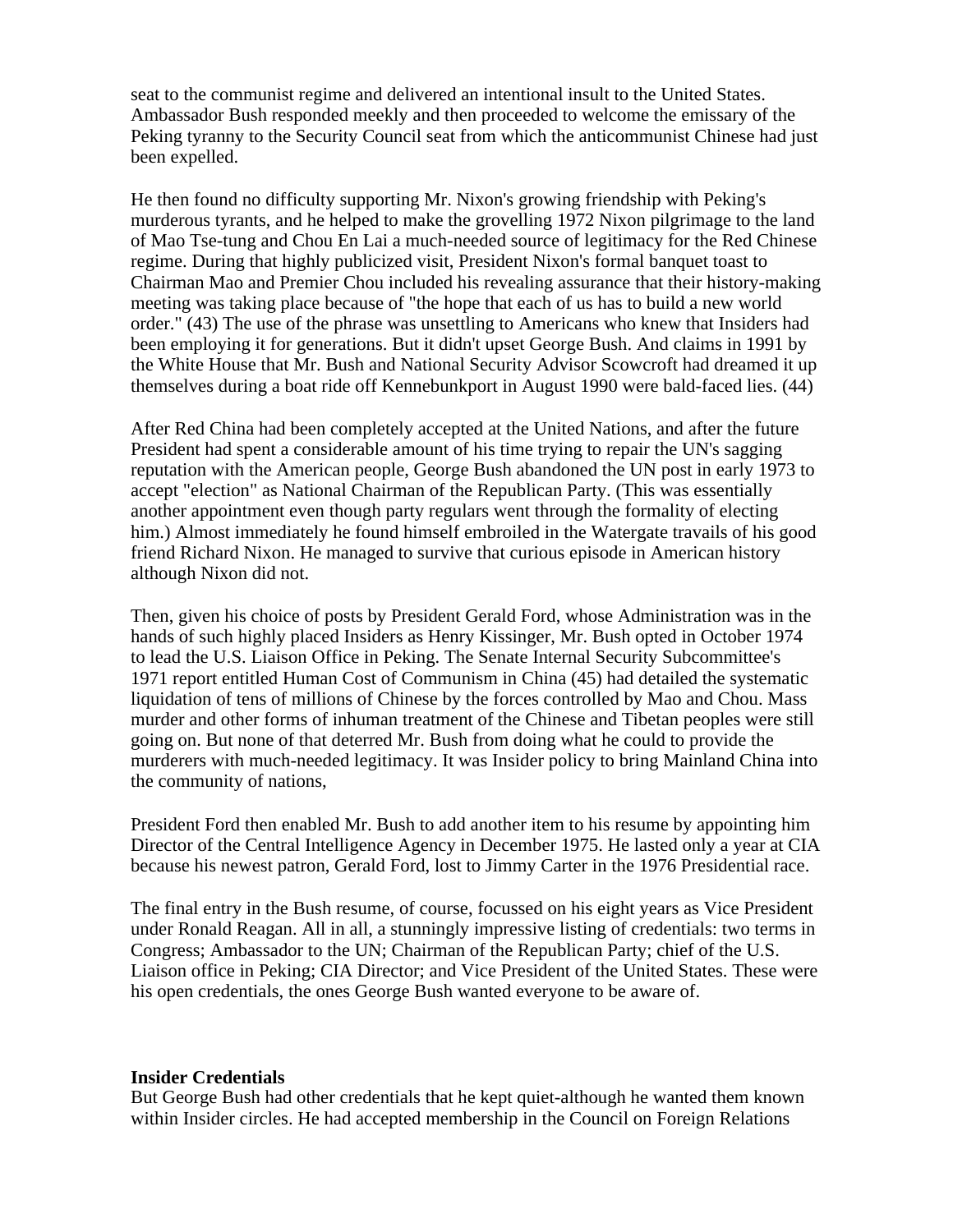seat to the communist regime and delivered an intentional insult to the United States. Ambassador Bush responded meekly and then proceeded to welcome the emissary of the Peking tyranny to the Security Council seat from which the anticommunist Chinese had just been expelled.

He then found no difficulty supporting Mr. Nixon's growing friendship with Peking's murderous tyrants, and he helped to make the grovelling 1972 Nixon pilgrimage to the land of Mao Tse-tung and Chou En Lai a much-needed source of legitimacy for the Red Chinese regime. During that highly publicized visit, President Nixon's formal banquet toast to Chairman Mao and Premier Chou included his revealing assurance that their history-making meeting was taking place because of "the hope that each of us has to build a new world order." (43) The use of the phrase was unsettling to Americans who knew that Insiders had been employing it for generations. But it didn't upset George Bush. And claims in 1991 by the White House that Mr. Bush and National Security Advisor Scowcroft had dreamed it up themselves during a boat ride off Kennebunkport in August 1990 were bald-faced lies. (44)

After Red China had been completely accepted at the United Nations, and after the future President had spent a considerable amount of his time trying to repair the UN's sagging reputation with the American people, George Bush abandoned the UN post in early 1973 to accept "election" as National Chairman of the Republican Party. (This was essentially another appointment even though party regulars went through the formality of electing him.) Almost immediately he found himself embroiled in the Watergate travails of his good friend Richard Nixon. He managed to survive that curious episode in American history although Nixon did not.

Then, given his choice of posts by President Gerald Ford, whose Administration was in the hands of such highly placed Insiders as Henry Kissinger, Mr. Bush opted in October 1974 to lead the U.S. Liaison Office in Peking. The Senate Internal Security Subcommittee's 1971 report entitled Human Cost of Communism in China (45) had detailed the systematic liquidation of tens of millions of Chinese by the forces controlled by Mao and Chou. Mass murder and other forms of inhuman treatment of the Chinese and Tibetan peoples were still going on. But none of that deterred Mr. Bush from doing what he could to provide the murderers with much-needed legitimacy. It was Insider policy to bring Mainland China into the community of nations,

President Ford then enabled Mr. Bush to add another item to his resume by appointing him Director of the Central Intelligence Agency in December 1975. He lasted only a year at CIA because his newest patron, Gerald Ford, lost to Jimmy Carter in the 1976 Presidential race.

The final entry in the Bush resume, of course, focussed on his eight years as Vice President under Ronald Reagan. All in all, a stunningly impressive listing of credentials: two terms in Congress; Ambassador to the UN; Chairman of the Republican Party; chief of the U.S. Liaison office in Peking; CIA Director; and Vice President of the United States. These were his open credentials, the ones George Bush wanted everyone to be aware of.

**Insider Credentials**

But George Bush had other credentials that he kept quiet-although he wanted them known within Insider circles. He had accepted membership in the Council on Foreign Relations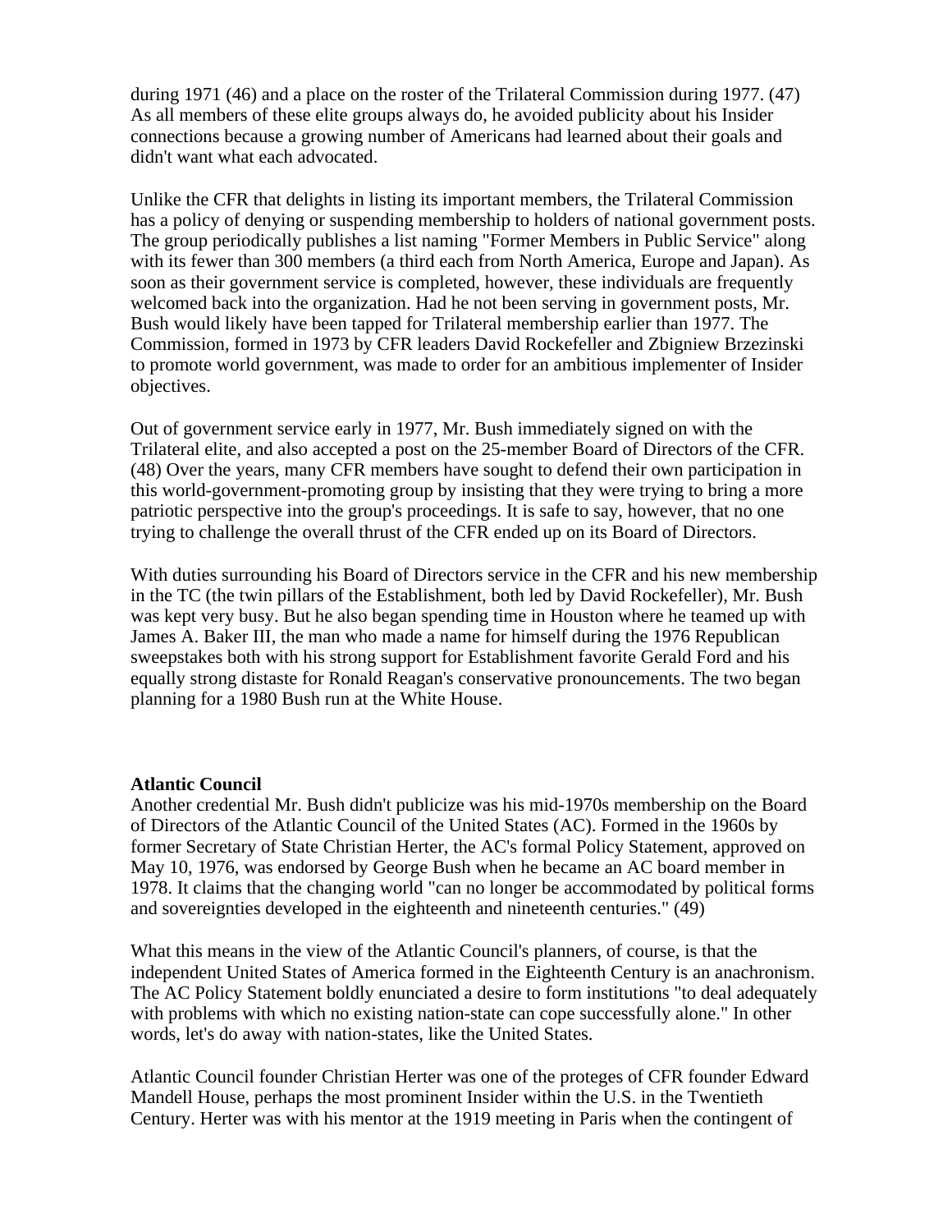during 1971 (46) and a place on the roster of the Trilateral Commission during 1977. (47) As all members of these elite groups always do, he avoided publicity about his Insider connections because a growing number of Americans had learned about their goals and didn't want what each advocated.

Unlike the CFR that delights in listing its important members, the Trilateral Commission has a policy of denying or suspending membership to holders of national government posts. The group periodically publishes a list naming "Former Members in Public Service" along with its fewer than 300 members (a third each from North America, Europe and Japan). As soon as their government service is completed, however, these individuals are frequently welcomed back into the organization. Had he not been serving in government posts, Mr. Bush would likely have been tapped for Trilateral membership earlier than 1977. The Commission, formed in 1973 by CFR leaders David Rockefeller and Zbigniew Brzezinski to promote world government, was made to order for an ambitious implementer of Insider objectives.

Out of government service early in 1977, Mr. Bush immediately signed on with the Trilateral elite, and also accepted a post on the 25-member Board of Directors of the CFR. (48) Over the years, many CFR members have sought to defend their own participation in this world-government-promoting group by insisting that they were trying to bring a more patriotic perspective into the group's proceedings. It is safe to say, however, that no one trying to challenge the overall thrust of the CFR ended up on its Board of Directors.

With duties surrounding his Board of Directors service in the CFR and his new membership in the TC (the twin pillars of the Establishment, both led by David Rockefeller), Mr. Bush was kept very busy. But he also began spending time in Houston where he teamed up with James A. Baker III, the man who made a name for himself during the 1976 Republican sweepstakes both with his strong support for Establishment favorite Gerald Ford and his equally strong distaste for Ronald Reagan's conservative pronouncements. The two began planning for a 1980 Bush run at the White House.

**Atlantic Council**

Another credential Mr. Bush didn't publicize was his mid-1970s membership on the Board of Directors of the Atlantic Council of the United States (AC). Formed in the 1960s by former Secretary of State Christian Herter, the AC's formal Policy Statement, approved on May 10, 1976, was endorsed by George Bush when he became an AC board member in 1978. It claims that the changing world "can no longer be accommodated by political forms and sovereignties developed in the eighteenth and nineteenth centuries." (49)

What this means in the view of the Atlantic Council's planners, of course, is that the independent United States of America formed in the Eighteenth Century is an anachronism. The AC Policy Statement boldly enunciated a desire to form institutions "to deal adequately with problems with which no existing nation-state can cope successfully alone." In other words, let's do away with nation-states, like the United States.

Atlantic Council founder Christian Herter was one of the proteges of CFR founder Edward Mandell House, perhaps the most prominent Insider within the U.S. in the Twentieth Century. Herter was with his mentor at the 1919 meeting in Paris when the contingent of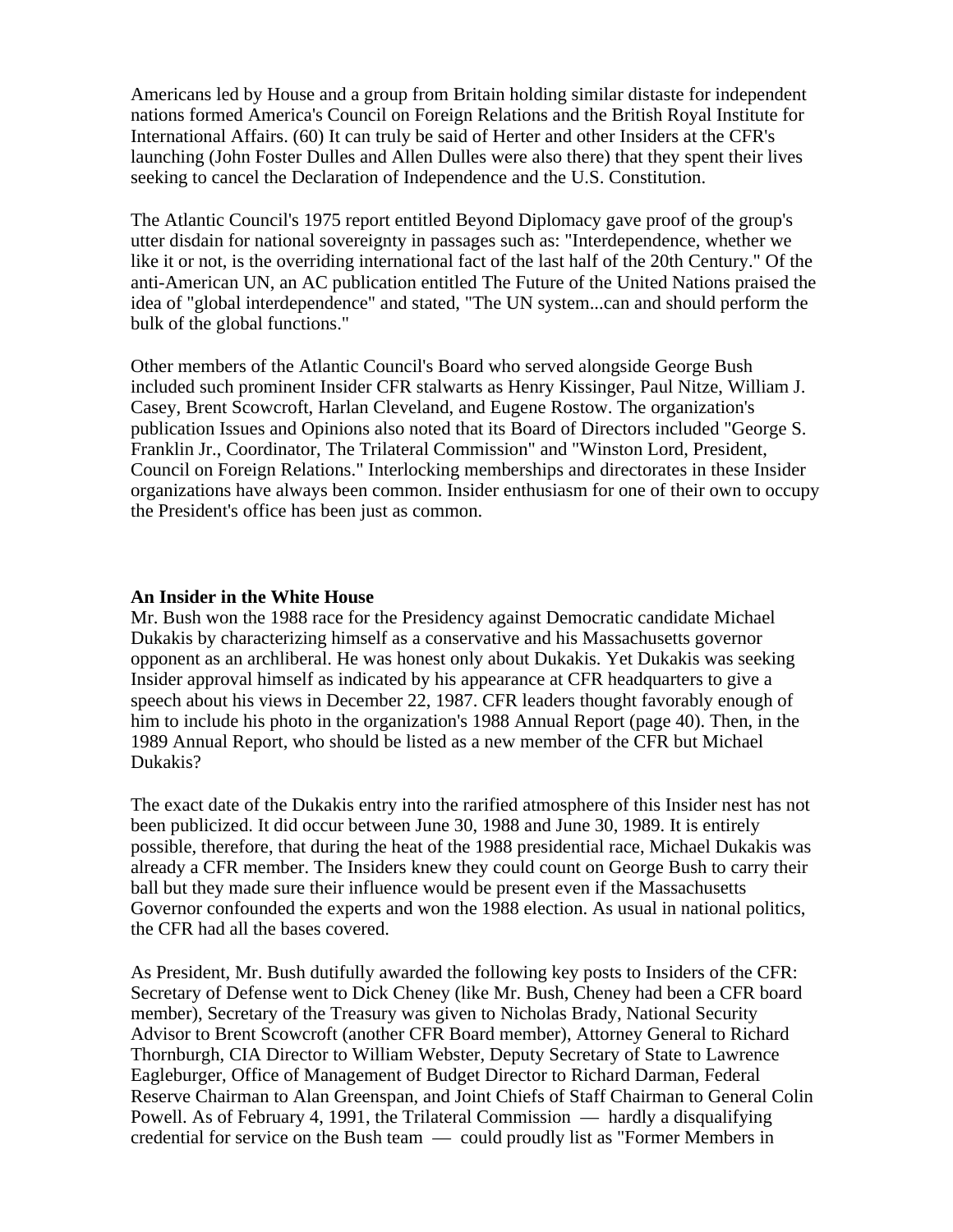Americans led by House and a group from Britain holding similar distaste for independent nations formed America's Council on Foreign Relations and the British Royal Institute for International Affairs. (60) It can truly be said of Herter and other Insiders at the CFR's launching (John Foster Dulles and Allen Dulles were also there) that they spent their lives seeking to cancel the Declaration of Independence and the U.S. Constitution.

The Atlantic Council's 1975 report entitled Beyond Diplomacy gave proof of the group's utter disdain for national sovereignty in passages such as: "Interdependence, whether we like it or not, is the overriding international fact of the last half of the 20th Century." Of the anti-American UN, an AC publication entitled The Future of the United Nations praised the idea of "global interdependence" and stated, "The UN system...can and should perform the bulk of the global functions."

Other members of the Atlantic Council's Board who served alongside George Bush included such prominent Insider CFR stalwarts as Henry Kissinger, Paul Nitze, William J. Casey, Brent Scowcroft, Harlan Cleveland, and Eugene Rostow. The organization's publication Issues and Opinions also noted that its Board of Directors included "George S. Franklin Jr., Coordinator, The Trilateral Commission" and "Winston Lord, President, Council on Foreign Relations." Interlocking memberships and directorates in these Insider organizations have always been common. Insider enthusiasm for one of their own to occupy the President's office has been just as common.

**An Insider in the White House**

Mr. Bush won the 1988 race for the Presidency against Democratic candidate Michael Dukakis by characterizing himself as a conservative and his Massachusetts governor opponent as an archliberal. He was honest only about Dukakis. Yet Dukakis was seeking Insider approval himself as indicated by his appearance at CFR headquarters to give a speech about his views in December 22, 1987. CFR leaders thought favorably enough of him to include his photo in the organization's 1988 Annual Report (page 40). Then, in the 1989 Annual Report, who should be listed as a new member of the CFR but Michael Dukakis?

The exact date of the Dukakis entry into the rarified atmosphere of this Insider nest has not been publicized. It did occur between June 30, 1988 and June 30, 1989. It is entirely possible, therefore, that during the heat of the 1988 presidential race, Michael Dukakis was already a CFR member. The Insiders knew they could count on George Bush to carry their ball but they made sure their influence would be present even if the Massachusetts Governor confounded the experts and won the 1988 election. As usual in national politics, the CFR had all the bases covered.

As President, Mr. Bush dutifully awarded the following key posts to Insiders of the CFR: Secretary of Defense went to Dick Cheney (like Mr. Bush, Cheney had been a CFR board member), Secretary of the Treasury was given to Nicholas Brady, National Security Advisor to Brent Scowcroft (another CFR Board member), Attorney General to Richard Thornburgh, CIA Director to William Webster, Deputy Secretary of State to Lawrence Eagleburger, Office of Management of Budget Director to Richard Darman, Federal Reserve Chairman to Alan Greenspan, and Joint Chiefs of Staff Chairman to General Colin Powell. As of February 4, 1991, the Trilateral Commission — hardly a disqualifying credential for service on the Bush team — could proudly list as "Former Members in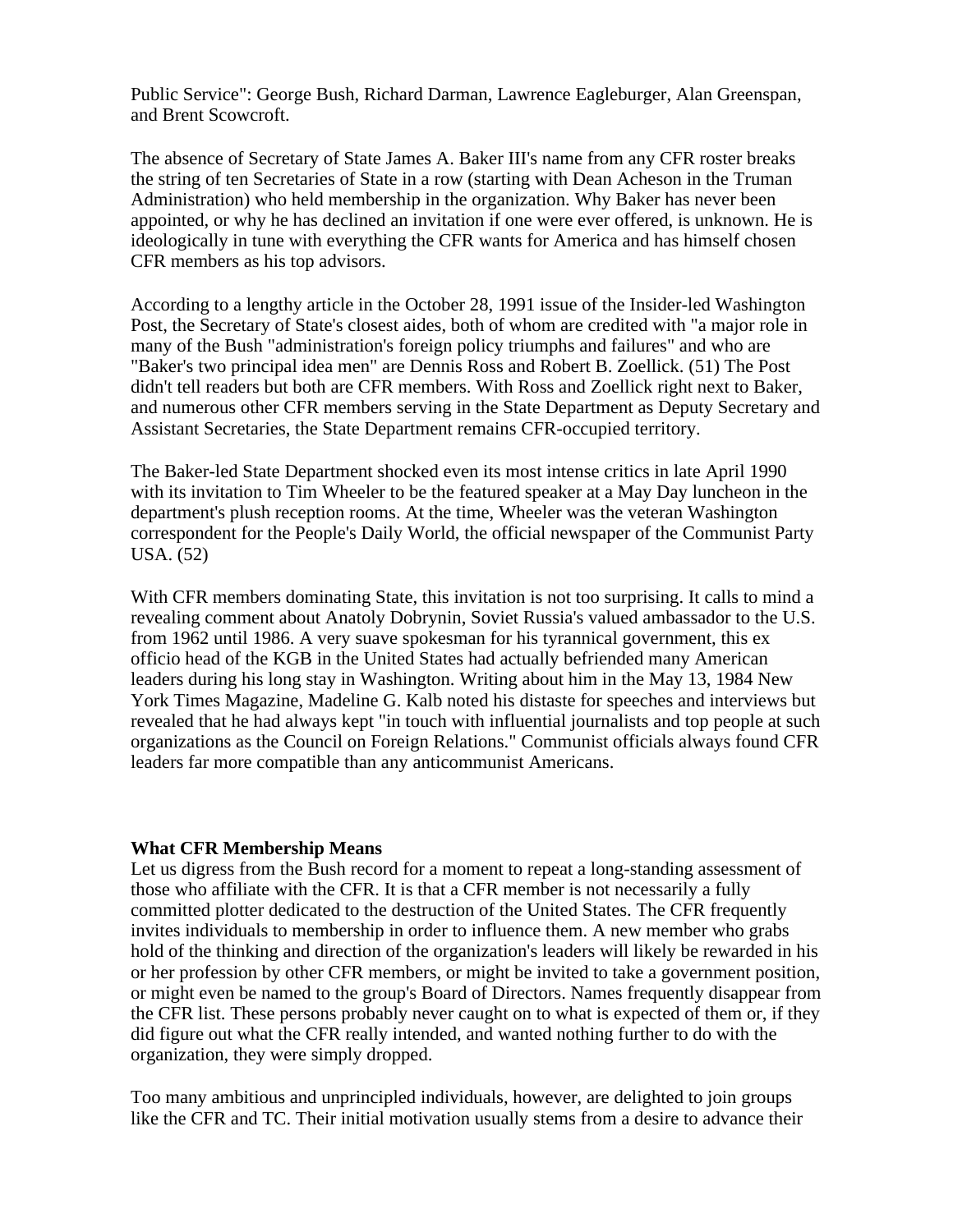Public Service": George Bush, Richard Darman, Lawrence Eagleburger, Alan Greenspan, and Brent Scowcroft.

The absence of Secretary of State James A. Baker III's name from any CFR roster breaks the string of ten Secretaries of State in a row (starting with Dean Acheson in the Truman Administration) who held membership in the organization. Why Baker has never been appointed, or why he has declined an invitation if one were ever offered, is unknown. He is ideologically in tune with everything the CFR wants for America and has himself chosen CFR members as his top advisors.

According to a lengthy article in the October 28, 1991 issue of the Insider-led Washington Post, the Secretary of State's closest aides, both of whom are credited with "a major role in many of the Bush "administration's foreign policy triumphs and failures" and who are "Baker's two principal idea men" are Dennis Ross and Robert B. Zoellick. (51) The Post didn't tell readers but both are CFR members. With Ross and Zoellick right next to Baker, and numerous other CFR members serving in the State Department as Deputy Secretary and Assistant Secretaries, the State Department remains CFR-occupied territory.

The Baker-led State Department shocked even its most intense critics in late April 1990 with its invitation to Tim Wheeler to be the featured speaker at a May Day luncheon in the department's plush reception rooms. At the time, Wheeler was the veteran Washington correspondent for the People's Daily World, the official newspaper of the Communist Party USA. (52)

With CFR members dominating State, this invitation is not too surprising. It calls to mind a revealing comment about Anatoly Dobrynin, Soviet Russia's valued ambassador to the U.S. from 1962 until 1986. A very suave spokesman for his tyrannical government, this ex officio head of the KGB in the United States had actually befriended many American leaders during his long stay in Washington. Writing about him in the May 13, 1984 New York Times Magazine, Madeline G. Kalb noted his distaste for speeches and interviews but revealed that he had always kept "in touch with influential journalists and top people at such organizations as the Council on Foreign Relations." Communist officials always found CFR leaders far more compatible than any anticommunist Americans.

**What CFR Membership Means**

Let us digress from the Bush record for a moment to repeat a long-standing assessment of those who affiliate with the CFR. It is that a CFR member is not necessarily a fully committed plotter dedicated to the destruction of the United States. The CFR frequently invites individuals to membership in order to influence them. A new member who grabs hold of the thinking and direction of the organization's leaders will likely be rewarded in his or her profession by other CFR members, or might be invited to take a government position, or might even be named to the group's Board of Directors. Names frequently disappear from the CFR list. These persons probably never caught on to what is expected of them or, if they did figure out what the CFR really intended, and wanted nothing further to do with the organization, they were simply dropped.

Too many ambitious and unprincipled individuals, however, are delighted to join groups like the CFR and TC. Their initial motivation usually stems from a desire to advance their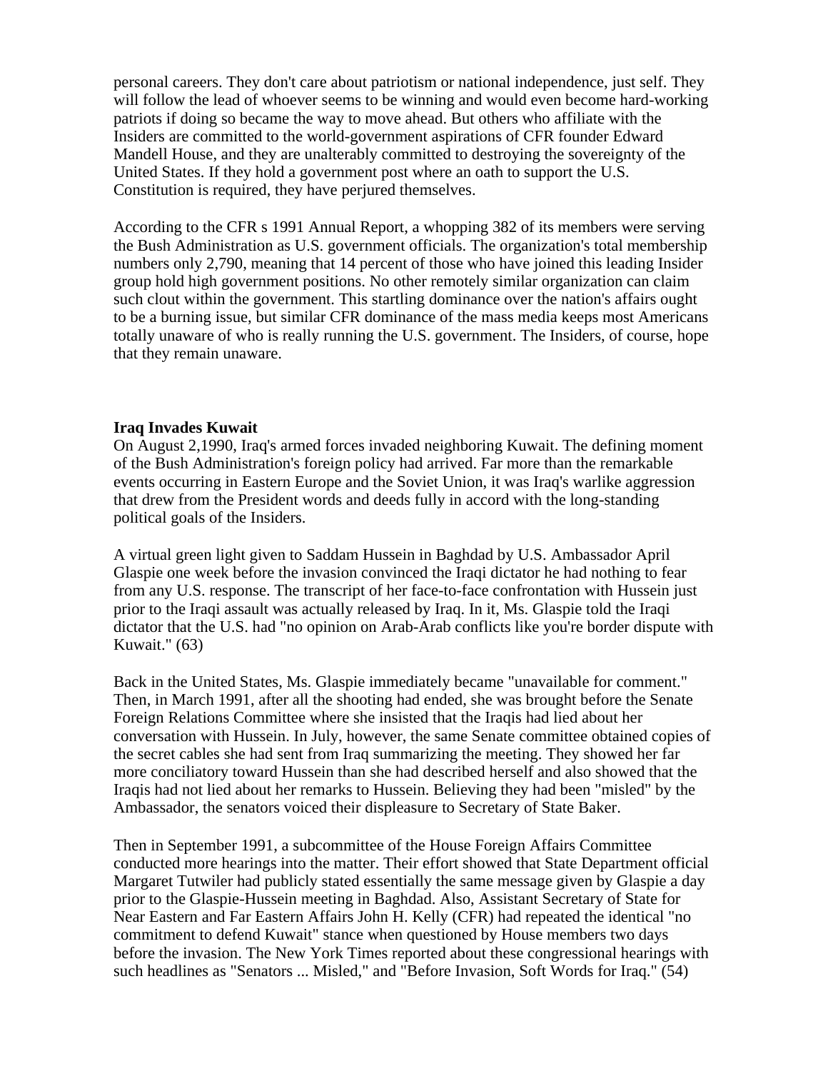personal careers. They don't care about patriotism or national independence, just self. They will follow the lead of whoever seems to be winning and would even become hard-working patriots if doing so became the way to move ahead. But others who affiliate with the Insiders are committed to the world-government aspirations of CFR founder Edward Mandell House, and they are unalterably committed to destroying the sovereignty of the United States. If they hold a government post where an oath to support the U.S. Constitution is required, they have perjured themselves.

According to the CFR s 1991 Annual Report, a whopping 382 of its members were serving the Bush Administration as U.S. government officials. The organization's total membership numbers only 2,790, meaning that 14 percent of those who have joined this leading Insider group hold high government positions. No other remotely similar organization can claim such clout within the government. This startling dominance over the nation's affairs ought to be a burning issue, but similar CFR dominance of the mass media keeps most Americans totally unaware of who is really running the U.S. government. The Insiders, of course, hope that they remain unaware.

**Iraq Invades Kuwait**

On August 2,1990, Iraq's armed forces invaded neighboring Kuwait. The defining moment of the Bush Administration's foreign policy had arrived. Far more than the remarkable events occurring in Eastern Europe and the Soviet Union, it was Iraq's warlike aggression that drew from the President words and deeds fully in accord with the long-standing political goals of the Insiders.

A virtual green light given to Saddam Hussein in Baghdad by U.S. Ambassador April Glaspie one week before the invasion convinced the Iraqi dictator he had nothing to fear from any U.S. response. The transcript of her face-to-face confrontation with Hussein just prior to the Iraqi assault was actually released by Iraq. In it, Ms. Glaspie told the Iraqi dictator that the U.S. had "no opinion on Arab-Arab conflicts like you're border dispute with Kuwait." (63)

Back in the United States, Ms. Glaspie immediately became "unavailable for comment." Then, in March 1991, after all the shooting had ended, she was brought before the Senate Foreign Relations Committee where she insisted that the Iraqis had lied about her conversation with Hussein. In July, however, the same Senate committee obtained copies of the secret cables she had sent from Iraq summarizing the meeting. They showed her far more conciliatory toward Hussein than she had described herself and also showed that the Iraqis had not lied about her remarks to Hussein. Believing they had been "misled" by the Ambassador, the senators voiced their displeasure to Secretary of State Baker.

Then in September 1991, a subcommittee of the House Foreign Affairs Committee conducted more hearings into the matter. Their effort showed that State Department official Margaret Tutwiler had publicly stated essentially the same message given by Glaspie a day prior to the Glaspie-Hussein meeting in Baghdad. Also, Assistant Secretary of State for Near Eastern and Far Eastern Affairs John H. Kelly (CFR) had repeated the identical "no commitment to defend Kuwait" stance when questioned by House members two days before the invasion. The New York Times reported about these congressional hearings with such headlines as "Senators ... Misled," and "Before Invasion, Soft Words for Iraq." (54)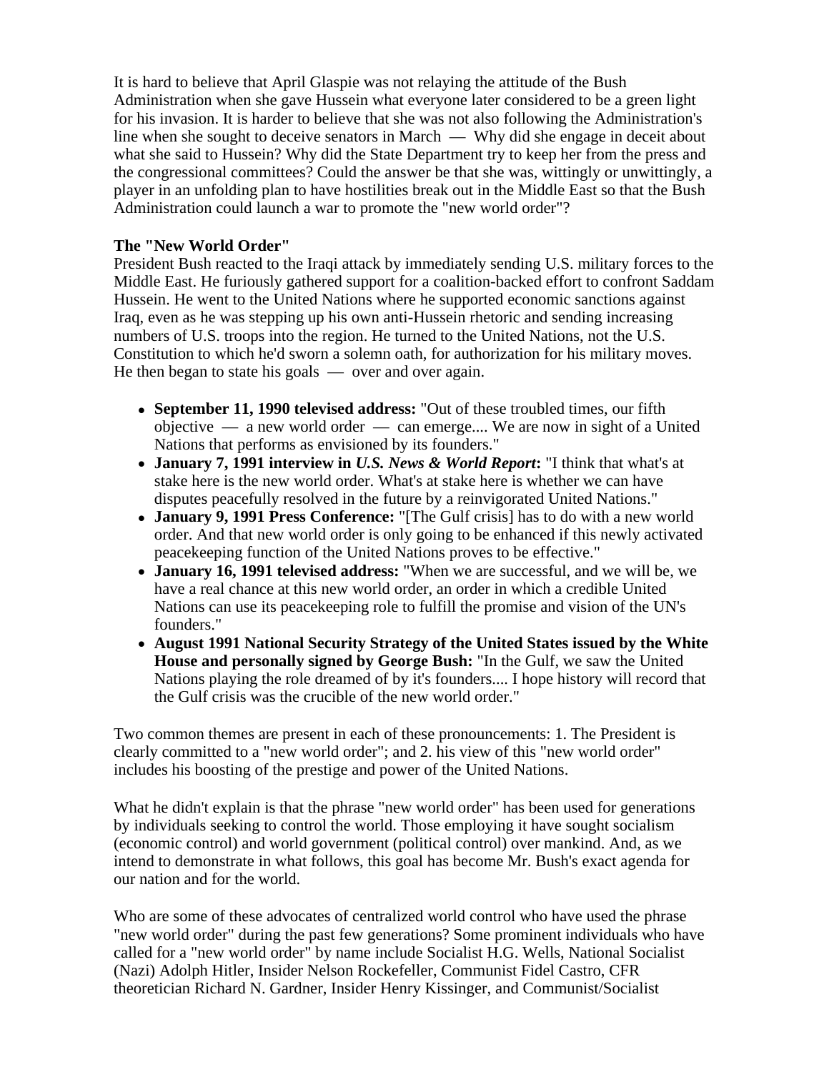It is hard to believe that April Glaspie was not relaying the attitude of the Bush Administration when she gave Hussein what everyone later considered to be a green light for his invasion. It is harder to believe that she was not also following the Administration's line when she sought to deceive senators in March — Why did she engage in deceit about what she said to Hussein? Why did the State Department try to keep her from the press and the congressional committees? Could the answer be that she was, wittingly or unwittingly, a player in an unfolding plan to have hostilities break out in the Middle East so that the Bush Administration could launch a war to promote the "new world order"?

**The "New World Order"**

President Bush reacted to the Iraqi attack by immediately sending U.S. military forces to the Middle East. He furiously gathered support for a coalition-backed effort to confront Saddam Hussein. He went to the United Nations where he supported economic sanctions against Iraq, even as he was stepping up his own anti-Hussein rhetoric and sending increasing numbers of U.S. troops into the region. He turned to the United Nations, not the U.S. Constitution to which he'd sworn a solemn oath, for authorization for his military moves. He then began to state his goals — over and over again.

- **September 11, 1990 televised address:** "Out of these troubled times, our fifth objective — a new world order — can emerge.... We are now in sight of a United Nations that performs as envisioned by its founders."
- **January 7, 1991 interview in *U.S. News & World Report*:** "I think that what's at stake here is the new world order. What's at stake here is whether we can have disputes peacefully resolved in the future by a reinvigorated United Nations."
- **January 9, 1991 Press Conference:** "[The Gulf crisis] has to do with a new world order. And that new world order is only going to be enhanced if this newly activated peacekeeping function of the United Nations proves to be effective."
- **January 16, 1991 televised address:** "When we are successful, and we will be, we have a real chance at this new world order, an order in which a credible United Nations can use its peacekeeping role to fulfill the promise and vision of the UN's founders."
- **August 1991 National Security Strategy of the United States issued by the White House and personally signed by George Bush:** "In the Gulf, we saw the United Nations playing the role dreamed of by it's founders.... I hope history will record that the Gulf crisis was the crucible of the new world order."

Two common themes are present in each of these pronouncements: 1. The President is clearly committed to a "new world order"; and 2. his view of this "new world order" includes his boosting of the prestige and power of the United Nations.

What he didn't explain is that the phrase "new world order" has been used for generations by individuals seeking to control the world. Those employing it have sought socialism (economic control) and world government (political control) over mankind. And, as we intend to demonstrate in what follows, this goal has become Mr. Bush's exact agenda for our nation and for the world.

Who are some of these advocates of centralized world control who have used the phrase "new world order" during the past few generations? Some prominent individuals who have called for a "new world order" by name include Socialist H.G. Wells, National Socialist (Nazi) Adolph Hitler, Insider Nelson Rockefeller, Communist Fidel Castro, CFR theoretician Richard N. Gardner, Insider Henry Kissinger, and Communist/Socialist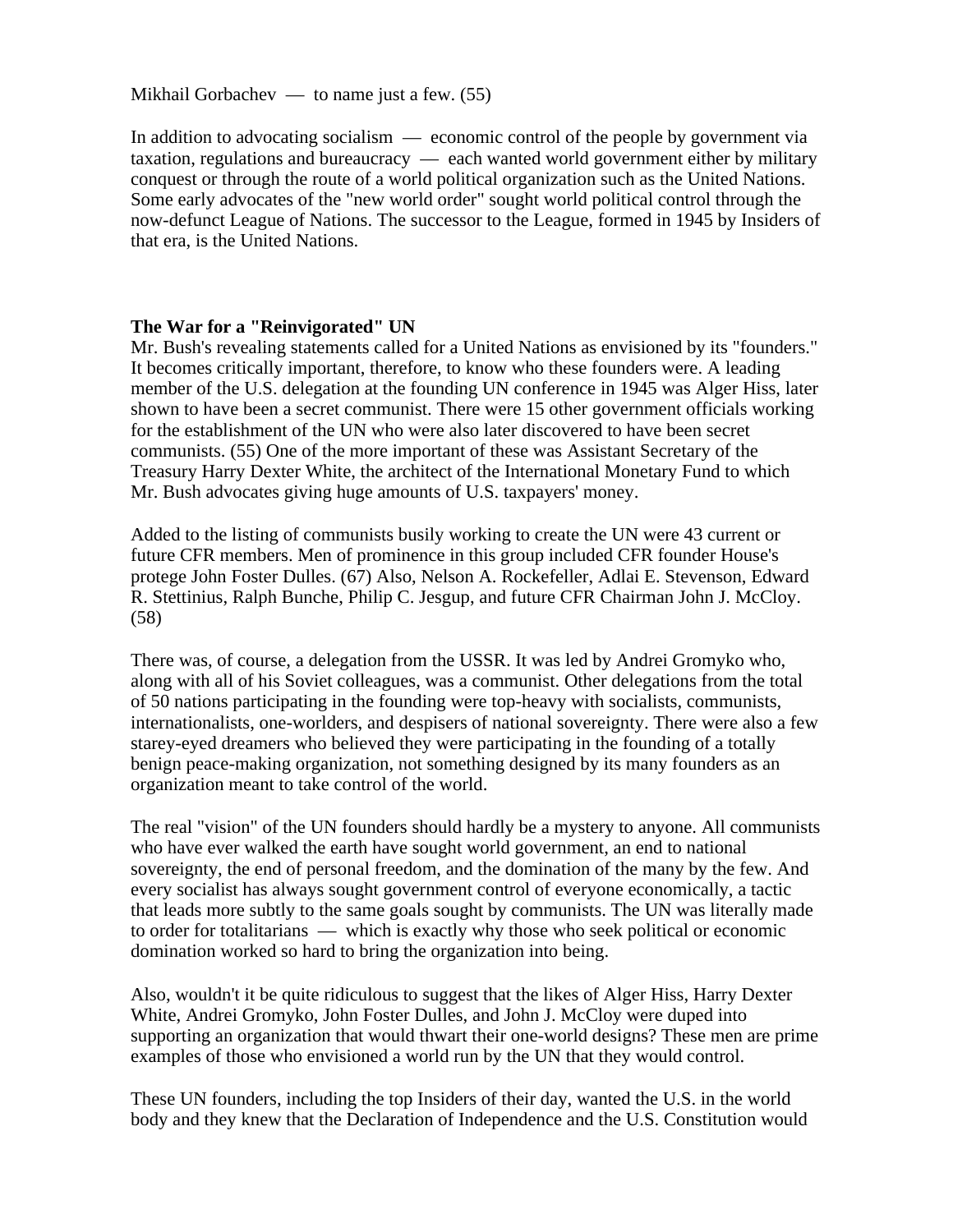Mikhail Gorbachev — to name just a few. (55)

In addition to advocating socialism — economic control of the people by government via taxation, regulations and bureaucracy — each wanted world government either by military conquest or through the route of a world political organization such as the United Nations. Some early advocates of the "new world order" sought world political control through the now-defunct League of Nations. The successor to the League, formed in 1945 by Insiders of that era, is the United Nations.

**The War for a "Reinvigorated" UN**

Mr. Bush's revealing statements called for a United Nations as envisioned by its "founders." It becomes critically important, therefore, to know who these founders were. A leading member of the U.S. delegation at the founding UN conference in 1945 was Alger Hiss, later shown to have been a secret communist. There were 15 other government officials working for the establishment of the UN who were also later discovered to have been secret communists. (55) One of the more important of these was Assistant Secretary of the Treasury Harry Dexter White, the architect of the International Monetary Fund to which Mr. Bush advocates giving huge amounts of U.S. taxpayers' money.

Added to the listing of communists busily working to create the UN were 43 current or future CFR members. Men of prominence in this group included CFR founder House's protege John Foster Dulles. (67) Also, Nelson A. Rockefeller, Adlai E. Stevenson, Edward R. Stettinius, Ralph Bunche, Philip C. Jesgup, and future CFR Chairman John J. McCloy. (58)

There was, of course, a delegation from the USSR. It was led by Andrei Gromyko who, along with all of his Soviet colleagues, was a communist. Other delegations from the total of 50 nations participating in the founding were top-heavy with socialists, communists, internationalists, one-worlders, and despisers of national sovereignty. There were also a few starey-eyed dreamers who believed they were participating in the founding of a totally benign peace-making organization, not something designed by its many founders as an organization meant to take control of the world.

The real "vision" of the UN founders should hardly be a mystery to anyone. All communists who have ever walked the earth have sought world government, an end to national sovereignty, the end of personal freedom, and the domination of the many by the few. And every socialist has always sought government control of everyone economically, a tactic that leads more subtly to the same goals sought by communists. The UN was literally made to order for totalitarians — which is exactly why those who seek political or economic domination worked so hard to bring the organization into being.

Also, wouldn't it be quite ridiculous to suggest that the likes of Alger Hiss, Harry Dexter White, Andrei Gromyko, John Foster Dulles, and John J. McCloy were duped into supporting an organization that would thwart their one-world designs? These men are prime examples of those who envisioned a world run by the UN that they would control.

These UN founders, including the top Insiders of their day, wanted the U.S. in the world body and they knew that the Declaration of Independence and the U.S. Constitution would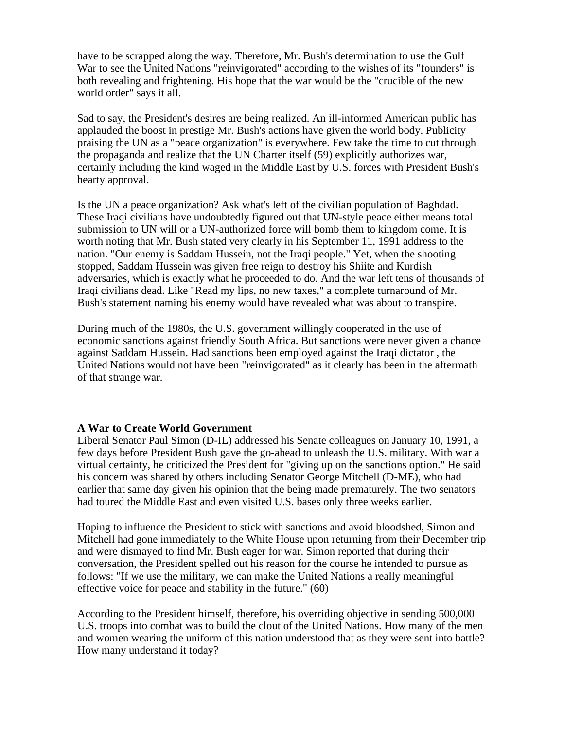have to be scrapped along the way. Therefore, Mr. Bush's determination to use the Gulf War to see the United Nations "reinvigorated" according to the wishes of its "founders" is both revealing and frightening. His hope that the war would be the "crucible of the new world order" says it all.

Sad to say, the President's desires are being realized. An ill-informed American public has applauded the boost in prestige Mr. Bush's actions have given the world body. Publicity praising the UN as a "peace organization" is everywhere. Few take the time to cut through the propaganda and realize that the UN Charter itself (59) explicitly authorizes war, certainly including the kind waged in the Middle East by U.S. forces with President Bush's hearty approval.

Is the UN a peace organization? Ask what's left of the civilian population of Baghdad. These Iraqi civilians have undoubtedly figured out that UN-style peace either means total submission to UN will or a UN-authorized force will bomb them to kingdom come. It is worth noting that Mr. Bush stated very clearly in his September 11, 1991 address to the nation. "Our enemy is Saddam Hussein, not the Iraqi people." Yet, when the shooting stopped, Saddam Hussein was given free reign to destroy his Shiite and Kurdish adversaries, which is exactly what he proceeded to do. And the war left tens of thousands of Iraqi civilians dead. Like "Read my lips, no new taxes," a complete turnaround of Mr. Bush's statement naming his enemy would have revealed what was about to transpire.

During much of the 1980s, the U.S. government willingly cooperated in the use of economic sanctions against friendly South Africa. But sanctions were never given a chance against Saddam Hussein. Had sanctions been employed against the Iraqi dictator , the United Nations would not have been "reinvigorated" as it clearly has been in the aftermath of that strange war.

**A War to Create World Government**

Liberal Senator Paul Simon (D-IL) addressed his Senate colleagues on January 10, 1991, a few days before President Bush gave the go-ahead to unleash the U.S. military. With war a virtual certainty, he criticized the President for "giving up on the sanctions option." He said his concern was shared by others including Senator George Mitchell (D-ME), who had earlier that same day given his opinion that the being made prematurely. The two senators had toured the Middle East and even visited U.S. bases only three weeks earlier.

Hoping to influence the President to stick with sanctions and avoid bloodshed, Simon and Mitchell had gone immediately to the White House upon returning from their December trip and were dismayed to find Mr. Bush eager for war. Simon reported that during their conversation, the President spelled out his reason for the course he intended to pursue as follows: "If we use the military, we can make the United Nations a really meaningful effective voice for peace and stability in the future." (60)

According to the President himself, therefore, his overriding objective in sending 500,000 U.S. troops into combat was to build the clout of the United Nations. How many of the men and women wearing the uniform of this nation understood that as they were sent into battle? How many understand it today?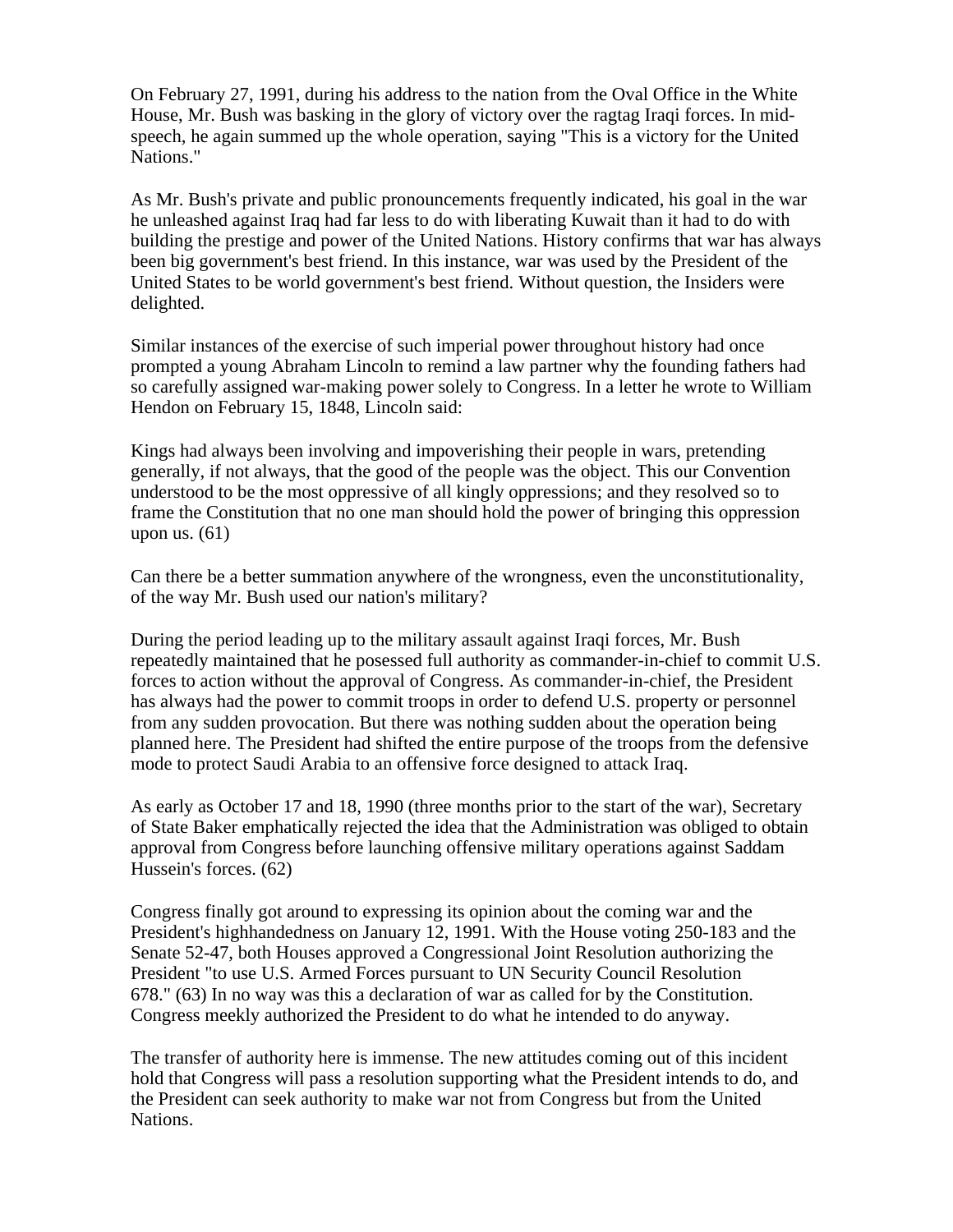On February 27, 1991, during his address to the nation from the Oval Office in the White House, Mr. Bush was basking in the glory of victory over the ragtag Iraqi forces. In mid-speech, he again summed up the whole operation, saying "This is a victory for the United Nations."

As Mr. Bush's private and public pronouncements frequently indicated, his goal in the war he unleashed against Iraq had far less to do with liberating Kuwait than it had to do with building the prestige and power of the United Nations. History confirms that war has always been big government's best friend. In this instance, war was used by the President of the United States to be world government's best friend. Without question, the Insiders were delighted.

Similar instances of the exercise of such imperial power throughout history had once prompted a young Abraham Lincoln to remind a law partner why the founding fathers had so carefully assigned war-making power solely to Congress. In a letter he wrote to William Hendon on February 15, 1848, Lincoln said:

Kings had always been involving and impoverishing their people in wars, pretending generally, if not always, that the good of the people was the object. This our Convention understood to be the most oppressive of all kingly oppressions; and they resolved so to frame the Constitution that no one man should hold the power of bringing this oppression upon us. (61)

Can there be a better summation anywhere of the wrongness, even the unconstitutionality, of the way Mr. Bush used our nation's military?

During the period leading up to the military assault against Iraqi forces, Mr. Bush repeatedly maintained that he posessed full authority as commander-in-chief to commit U.S. forces to action without the approval of Congress. As commander-in-chief, the President has always had the power to commit troops in order to defend U.S. property or personnel from any sudden provocation. But there was nothing sudden about the operation being planned here. The President had shifted the entire purpose of the troops from the defensive mode to protect Saudi Arabia to an offensive force designed to attack Iraq.

As early as October 17 and 18, 1990 (three months prior to the start of the war), Secretary of State Baker emphatically rejected the idea that the Administration was obliged to obtain approval from Congress before launching offensive military operations against Saddam Hussein's forces. (62)

Congress finally got around to expressing its opinion about the coming war and the President's highhandedness on January 12, 1991. With the House voting 250-183 and the Senate 52-47, both Houses approved a Congressional Joint Resolution authorizing the President "to use U.S. Armed Forces pursuant to UN Security Council Resolution 678." (63) In no way was this a declaration of war as called for by the Constitution. Congress meekly authorized the President to do what he intended to do anyway.

The transfer of authority here is immense. The new attitudes coming out of this incident hold that Congress will pass a resolution supporting what the President intends to do, and the President can seek authority to make war not from Congress but from the United Nations.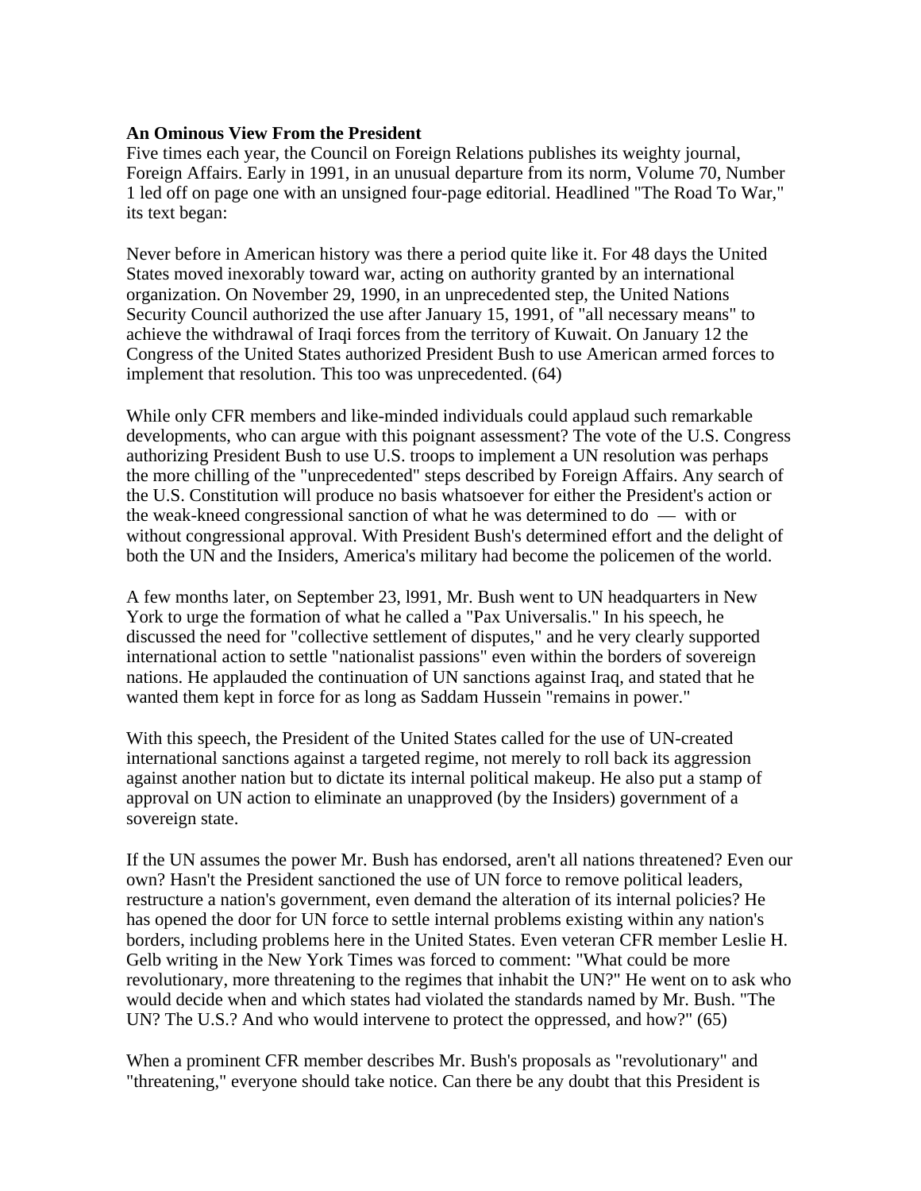**An Ominous View From the President**

Five times each year, the Council on Foreign Relations publishes its weighty journal, Foreign Affairs. Early in 1991, in an unusual departure from its norm, Volume 70, Number 1 led off on page one with an unsigned four-page editorial. Headlined "The Road To War," its text began:

Never before in American history was there a period quite like it. For 48 days the United States moved inexorably toward war, acting on authority granted by an international organization. On November 29, 1990, in an unprecedented step, the United Nations Security Council authorized the use after January 15, 1991, of "all necessary means" to achieve the withdrawal of Iraqi forces from the territory of Kuwait. On January 12 the Congress of the United States authorized President Bush to use American armed forces to implement that resolution. This too was unprecedented. (64)

While only CFR members and like-minded individuals could applaud such remarkable developments, who can argue with this poignant assessment? The vote of the U.S. Congress authorizing President Bush to use U.S. troops to implement a UN resolution was perhaps the more chilling of the "unprecedented" steps described by Foreign Affairs. Any search of the U.S. Constitution will produce no basis whatsoever for either the President's action or the weak-kneed congressional sanction of what he was determined to do — with or without congressional approval. With President Bush's determined effort and the delight of both the UN and the Insiders, America's military had become the policemen of the world.

A few months later, on September 23, l991, Mr. Bush went to UN headquarters in New York to urge the formation of what he called a "Pax Universalis." In his speech, he discussed the need for "collective settlement of disputes," and he very clearly supported international action to settle "nationalist passions" even within the borders of sovereign nations. He applauded the continuation of UN sanctions against Iraq, and stated that he wanted them kept in force for as long as Saddam Hussein "remains in power."

With this speech, the President of the United States called for the use of UN-created international sanctions against a targeted regime, not merely to roll back its aggression against another nation but to dictate its internal political makeup. He also put a stamp of approval on UN action to eliminate an unapproved (by the Insiders) government of a sovereign state.

If the UN assumes the power Mr. Bush has endorsed, aren't all nations threatened? Even our own? Hasn't the President sanctioned the use of UN force to remove political leaders, restructure a nation's government, even demand the alteration of its internal policies? He has opened the door for UN force to settle internal problems existing within any nation's borders, including problems here in the United States. Even veteran CFR member Leslie H. Gelb writing in the New York Times was forced to comment: "What could be more revolutionary, more threatening to the regimes that inhabit the UN?" He went on to ask who would decide when and which states had violated the standards named by Mr. Bush. "The UN? The U.S.? And who would intervene to protect the oppressed, and how?" (65)

When a prominent CFR member describes Mr. Bush's proposals as "revolutionary" and "threatening," everyone should take notice. Can there be any doubt that this President is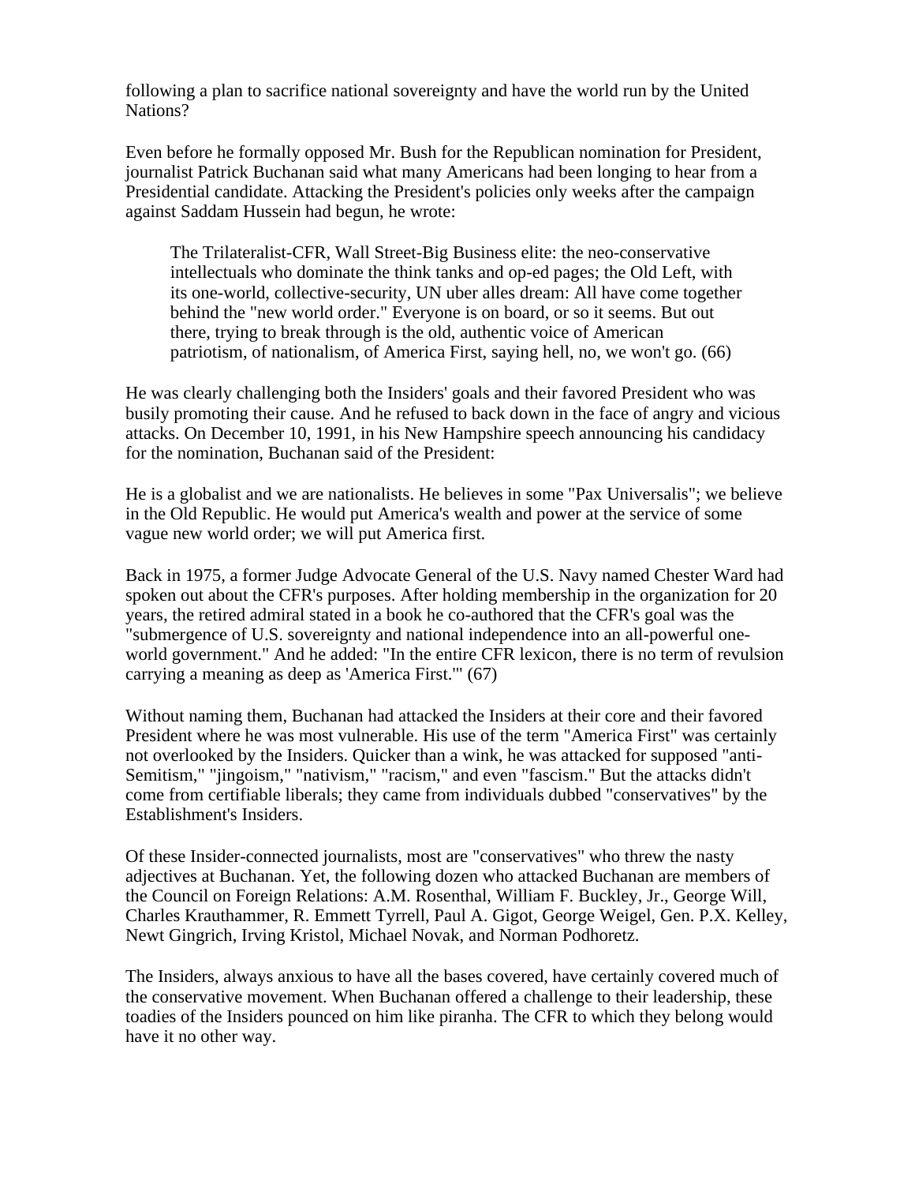following a plan to sacrifice national sovereignty and have the world run by the United Nations?

Even before he formally opposed Mr. Bush for the Republican nomination for President, journalist Patrick Buchanan said what many Americans had been longing to hear from a Presidential candidate. Attacking the President's policies only weeks after the campaign against Saddam Hussein had begun, he wrote:

> The Trilateralist-CFR, Wall Street-Big Business elite: the neo-conservative intellectuals who dominate the think tanks and op-ed pages; the Old Left, with its one-world, collective-security, UN uber alles dream: All have come together behind the "new world order." Everyone is on board, or so it seems. But out there, trying to break through is the old, authentic voice of American patriotism, of nationalism, of America First, saying hell, no, we won't go. (66)

He was clearly challenging both the Insiders' goals and their favored President who was busily promoting their cause. And he refused to back down in the face of angry and vicious attacks. On December 10, 1991, in his New Hampshire speech announcing his candidacy for the nomination, Buchanan said of the President:

He is a globalist and we are nationalists. He believes in some "Pax Universalis"; we believe in the Old Republic. He would put America's wealth and power at the service of some vague new world order; we will put America first.

Back in 1975, a former Judge Advocate General of the U.S. Navy named Chester Ward had spoken out about the CFR's purposes. After holding membership in the organization for 20 years, the retired admiral stated in a book he co-authored that the CFR's goal was the "submergence of U.S. sovereignty and national independence into an all-powerful one-world government." And he added: "In the entire CFR lexicon, there is no term of revulsion carrying a meaning as deep as 'America First.'" (67)

Without naming them, Buchanan had attacked the Insiders at their core and their favored President where he was most vulnerable. His use of the term "America First" was certainly not overlooked by the Insiders. Quicker than a wink, he was attacked for supposed "anti-Semitism," "jingoism," "nativism," "racism," and even "fascism." But the attacks didn't come from certifiable liberals; they came from individuals dubbed "conservatives" by the Establishment's Insiders.

Of these Insider-connected journalists, most are "conservatives" who threw the nasty adjectives at Buchanan. Yet, the following dozen who attacked Buchanan are members of the Council on Foreign Relations: A.M. Rosenthal, William F. Buckley, Jr., George Will, Charles Krauthammer, R. Emmett Tyrrell, Paul A. Gigot, George Weigel, Gen. P.X. Kelley, Newt Gingrich, Irving Kristol, Michael Novak, and Norman Podhoretz.

The Insiders, always anxious to have all the bases covered, have certainly covered much of the conservative movement. When Buchanan offered a challenge to their leadership, these toadies of the Insiders pounced on him like piranha. The CFR to which they belong would have it no other way.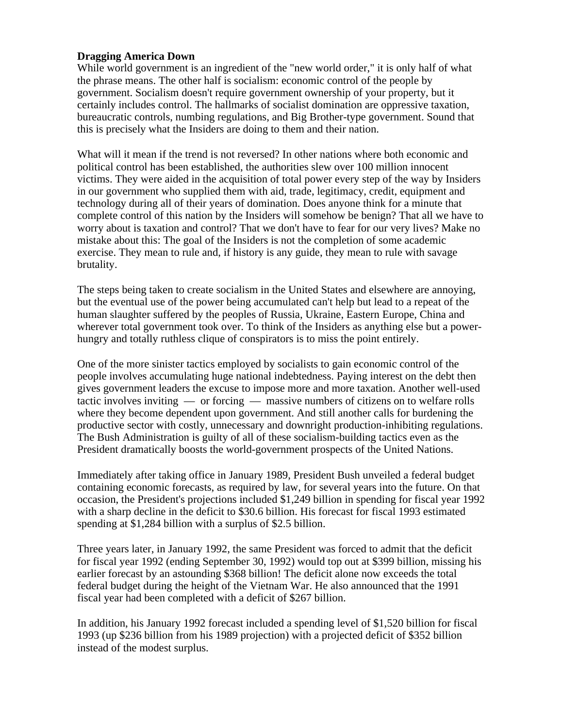**Dragging America Down**

While world government is an ingredient of the "new world order," it is only half of what the phrase means. The other half is socialism: economic control of the people by government. Socialism doesn't require government ownership of your property, but it certainly includes control. The hallmarks of socialist domination are oppressive taxation, bureaucratic controls, numbing regulations, and Big Brother-type government. Sound that this is precisely what the Insiders are doing to them and their nation.

What will it mean if the trend is not reversed? In other nations where both economic and political control has been established, the authorities slew over 100 million innocent victims. They were aided in the acquisition of total power every step of the way by Insiders in our government who supplied them with aid, trade, legitimacy, credit, equipment and technology during all of their years of domination. Does anyone think for a minute that complete control of this nation by the Insiders will somehow be benign? That all we have to worry about is taxation and control? That we don't have to fear for our very lives? Make no mistake about this: The goal of the Insiders is not the completion of some academic exercise. They mean to rule and, if history is any guide, they mean to rule with savage brutality.

The steps being taken to create socialism in the United States and elsewhere are annoying, but the eventual use of the power being accumulated can't help but lead to a repeat of the human slaughter suffered by the peoples of Russia, Ukraine, Eastern Europe, China and wherever total government took over. To think of the Insiders as anything else but a power-hungry and totally ruthless clique of conspirators is to miss the point entirely.

One of the more sinister tactics employed by socialists to gain economic control of the people involves accumulating huge national indebtedness. Paying interest on the debt then gives government leaders the excuse to impose more and more taxation. Another well-used tactic involves inviting — or forcing — massive numbers of citizens on to welfare rolls where they become dependent upon government. And still another calls for burdening the productive sector with costly, unnecessary and downright production-inhibiting regulations. The Bush Administration is guilty of all of these socialism-building tactics even as the President dramatically boosts the world-government prospects of the United Nations.

Immediately after taking office in January 1989, President Bush unveiled a federal budget containing economic forecasts, as required by law, for several years into the future. On that occasion, the President's projections included $1,249 billion in spending for fiscal year 1992 with a sharp decline in the deficit to $30.6 billion. His forecast for fiscal 1993 estimated spending at $1,284 billion with a surplus of $2.5 billion.

Three years later, in January 1992, the same President was forced to admit that the deficit for fiscal year 1992 (ending September 30, 1992) would top out at $399 billion, missing his earlier forecast by an astounding $368 billion! The deficit alone now exceeds the total federal budget during the height of the Vietnam War. He also announced that the 1991 fiscal year had been completed with a deficit of $267 billion.

In addition, his January 1992 forecast included a spending level of $1,520 billion for fiscal 1993 (up $236 billion from his 1989 projection) with a projected deficit of $352 billion instead of the modest surplus.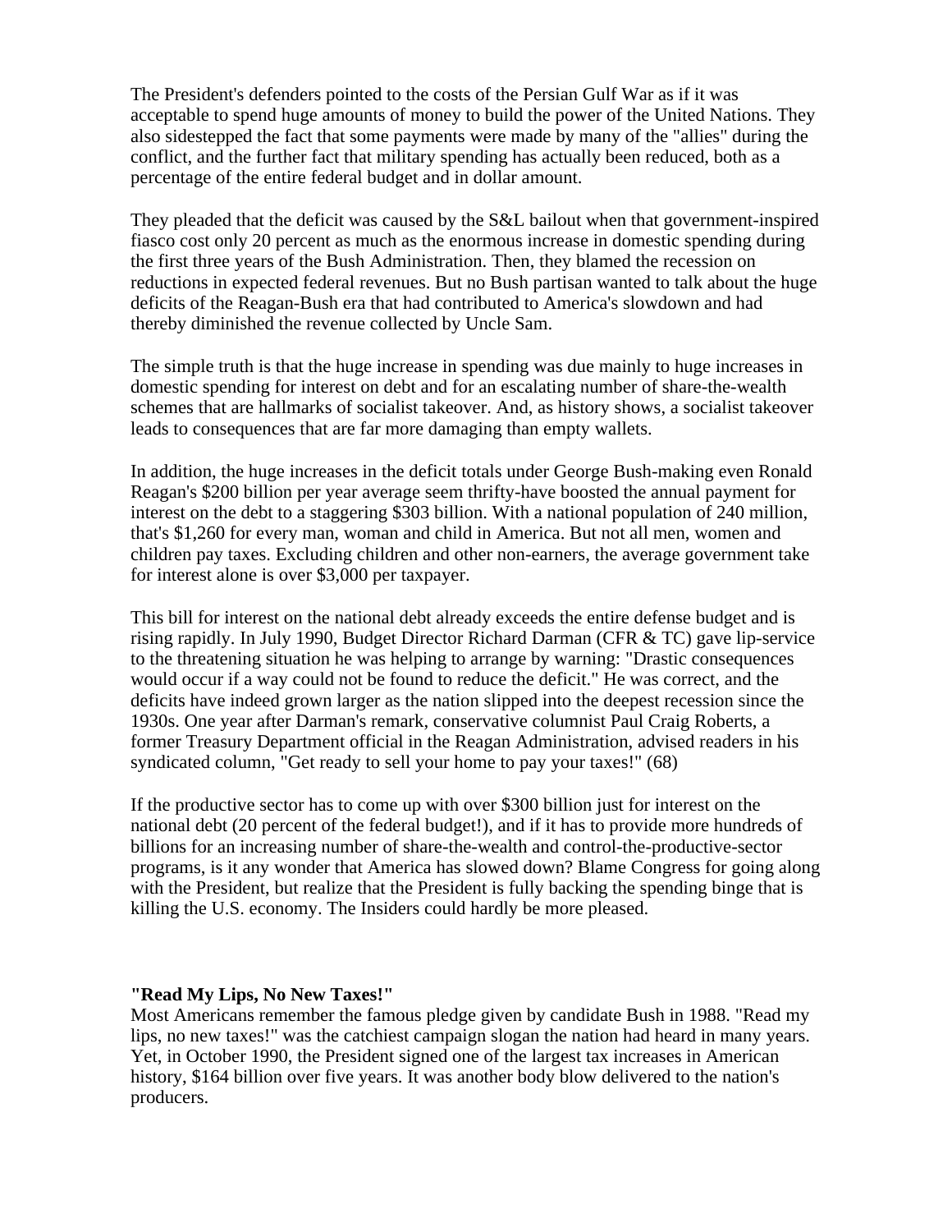The President's defenders pointed to the costs of the Persian Gulf War as if it was acceptable to spend huge amounts of money to build the power of the United Nations. They also sidestepped the fact that some payments were made by many of the "allies" during the conflict, and the further fact that military spending has actually been reduced, both as a percentage of the entire federal budget and in dollar amount.

They pleaded that the deficit was caused by the S&L bailout when that government-inspired fiasco cost only 20 percent as much as the enormous increase in domestic spending during the first three years of the Bush Administration. Then, they blamed the recession on reductions in expected federal revenues. But no Bush partisan wanted to talk about the huge deficits of the Reagan-Bush era that had contributed to America's slowdown and had thereby diminished the revenue collected by Uncle Sam.

The simple truth is that the huge increase in spending was due mainly to huge increases in domestic spending for interest on debt and for an escalating number of share-the-wealth schemes that are hallmarks of socialist takeover. And, as history shows, a socialist takeover leads to consequences that are far more damaging than empty wallets.

In addition, the huge increases in the deficit totals under George Bush-making even Ronald Reagan's $200 billion per year average seem thrifty-have boosted the annual payment for interest on the debt to a staggering $303 billion. With a national population of 240 million, that's $1,260 for every man, woman and child in America. But not all men, women and children pay taxes. Excluding children and other non-earners, the average government take for interest alone is over $3,000 per taxpayer.

This bill for interest on the national debt already exceeds the entire defense budget and is rising rapidly. In July 1990, Budget Director Richard Darman (CFR & TC) gave lip-service to the threatening situation he was helping to arrange by warning: "Drastic consequences would occur if a way could not be found to reduce the deficit." He was correct, and the deficits have indeed grown larger as the nation slipped into the deepest recession since the 1930s. One year after Darman's remark, conservative columnist Paul Craig Roberts, a former Treasury Department official in the Reagan Administration, advised readers in his syndicated column, "Get ready to sell your home to pay your taxes!" (68)

If the productive sector has to come up with over $300 billion just for interest on the national debt (20 percent of the federal budget!), and if it has to provide more hundreds of billions for an increasing number of share-the-wealth and control-the-productive-sector programs, is it any wonder that America has slowed down? Blame Congress for going along with the President, but realize that the President is fully backing the spending binge that is killing the U.S. economy. The Insiders could hardly be more pleased.

**"Read My Lips, No New Taxes!"**

Most Americans remember the famous pledge given by candidate Bush in 1988. "Read my lips, no new taxes!" was the catchiest campaign slogan the nation had heard in many years. Yet, in October 1990, the President signed one of the largest tax increases in American history, $164 billion over five years. It was another body blow delivered to the nation's producers.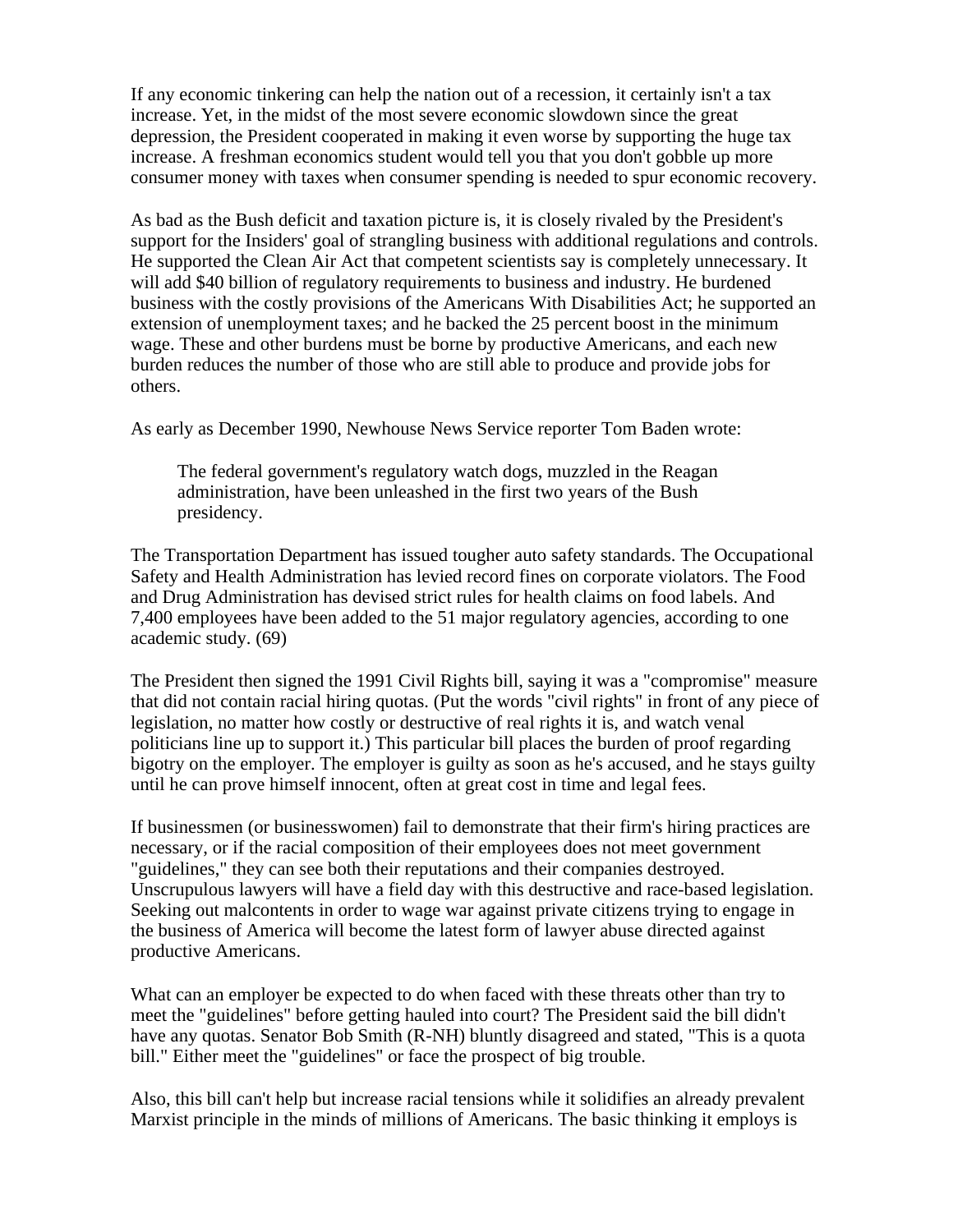If any economic tinkering can help the nation out of a recession, it certainly isn't a tax increase. Yet, in the midst of the most severe economic slowdown since the great depression, the President cooperated in making it even worse by supporting the huge tax increase. A freshman economics student would tell you that you don't gobble up more consumer money with taxes when consumer spending is needed to spur economic recovery.

As bad as the Bush deficit and taxation picture is, it is closely rivaled by the President's support for the Insiders' goal of strangling business with additional regulations and controls. He supported the Clean Air Act that competent scientists say is completely unnecessary. It will add $40 billion of regulatory requirements to business and industry. He burdened business with the costly provisions of the Americans With Disabilities Act; he supported an extension of unemployment taxes; and he backed the 25 percent boost in the minimum wage. These and other burdens must be borne by productive Americans, and each new burden reduces the number of those who are still able to produce and provide jobs for others.

As early as December 1990, Newhouse News Service reporter Tom Baden wrote:

> The federal government's regulatory watch dogs, muzzled in the Reagan administration, have been unleashed in the first two years of the Bush presidency.

The Transportation Department has issued tougher auto safety standards. The Occupational Safety and Health Administration has levied record fines on corporate violators. The Food and Drug Administration has devised strict rules for health claims on food labels. And 7,400 employees have been added to the 51 major regulatory agencies, according to one academic study. (69)

The President then signed the 1991 Civil Rights bill, saying it was a "compromise" measure that did not contain racial hiring quotas. (Put the words "civil rights" in front of any piece of legislation, no matter how costly or destructive of real rights it is, and watch venal politicians line up to support it.) This particular bill places the burden of proof regarding bigotry on the employer. The employer is guilty as soon as he's accused, and he stays guilty until he can prove himself innocent, often at great cost in time and legal fees.

If businessmen (or businesswomen) fail to demonstrate that their firm's hiring practices are necessary, or if the racial composition of their employees does not meet government "guidelines," they can see both their reputations and their companies destroyed. Unscrupulous lawyers will have a field day with this destructive and race-based legislation. Seeking out malcontents in order to wage war against private citizens trying to engage in the business of America will become the latest form of lawyer abuse directed against productive Americans.

What can an employer be expected to do when faced with these threats other than try to meet the "guidelines" before getting hauled into court? The President said the bill didn't have any quotas. Senator Bob Smith (R-NH) bluntly disagreed and stated, "This is a quota bill." Either meet the "guidelines" or face the prospect of big trouble.

Also, this bill can't help but increase racial tensions while it solidifies an already prevalent Marxist principle in the minds of millions of Americans. The basic thinking it employs is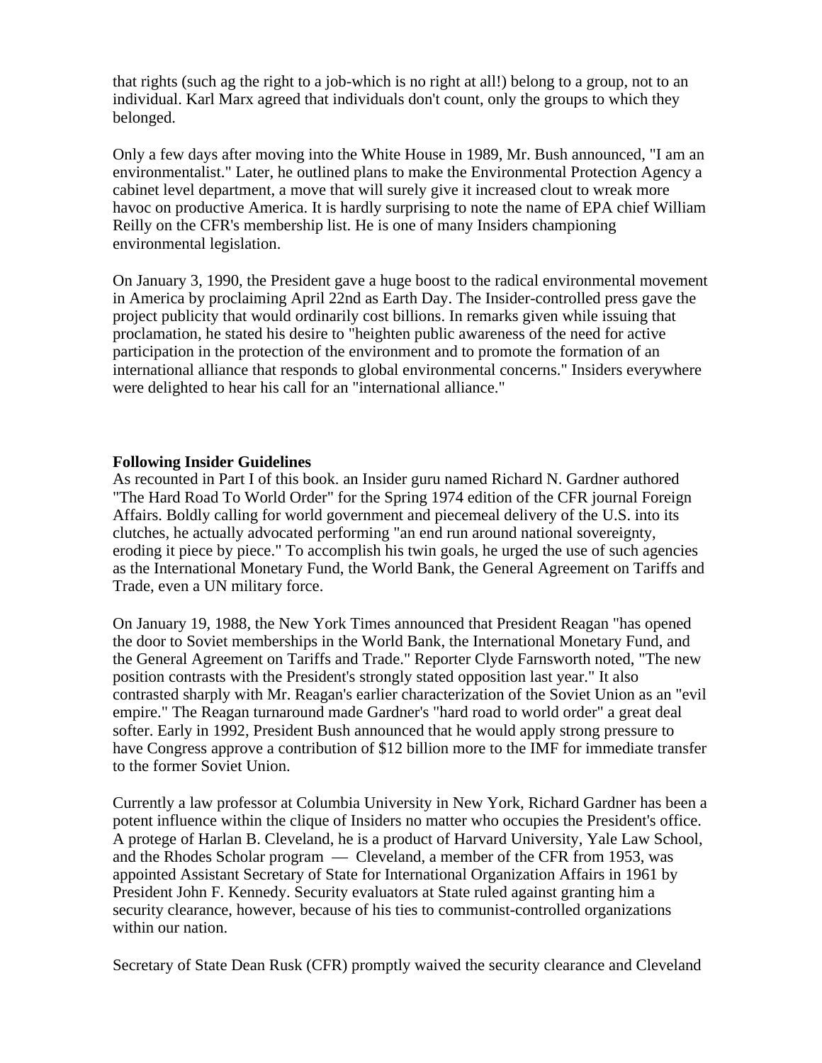that rights (such ag the right to a job-which is no right at all!) belong to a group, not to an individual. Karl Marx agreed that individuals don't count, only the groups to which they belonged.

Only a few days after moving into the White House in 1989, Mr. Bush announced, "I am an environmentalist." Later, he outlined plans to make the Environmental Protection Agency a cabinet level department, a move that will surely give it increased clout to wreak more havoc on productive America. It is hardly surprising to note the name of EPA chief William Reilly on the CFR's membership list. He is one of many Insiders championing environmental legislation.

On January 3, 1990, the President gave a huge boost to the radical environmental movement in America by proclaiming April 22nd as Earth Day. The Insider-controlled press gave the project publicity that would ordinarily cost billions. In remarks given while issuing that proclamation, he stated his desire to "heighten public awareness of the need for active participation in the protection of the environment and to promote the formation of an international alliance that responds to global environmental concerns." Insiders everywhere were delighted to hear his call for an "international alliance."

**Following Insider Guidelines**

As recounted in Part I of this book. an Insider guru named Richard N. Gardner authored "The Hard Road To World Order" for the Spring 1974 edition of the CFR journal Foreign Affairs. Boldly calling for world government and piecemeal delivery of the U.S. into its clutches, he actually advocated performing "an end run around national sovereignty, eroding it piece by piece." To accomplish his twin goals, he urged the use of such agencies as the International Monetary Fund, the World Bank, the General Agreement on Tariffs and Trade, even a UN military force.

On January 19, 1988, the New York Times announced that President Reagan "has opened the door to Soviet memberships in the World Bank, the International Monetary Fund, and the General Agreement on Tariffs and Trade." Reporter Clyde Farnsworth noted, "The new position contrasts with the President's strongly stated opposition last year." It also contrasted sharply with Mr. Reagan's earlier characterization of the Soviet Union as an "evil empire." The Reagan turnaround made Gardner's "hard road to world order" a great deal softer. Early in 1992, President Bush announced that he would apply strong pressure to have Congress approve a contribution of $12 billion more to the IMF for immediate transfer to the former Soviet Union.

Currently a law professor at Columbia University in New York, Richard Gardner has been a potent influence within the clique of Insiders no matter who occupies the President's office. A protege of Harlan B. Cleveland, he is a product of Harvard University, Yale Law School, and the Rhodes Scholar program — Cleveland, a member of the CFR from 1953, was appointed Assistant Secretary of State for International Organization Affairs in 1961 by President John F. Kennedy. Security evaluators at State ruled against granting him a security clearance, however, because of his ties to communist-controlled organizations within our nation.

Secretary of State Dean Rusk (CFR) promptly waived the security clearance and Cleveland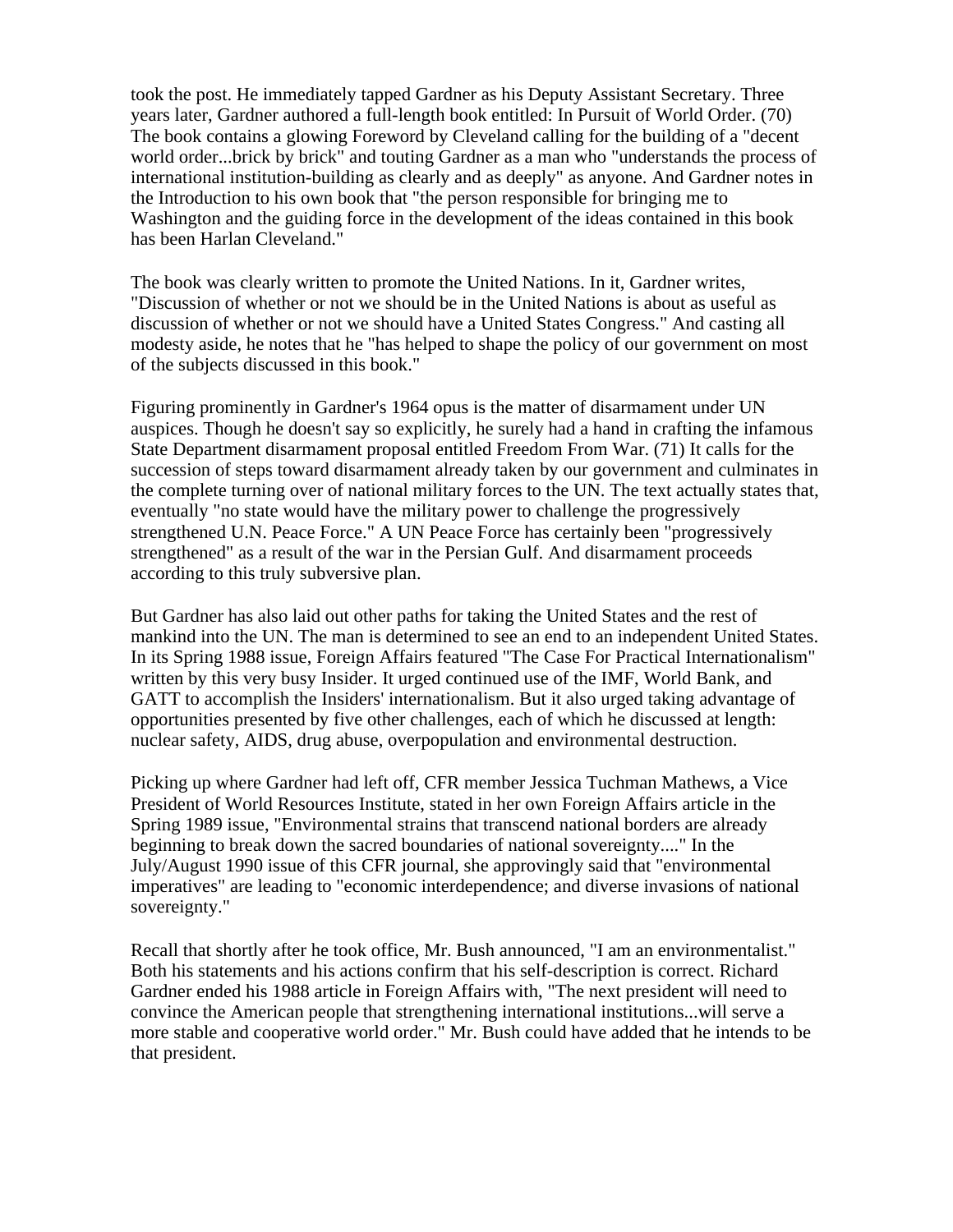took the post. He immediately tapped Gardner as his Deputy Assistant Secretary. Three years later, Gardner authored a full-length book entitled: In Pursuit of World Order. (70) The book contains a glowing Foreword by Cleveland calling for the building of a "decent world order...brick by brick" and touting Gardner as a man who "understands the process of international institution-building as clearly and as deeply" as anyone. And Gardner notes in the Introduction to his own book that "the person responsible for bringing me to Washington and the guiding force in the development of the ideas contained in this book has been Harlan Cleveland."

The book was clearly written to promote the United Nations. In it, Gardner writes, "Discussion of whether or not we should be in the United Nations is about as useful as discussion of whether or not we should have a United States Congress." And casting all modesty aside, he notes that he "has helped to shape the policy of our government on most of the subjects discussed in this book."

Figuring prominently in Gardner's 1964 opus is the matter of disarmament under UN auspices. Though he doesn't say so explicitly, he surely had a hand in crafting the infamous State Department disarmament proposal entitled Freedom From War. (71) It calls for the succession of steps toward disarmament already taken by our government and culminates in the complete turning over of national military forces to the UN. The text actually states that, eventually "no state would have the military power to challenge the progressively strengthened U.N. Peace Force." A UN Peace Force has certainly been "progressively strengthened" as a result of the war in the Persian Gulf. And disarmament proceeds according to this truly subversive plan.

But Gardner has also laid out other paths for taking the United States and the rest of mankind into the UN. The man is determined to see an end to an independent United States. In its Spring 1988 issue, Foreign Affairs featured "The Case For Practical Internationalism" written by this very busy Insider. It urged continued use of the IMF, World Bank, and GATT to accomplish the Insiders' internationalism. But it also urged taking advantage of opportunities presented by five other challenges, each of which he discussed at length: nuclear safety, AIDS, drug abuse, overpopulation and environmental destruction.

Picking up where Gardner had left off, CFR member Jessica Tuchman Mathews, a Vice President of World Resources Institute, stated in her own Foreign Affairs article in the Spring 1989 issue, "Environmental strains that transcend national borders are already beginning to break down the sacred boundaries of national sovereignty...." In the July/August 1990 issue of this CFR journal, she approvingly said that "environmental imperatives" are leading to "economic interdependence; and diverse invasions of national sovereignty."

Recall that shortly after he took office, Mr. Bush announced, "I am an environmentalist." Both his statements and his actions confirm that his self-description is correct. Richard Gardner ended his 1988 article in Foreign Affairs with, "The next president will need to convince the American people that strengthening international institutions...will serve a more stable and cooperative world order." Mr. Bush could have added that he intends to be that president.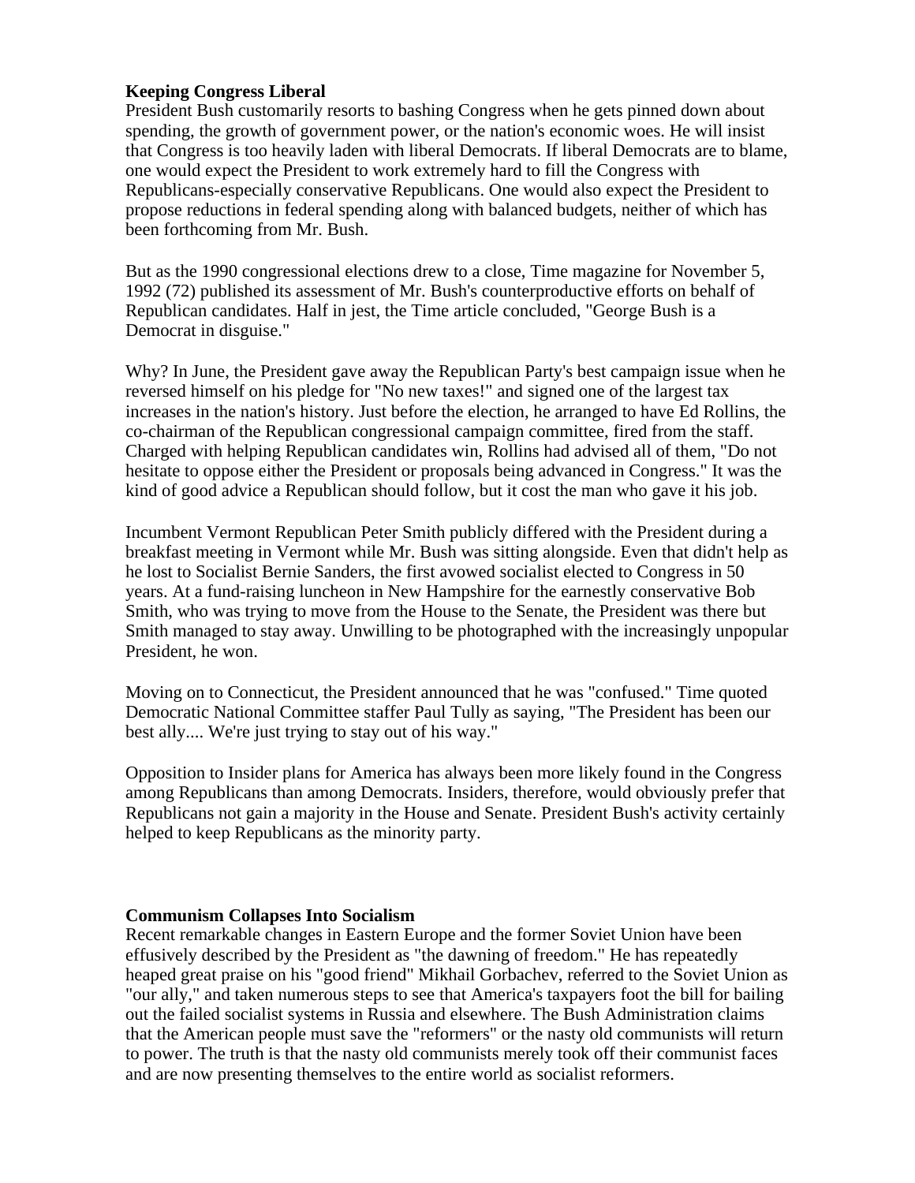**Keeping Congress Liberal**

President Bush customarily resorts to bashing Congress when he gets pinned down about spending, the growth of government power, or the nation's economic woes. He will insist that Congress is too heavily laden with liberal Democrats. If liberal Democrats are to blame, one would expect the President to work extremely hard to fill the Congress with Republicans-especially conservative Republicans. One would also expect the President to propose reductions in federal spending along with balanced budgets, neither of which has been forthcoming from Mr. Bush.

But as the 1990 congressional elections drew to a close, Time magazine for November 5, 1992 (72) published its assessment of Mr. Bush's counterproductive efforts on behalf of Republican candidates. Half in jest, the Time article concluded, "George Bush is a Democrat in disguise."

Why? In June, the President gave away the Republican Party's best campaign issue when he reversed himself on his pledge for "No new taxes!" and signed one of the largest tax increases in the nation's history. Just before the election, he arranged to have Ed Rollins, the co-chairman of the Republican congressional campaign committee, fired from the staff. Charged with helping Republican candidates win, Rollins had advised all of them, "Do not hesitate to oppose either the President or proposals being advanced in Congress." It was the kind of good advice a Republican should follow, but it cost the man who gave it his job.

Incumbent Vermont Republican Peter Smith publicly differed with the President during a breakfast meeting in Vermont while Mr. Bush was sitting alongside. Even that didn't help as he lost to Socialist Bernie Sanders, the first avowed socialist elected to Congress in 50 years. At a fund-raising luncheon in New Hampshire for the earnestly conservative Bob Smith, who was trying to move from the House to the Senate, the President was there but Smith managed to stay away. Unwilling to be photographed with the increasingly unpopular President, he won.

Moving on to Connecticut, the President announced that he was "confused." Time quoted Democratic National Committee staffer Paul Tully as saying, "The President has been our best ally.... We're just trying to stay out of his way."

Opposition to Insider plans for America has always been more likely found in the Congress among Republicans than among Democrats. Insiders, therefore, would obviously prefer that Republicans not gain a majority in the House and Senate. President Bush's activity certainly helped to keep Republicans as the minority party.

**Communism Collapses Into Socialism**

Recent remarkable changes in Eastern Europe and the former Soviet Union have been effusively described by the President as "the dawning of freedom." He has repeatedly heaped great praise on his "good friend" Mikhail Gorbachev, referred to the Soviet Union as "our ally," and taken numerous steps to see that America's taxpayers foot the bill for bailing out the failed socialist systems in Russia and elsewhere. The Bush Administration claims that the American people must save the "reformers" or the nasty old communists will return to power. The truth is that the nasty old communists merely took off their communist faces and are now presenting themselves to the entire world as socialist reformers.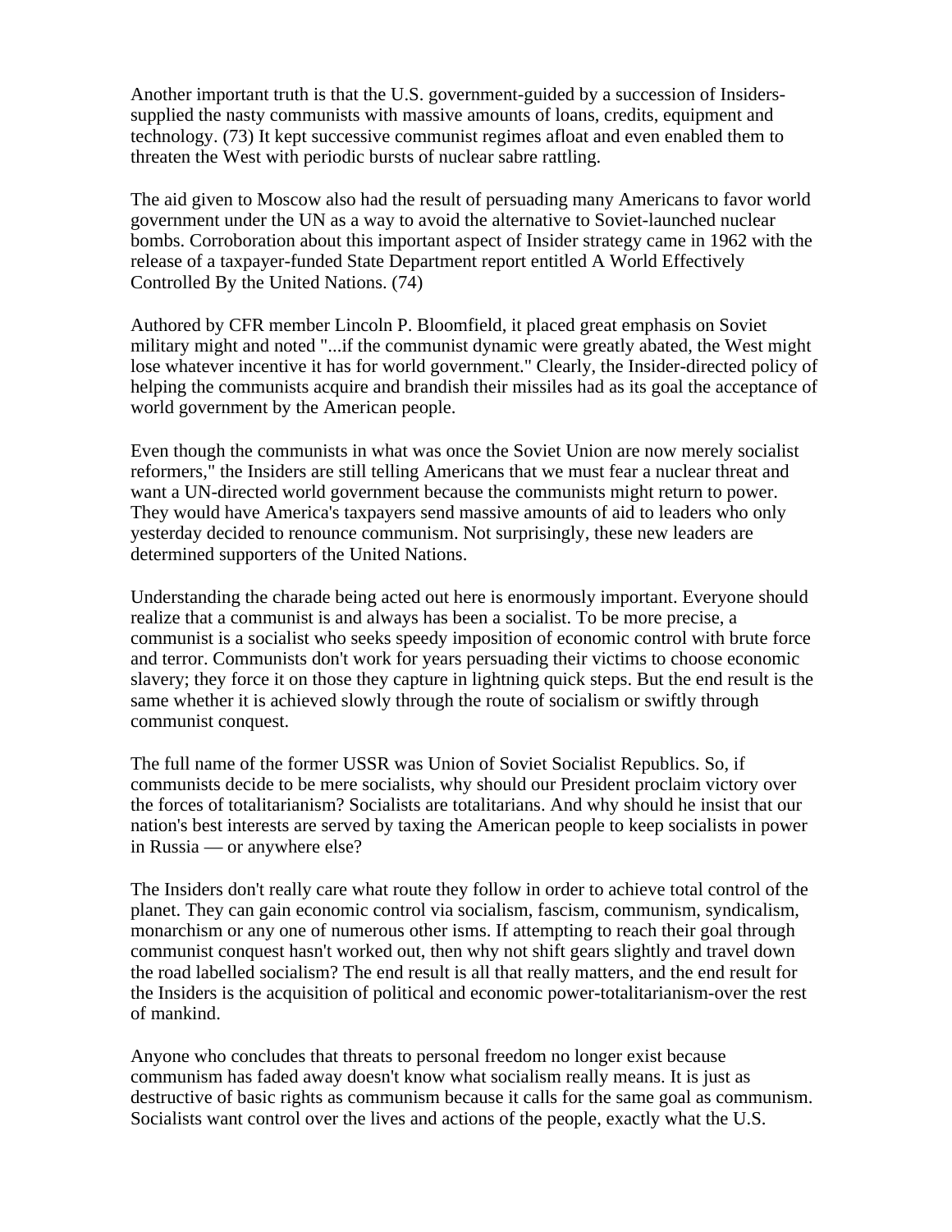Another important truth is that the U.S. government-guided by a succession of Insiders-supplied the nasty communists with massive amounts of loans, credits, equipment and technology. (73) It kept successive communist regimes afloat and even enabled them to threaten the West with periodic bursts of nuclear sabre rattling.

The aid given to Moscow also had the result of persuading many Americans to favor world government under the UN as a way to avoid the alternative to Soviet-launched nuclear bombs. Corroboration about this important aspect of Insider strategy came in 1962 with the release of a taxpayer-funded State Department report entitled A World Effectively Controlled By the United Nations. (74)

Authored by CFR member Lincoln P. Bloomfield, it placed great emphasis on Soviet military might and noted "...if the communist dynamic were greatly abated, the West might lose whatever incentive it has for world government." Clearly, the Insider-directed policy of helping the communists acquire and brandish their missiles had as its goal the acceptance of world government by the American people.

Even though the communists in what was once the Soviet Union are now merely socialist reformers," the Insiders are still telling Americans that we must fear a nuclear threat and want a UN-directed world government because the communists might return to power. They would have America's taxpayers send massive amounts of aid to leaders who only yesterday decided to renounce communism. Not surprisingly, these new leaders are determined supporters of the United Nations.

Understanding the charade being acted out here is enormously important. Everyone should realize that a communist is and always has been a socialist. To be more precise, a communist is a socialist who seeks speedy imposition of economic control with brute force and terror. Communists don't work for years persuading their victims to choose economic slavery; they force it on those they capture in lightning quick steps. But the end result is the same whether it is achieved slowly through the route of socialism or swiftly through communist conquest.

The full name of the former USSR was Union of Soviet Socialist Republics. So, if communists decide to be mere socialists, why should our President proclaim victory over the forces of totalitarianism? Socialists are totalitarians. And why should he insist that our nation's best interests are served by taxing the American people to keep socialists in power in Russia — or anywhere else?

The Insiders don't really care what route they follow in order to achieve total control of the planet. They can gain economic control via socialism, fascism, communism, syndicalism, monarchism or any one of numerous other isms. If attempting to reach their goal through communist conquest hasn't worked out, then why not shift gears slightly and travel down the road labelled socialism? The end result is all that really matters, and the end result for the Insiders is the acquisition of political and economic power-totalitarianism-over the rest of mankind.

Anyone who concludes that threats to personal freedom no longer exist because communism has faded away doesn't know what socialism really means. It is just as destructive of basic rights as communism because it calls for the same goal as communism. Socialists want control over the lives and actions of the people, exactly what the U.S.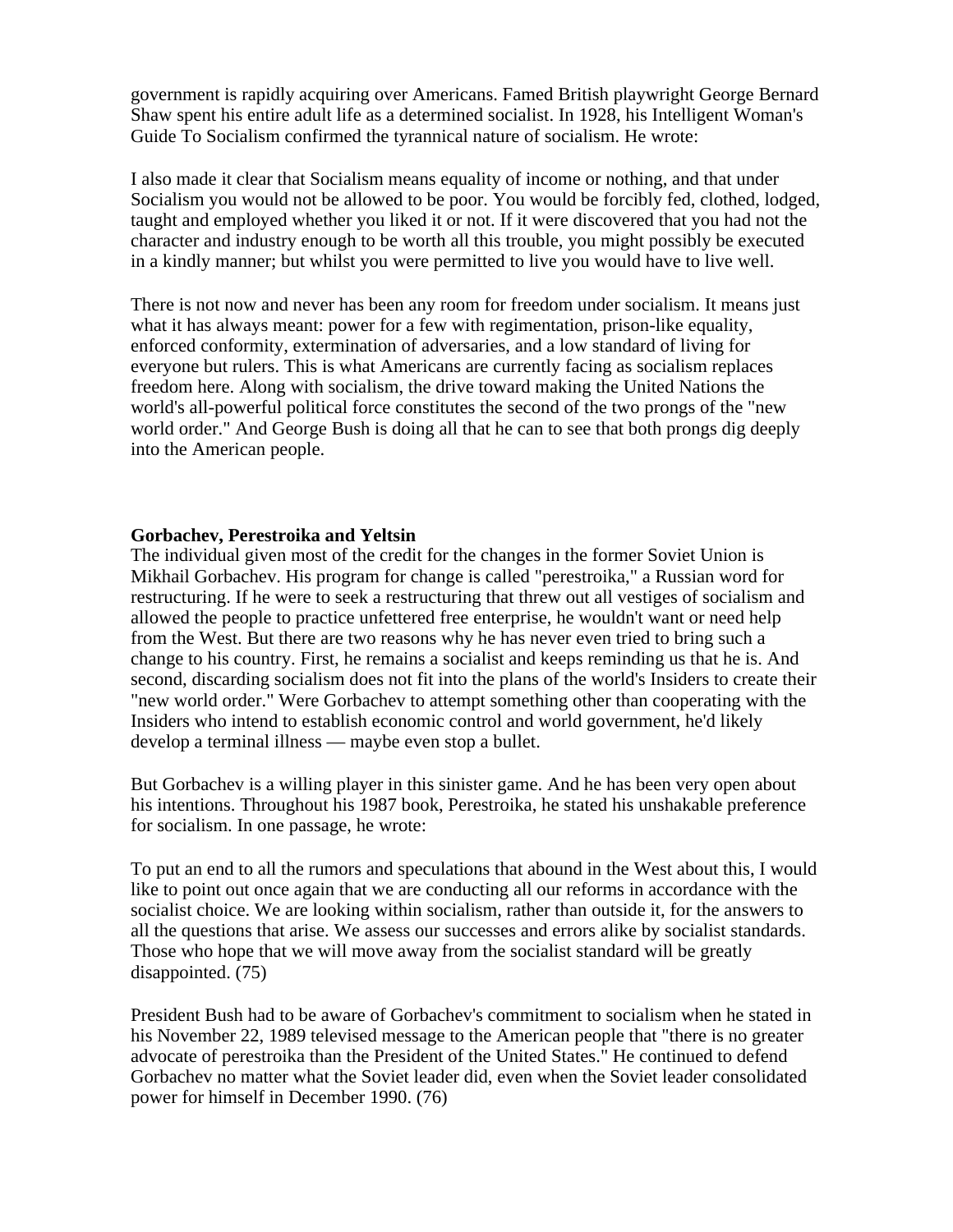government is rapidly acquiring over Americans. Famed British playwright George Bernard Shaw spent his entire adult life as a determined socialist. In 1928, his Intelligent Woman's Guide To Socialism confirmed the tyrannical nature of socialism. He wrote:

I also made it clear that Socialism means equality of income or nothing, and that under Socialism you would not be allowed to be poor. You would be forcibly fed, clothed, lodged, taught and employed whether you liked it or not. If it were discovered that you had not the character and industry enough to be worth all this trouble, you might possibly be executed in a kindly manner; but whilst you were permitted to live you would have to live well.

There is not now and never has been any room for freedom under socialism. It means just what it has always meant: power for a few with regimentation, prison-like equality, enforced conformity, extermination of adversaries, and a low standard of living for everyone but rulers. This is what Americans are currently facing as socialism replaces freedom here. Along with socialism, the drive toward making the United Nations the world's all-powerful political force constitutes the second of the two prongs of the "new world order." And George Bush is doing all that he can to see that both prongs dig deeply into the American people.

**Gorbachev, Perestroika and Yeltsin**

The individual given most of the credit for the changes in the former Soviet Union is Mikhail Gorbachev. His program for change is called "perestroika," a Russian word for restructuring. If he were to seek a restructuring that threw out all vestiges of socialism and allowed the people to practice unfettered free enterprise, he wouldn't want or need help from the West. But there are two reasons why he has never even tried to bring such a change to his country. First, he remains a socialist and keeps reminding us that he is. And second, discarding socialism does not fit into the plans of the world's Insiders to create their "new world order." Were Gorbachev to attempt something other than cooperating with the Insiders who intend to establish economic control and world government, he'd likely develop a terminal illness — maybe even stop a bullet.

But Gorbachev is a willing player in this sinister game. And he has been very open about his intentions. Throughout his 1987 book, Perestroika, he stated his unshakable preference for socialism. In one passage, he wrote:

To put an end to all the rumors and speculations that abound in the West about this, I would like to point out once again that we are conducting all our reforms in accordance with the socialist choice. We are looking within socialism, rather than outside it, for the answers to all the questions that arise. We assess our successes and errors alike by socialist standards. Those who hope that we will move away from the socialist standard will be greatly disappointed. (75)

President Bush had to be aware of Gorbachev's commitment to socialism when he stated in his November 22, 1989 televised message to the American people that "there is no greater advocate of perestroika than the President of the United States." He continued to defend Gorbachev no matter what the Soviet leader did, even when the Soviet leader consolidated power for himself in December 1990. (76)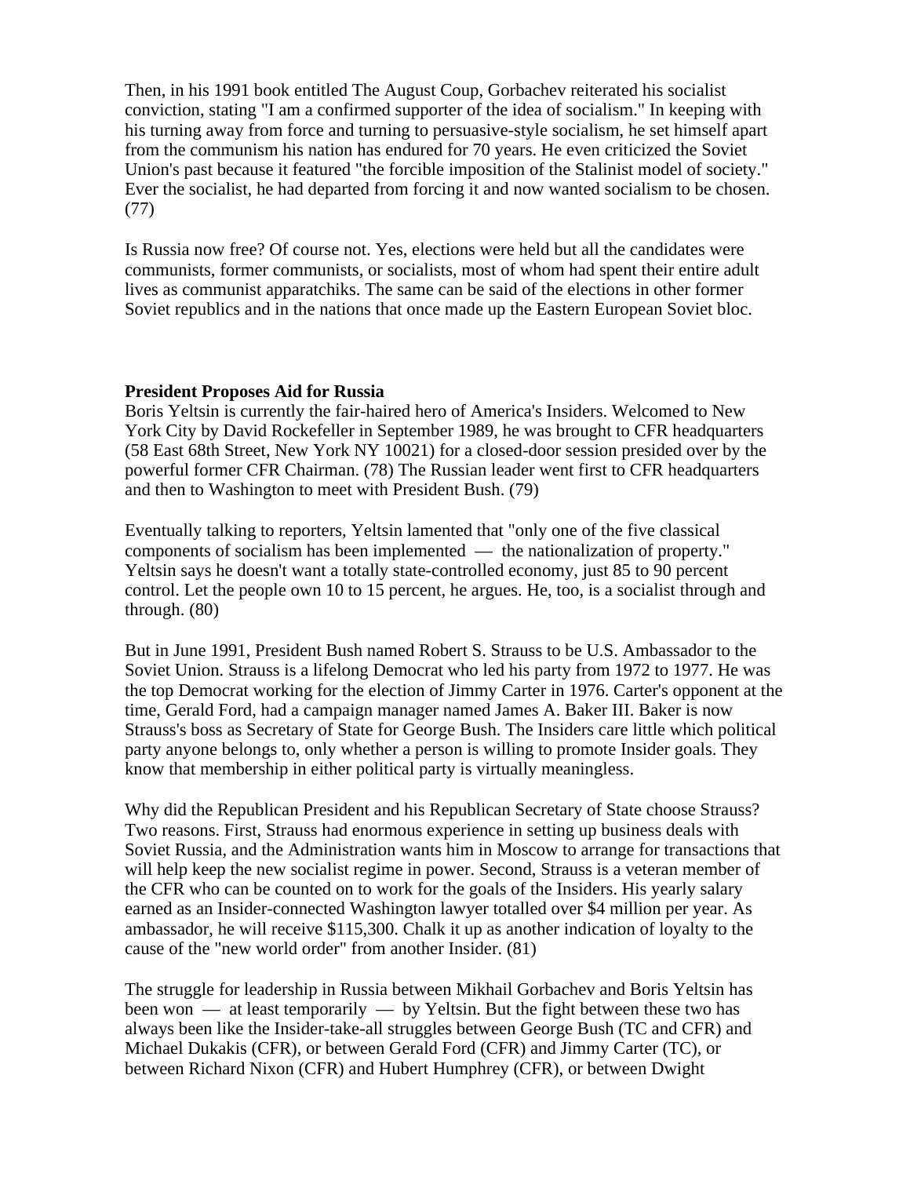Then, in his 1991 book entitled The August Coup, Gorbachev reiterated his socialist conviction, stating "I am a confirmed supporter of the idea of socialism." In keeping with his turning away from force and turning to persuasive-style socialism, he set himself apart from the communism his nation has endured for 70 years. He even criticized the Soviet Union's past because it featured "the forcible imposition of the Stalinist model of society." Ever the socialist, he had departed from forcing it and now wanted socialism to be chosen. (77)

Is Russia now free? Of course not. Yes, elections were held but all the candidates were communists, former communists, or socialists, most of whom had spent their entire adult lives as communist apparatchiks. The same can be said of the elections in other former Soviet republics and in the nations that once made up the Eastern European Soviet bloc.

**President Proposes Aid for Russia**

Boris Yeltsin is currently the fair-haired hero of America's Insiders. Welcomed to New York City by David Rockefeller in September 1989, he was brought to CFR headquarters (58 East 68th Street, New York NY 10021) for a closed-door session presided over by the powerful former CFR Chairman. (78) The Russian leader went first to CFR headquarters and then to Washington to meet with President Bush. (79)

Eventually talking to reporters, Yeltsin lamented that "only one of the five classical components of socialism has been implemented — the nationalization of property." Yeltsin says he doesn't want a totally state-controlled economy, just 85 to 90 percent control. Let the people own 10 to 15 percent, he argues. He, too, is a socialist through and through. (80)

But in June 1991, President Bush named Robert S. Strauss to be U.S. Ambassador to the Soviet Union. Strauss is a lifelong Democrat who led his party from 1972 to 1977. He was the top Democrat working for the election of Jimmy Carter in 1976. Carter's opponent at the time, Gerald Ford, had a campaign manager named James A. Baker III. Baker is now Strauss's boss as Secretary of State for George Bush. The Insiders care little which political party anyone belongs to, only whether a person is willing to promote Insider goals. They know that membership in either political party is virtually meaningless.

Why did the Republican President and his Republican Secretary of State choose Strauss? Two reasons. First, Strauss had enormous experience in setting up business deals with Soviet Russia, and the Administration wants him in Moscow to arrange for transactions that will help keep the new socialist regime in power. Second, Strauss is a veteran member of the CFR who can be counted on to work for the goals of the Insiders. His yearly salary earned as an Insider-connected Washington lawyer totalled over $4 million per year. As ambassador, he will receive $115,300. Chalk it up as another indication of loyalty to the cause of the "new world order" from another Insider. (81)

The struggle for leadership in Russia between Mikhail Gorbachev and Boris Yeltsin has been won — at least temporarily — by Yeltsin. But the fight between these two has always been like the Insider-take-all struggles between George Bush (TC and CFR) and Michael Dukakis (CFR), or between Gerald Ford (CFR) and Jimmy Carter (TC), or between Richard Nixon (CFR) and Hubert Humphrey (CFR), or between Dwight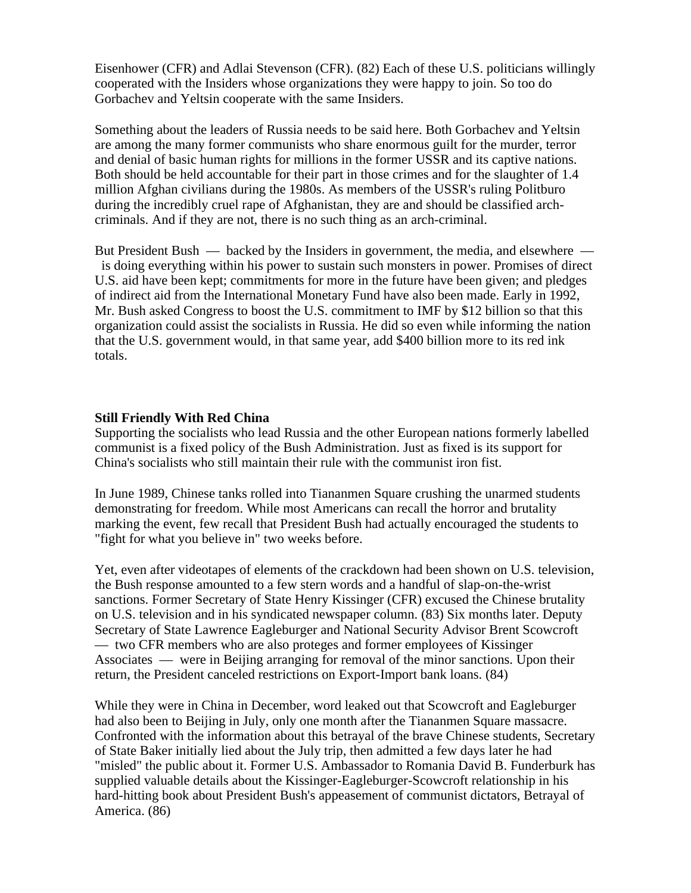Eisenhower (CFR) and Adlai Stevenson (CFR). (82) Each of these U.S. politicians willingly cooperated with the Insiders whose organizations they were happy to join. So too do Gorbachev and Yeltsin cooperate with the same Insiders.

Something about the leaders of Russia needs to be said here. Both Gorbachev and Yeltsin are among the many former communists who share enormous guilt for the murder, terror and denial of basic human rights for millions in the former USSR and its captive nations. Both should be held accountable for their part in those crimes and for the slaughter of 1.4 million Afghan civilians during the 1980s. As members of the USSR's ruling Politburo during the incredibly cruel rape of Afghanistan, they are and should be classified arch-criminals. And if they are not, there is no such thing as an arch-criminal.

But President Bush — backed by the Insiders in government, the media, and elsewhere — is doing everything within his power to sustain such monsters in power. Promises of direct U.S. aid have been kept; commitments for more in the future have been given; and pledges of indirect aid from the International Monetary Fund have also been made. Early in 1992, Mr. Bush asked Congress to boost the U.S. commitment to IMF by $12 billion so that this organization could assist the socialists in Russia. He did so even while informing the nation that the U.S. government would, in that same year, add $400 billion more to its red ink totals.

**Still Friendly With Red China**

Supporting the socialists who lead Russia and the other European nations formerly labelled communist is a fixed policy of the Bush Administration. Just as fixed is its support for China's socialists who still maintain their rule with the communist iron fist.

In June 1989, Chinese tanks rolled into Tiananmen Square crushing the unarmed students demonstrating for freedom. While most Americans can recall the horror and brutality marking the event, few recall that President Bush had actually encouraged the students to "fight for what you believe in" two weeks before.

Yet, even after videotapes of elements of the crackdown had been shown on U.S. television, the Bush response amounted to a few stern words and a handful of slap-on-the-wrist sanctions. Former Secretary of State Henry Kissinger (CFR) excused the Chinese brutality on U.S. television and in his syndicated newspaper column. (83) Six months later. Deputy Secretary of State Lawrence Eagleburger and National Security Advisor Brent Scowcroft — two CFR members who are also proteges and former employees of Kissinger Associates — were in Beijing arranging for removal of the minor sanctions. Upon their return, the President canceled restrictions on Export-Import bank loans. (84)

While they were in China in December, word leaked out that Scowcroft and Eagleburger had also been to Beijing in July, only one month after the Tiananmen Square massacre. Confronted with the information about this betrayal of the brave Chinese students, Secretary of State Baker initially lied about the July trip, then admitted a few days later he had "misled" the public about it. Former U.S. Ambassador to Romania David B. Funderburk has supplied valuable details about the Kissinger-Eagleburger-Scowcroft relationship in his hard-hitting book about President Bush's appeasement of communist dictators, Betrayal of America. (86)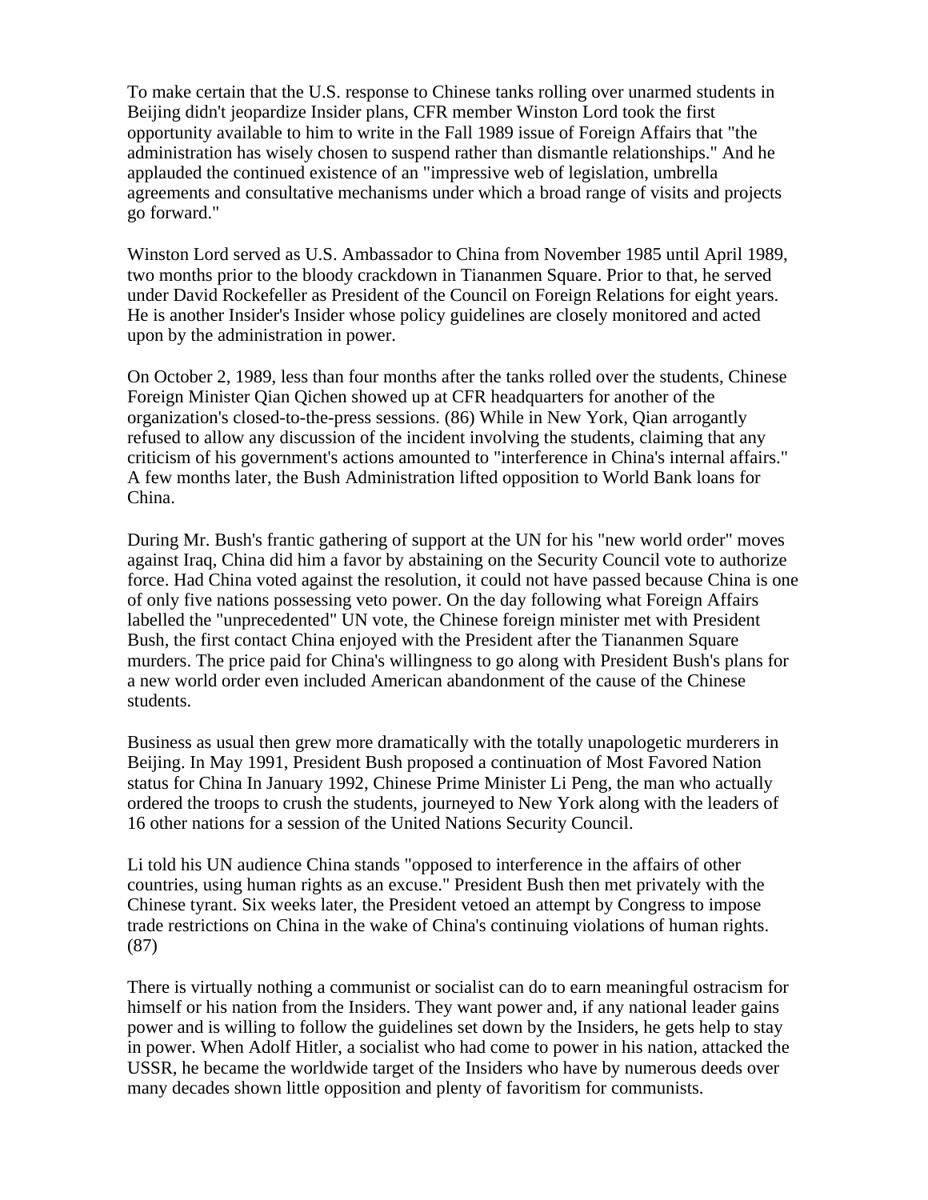To make certain that the U.S. response to Chinese tanks rolling over unarmed students in Beijing didn't jeopardize Insider plans, CFR member Winston Lord took the first opportunity available to him to write in the Fall 1989 issue of Foreign Affairs that "the administration has wisely chosen to suspend rather than dismantle relationships." And he applauded the continued existence of an "impressive web of legislation, umbrella agreements and consultative mechanisms under which a broad range of visits and projects go forward."

Winston Lord served as U.S. Ambassador to China from November 1985 until April 1989, two months prior to the bloody crackdown in Tiananmen Square. Prior to that, he served under David Rockefeller as President of the Council on Foreign Relations for eight years. He is another Insider's Insider whose policy guidelines are closely monitored and acted upon by the administration in power.

On October 2, 1989, less than four months after the tanks rolled over the students, Chinese Foreign Minister Qian Qichen showed up at CFR headquarters for another of the organization's closed-to-the-press sessions. (86) While in New York, Qian arrogantly refused to allow any discussion of the incident involving the students, claiming that any criticism of his government's actions amounted to "interference in China's internal affairs." A few months later, the Bush Administration lifted opposition to World Bank loans for China.

During Mr. Bush's frantic gathering of support at the UN for his "new world order" moves against Iraq, China did him a favor by abstaining on the Security Council vote to authorize force. Had China voted against the resolution, it could not have passed because China is one of only five nations possessing veto power. On the day following what Foreign Affairs labelled the "unprecedented" UN vote, the Chinese foreign minister met with President Bush, the first contact China enjoyed with the President after the Tiananmen Square murders. The price paid for China's willingness to go along with President Bush's plans for a new world order even included American abandonment of the cause of the Chinese students.

Business as usual then grew more dramatically with the totally unapologetic murderers in Beijing. In May 1991, President Bush proposed a continuation of Most Favored Nation status for China In January 1992, Chinese Prime Minister Li Peng, the man who actually ordered the troops to crush the students, journeyed to New York along with the leaders of 16 other nations for a session of the United Nations Security Council.

Li told his UN audience China stands "opposed to interference in the affairs of other countries, using human rights as an excuse." President Bush then met privately with the Chinese tyrant. Six weeks later, the President vetoed an attempt by Congress to impose trade restrictions on China in the wake of China's continuing violations of human rights. (87)

There is virtually nothing a communist or socialist can do to earn meaningful ostracism for himself or his nation from the Insiders. They want power and, if any national leader gains power and is willing to follow the guidelines set down by the Insiders, he gets help to stay in power. When Adolf Hitler, a socialist who had come to power in his nation, attacked the USSR, he became the worldwide target of the Insiders who have by numerous deeds over many decades shown little opposition and plenty of favoritism for communists.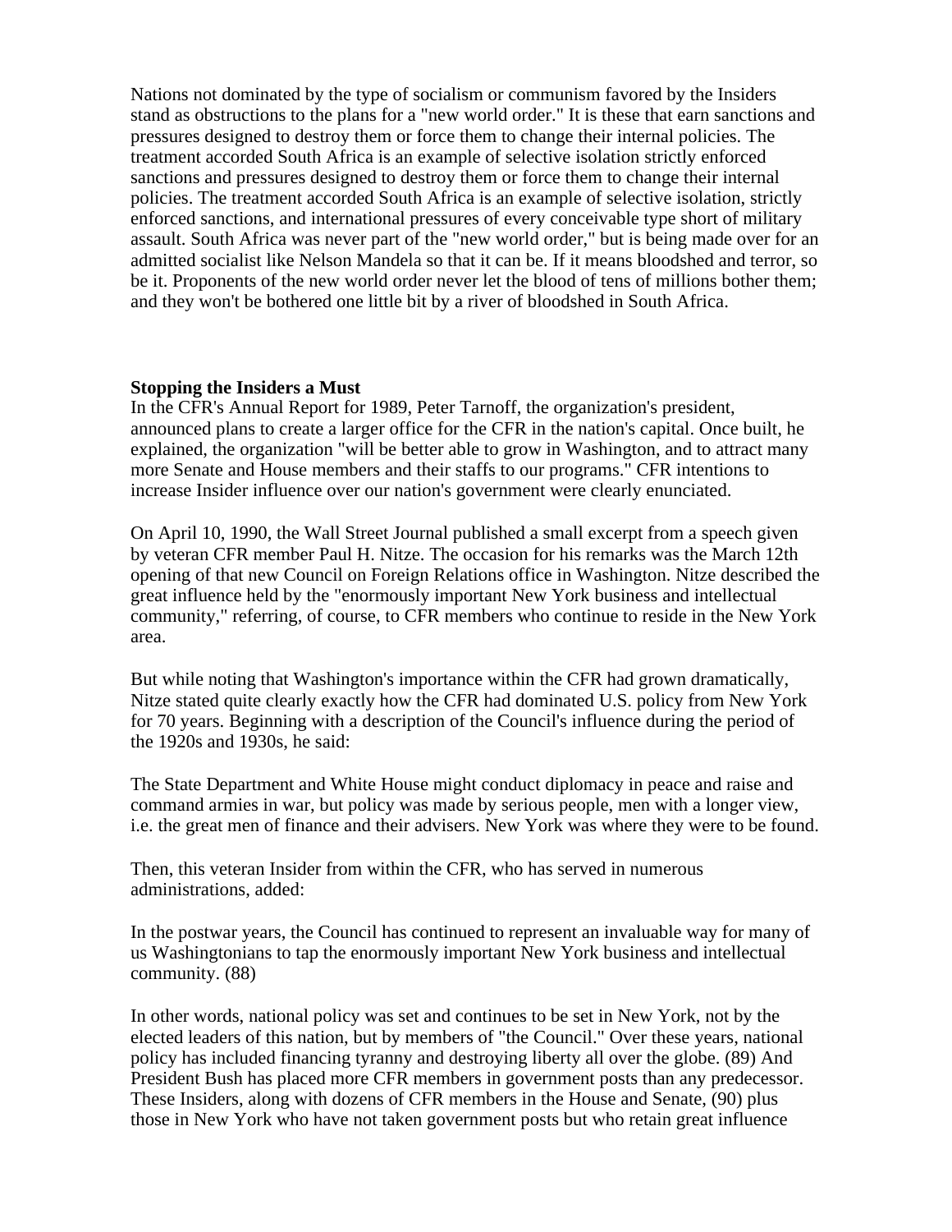Nations not dominated by the type of socialism or communism favored by the Insiders stand as obstructions to the plans for a "new world order." It is these that earn sanctions and pressures designed to destroy them or force them to change their internal policies. The treatment accorded South Africa is an example of selective isolation strictly enforced sanctions and pressures designed to destroy them or force them to change their internal policies. The treatment accorded South Africa is an example of selective isolation, strictly enforced sanctions, and international pressures of every conceivable type short of military assault. South Africa was never part of the "new world order," but is being made over for an admitted socialist like Nelson Mandela so that it can be. If it means bloodshed and terror, so be it. Proponents of the new world order never let the blood of tens of millions bother them; and they won't be bothered one little bit by a river of bloodshed in South Africa.

**Stopping the Insiders a Must**

In the CFR's Annual Report for 1989, Peter Tarnoff, the organization's president, announced plans to create a larger office for the CFR in the nation's capital. Once built, he explained, the organization "will be better able to grow in Washington, and to attract many more Senate and House members and their staffs to our programs." CFR intentions to increase Insider influence over our nation's government were clearly enunciated.

On April 10, 1990, the Wall Street Journal published a small excerpt from a speech given by veteran CFR member Paul H. Nitze. The occasion for his remarks was the March 12th opening of that new Council on Foreign Relations office in Washington. Nitze described the great influence held by the "enormously important New York business and intellectual community," referring, of course, to CFR members who continue to reside in the New York area.

But while noting that Washington's importance within the CFR had grown dramatically, Nitze stated quite clearly exactly how the CFR had dominated U.S. policy from New York for 70 years. Beginning with a description of the Council's influence during the period of the 1920s and 1930s, he said:

The State Department and White House might conduct diplomacy in peace and raise and command armies in war, but policy was made by serious people, men with a longer view, i.e. the great men of finance and their advisers. New York was where they were to be found.

Then, this veteran Insider from within the CFR, who has served in numerous administrations, added:

In the postwar years, the Council has continued to represent an invaluable way for many of us Washingtonians to tap the enormously important New York business and intellectual community. (88)

In other words, national policy was set and continues to be set in New York, not by the elected leaders of this nation, but by members of "the Council." Over these years, national policy has included financing tyranny and destroying liberty all over the globe. (89) And President Bush has placed more CFR members in government posts than any predecessor. These Insiders, along with dozens of CFR members in the House and Senate, (90) plus those in New York who have not taken government posts but who retain great influence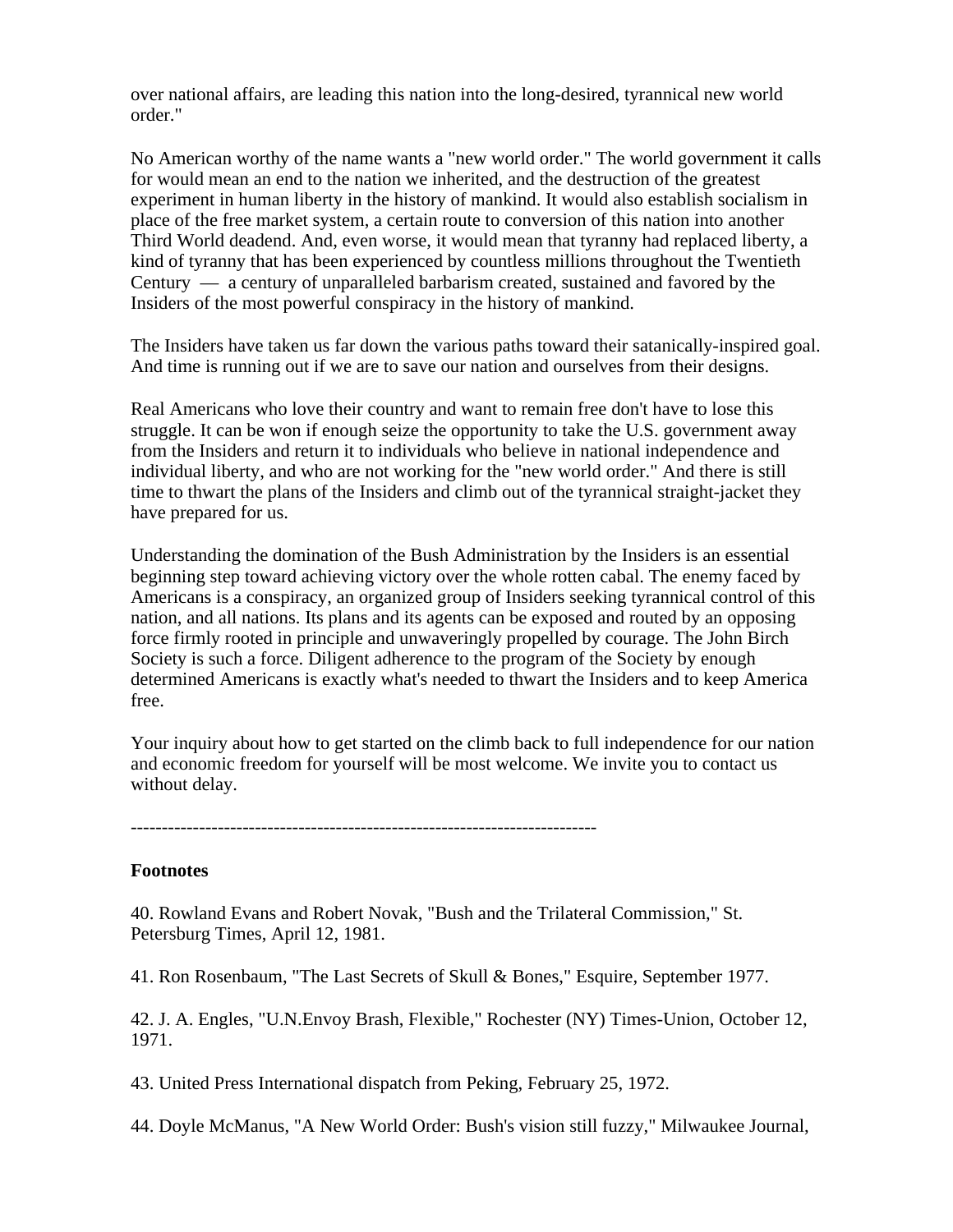over national affairs, are leading this nation into the long-desired, tyrannical new world order."

No American worthy of the name wants a "new world order." The world government it calls for would mean an end to the nation we inherited, and the destruction of the greatest experiment in human liberty in the history of mankind. It would also establish socialism in place of the free market system, a certain route to conversion of this nation into another Third World deadend. And, even worse, it would mean that tyranny had replaced liberty, a kind of tyranny that has been experienced by countless millions throughout the Twentieth Century — a century of unparalleled barbarism created, sustained and favored by the Insiders of the most powerful conspiracy in the history of mankind.

The Insiders have taken us far down the various paths toward their satanically-inspired goal. And time is running out if we are to save our nation and ourselves from their designs.

Real Americans who love their country and want to remain free don't have to lose this struggle. It can be won if enough seize the opportunity to take the U.S. government away from the Insiders and return it to individuals who believe in national independence and individual liberty, and who are not working for the "new world order." And there is still time to thwart the plans of the Insiders and climb out of the tyrannical straight-jacket they have prepared for us.

Understanding the domination of the Bush Administration by the Insiders is an essential beginning step toward achieving victory over the whole rotten cabal. The enemy faced by Americans is a conspiracy, an organized group of Insiders seeking tyrannical control of this nation, and all nations. Its plans and its agents can be exposed and routed by an opposing force firmly rooted in principle and unwaveringly propelled by courage. The John Birch Society is such a force. Diligent adherence to the program of the Society by enough determined Americans is exactly what's needed to thwart the Insiders and to keep America free.

Your inquiry about how to get started on the climb back to full independence for our nation and economic freedom for yourself will be most welcome. We invite you to contact us without delay.

---

**Footnotes**

40. Rowland Evans and Robert Novak, "Bush and the Trilateral Commission," St. Petersburg Times, April 12, 1981.

41. Ron Rosenbaum, "The Last Secrets of Skull & Bones," Esquire, September 1977.

42. J. A. Engles, "U.N.Envoy Brash, Flexible," Rochester (NY) Times-Union, October 12, 1971.

43. United Press International dispatch from Peking, February 25, 1972.

44. Doyle McManus, "A New World Order: Bush's vision still fuzzy," Milwaukee Journal,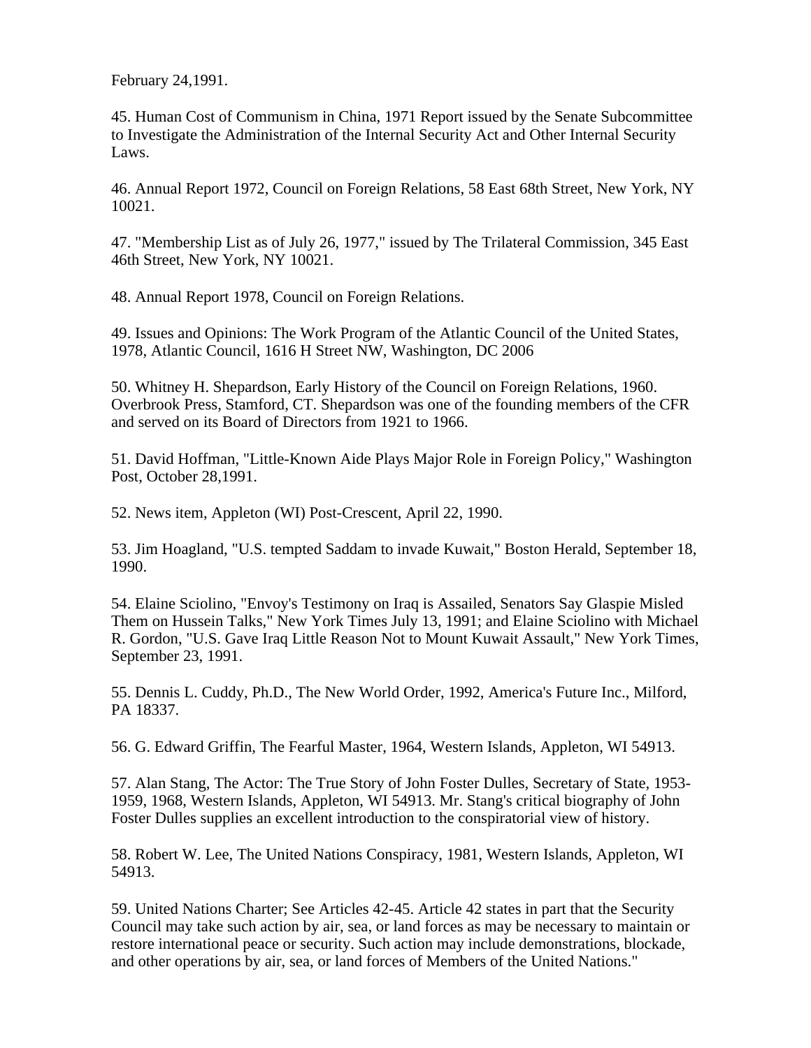February 24,1991.

45. Human Cost of Communism in China, 1971 Report issued by the Senate Subcommittee to Investigate the Administration of the Internal Security Act and Other Internal Security Laws.

46. Annual Report 1972, Council on Foreign Relations, 58 East 68th Street, New York, NY 10021.

47. "Membership List as of July 26, 1977," issued by The Trilateral Commission, 345 East 46th Street, New York, NY 10021.

48. Annual Report 1978, Council on Foreign Relations.

49. Issues and Opinions: The Work Program of the Atlantic Council of the United States, 1978, Atlantic Council, 1616 H Street NW, Washington, DC 2006

50. Whitney H. Shepardson, Early History of the Council on Foreign Relations, 1960. Overbrook Press, Stamford, CT. Shepardson was one of the founding members of the CFR and served on its Board of Directors from 1921 to 1966.

51. David Hoffman, "Little-Known Aide Plays Major Role in Foreign Policy," Washington Post, October 28,1991.

52. News item, Appleton (WI) Post-Crescent, April 22, 1990.

53. Jim Hoagland, "U.S. tempted Saddam to invade Kuwait," Boston Herald, September 18, 1990.

54. Elaine Sciolino, "Envoy's Testimony on Iraq is Assailed, Senators Say Glaspie Misled Them on Hussein Talks," New York Times July 13, 1991; and Elaine Sciolino with Michael R. Gordon, "U.S. Gave Iraq Little Reason Not to Mount Kuwait Assault," New York Times, September 23, 1991.

55. Dennis L. Cuddy, Ph.D., The New World Order, 1992, America's Future Inc., Milford, PA 18337.

56. G. Edward Griffin, The Fearful Master, 1964, Western Islands, Appleton, WI 54913.

57. Alan Stang, The Actor: The True Story of John Foster Dulles, Secretary of State, 1953-1959, 1968, Western Islands, Appleton, WI 54913. Mr. Stang's critical biography of John Foster Dulles supplies an excellent introduction to the conspiratorial view of history.

58. Robert W. Lee, The United Nations Conspiracy, 1981, Western Islands, Appleton, WI 54913.

59. United Nations Charter; See Articles 42-45. Article 42 states in part that the Security Council may take such action by air, sea, or land forces as may be necessary to maintain or restore international peace or security. Such action may include demonstrations, blockade, and other operations by air, sea, or land forces of Members of the United Nations."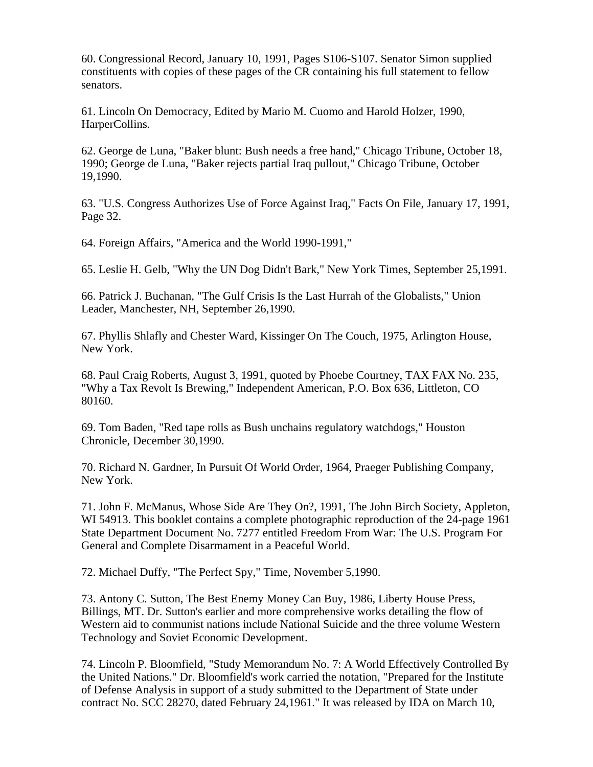60. Congressional Record, January 10, 1991, Pages S106-S107. Senator Simon supplied constituents with copies of these pages of the CR containing his full statement to fellow senators.

61. Lincoln On Democracy, Edited by Mario M. Cuomo and Harold Holzer, 1990, HarperCollins.

62. George de Luna, "Baker blunt: Bush needs a free hand," Chicago Tribune, October 18, 1990; George de Luna, "Baker rejects partial Iraq pullout," Chicago Tribune, October 19,1990.

63. "U.S. Congress Authorizes Use of Force Against Iraq," Facts On File, January 17, 1991, Page 32.

64. Foreign Affairs, "America and the World 1990-1991,"

65. Leslie H. Gelb, "Why the UN Dog Didn't Bark," New York Times, September 25,1991.

66. Patrick J. Buchanan, "The Gulf Crisis Is the Last Hurrah of the Globalists," Union Leader, Manchester, NH, September 26,1990.

67. Phyllis Shlafly and Chester Ward, Kissinger On The Couch, 1975, Arlington House, New York.

68. Paul Craig Roberts, August 3, 1991, quoted by Phoebe Courtney, TAX FAX No. 235, "Why a Tax Revolt Is Brewing," Independent American, P.O. Box 636, Littleton, CO 80160.

69. Tom Baden, "Red tape rolls as Bush unchains regulatory watchdogs," Houston Chronicle, December 30,1990.

70. Richard N. Gardner, In Pursuit Of World Order, 1964, Praeger Publishing Company, New York.

71. John F. McManus, Whose Side Are They On?, 1991, The John Birch Society, Appleton, WI 54913. This booklet contains a complete photographic reproduction of the 24-page 1961 State Department Document No. 7277 entitled Freedom From War: The U.S. Program For General and Complete Disarmament in a Peaceful World.

72. Michael Duffy, "The Perfect Spy," Time, November 5,1990.

73. Antony C. Sutton, The Best Enemy Money Can Buy, 1986, Liberty House Press, Billings, MT. Dr. Sutton's earlier and more comprehensive works detailing the flow of Western aid to communist nations include National Suicide and the three volume Western Technology and Soviet Economic Development.

74. Lincoln P. Bloomfield, "Study Memorandum No. 7: A World Effectively Controlled By the United Nations." Dr. Bloomfield's work carried the notation, "Prepared for the Institute of Defense Analysis in support of a study submitted to the Department of State under contract No. SCC 28270, dated February 24,1961." It was released by IDA on March 10,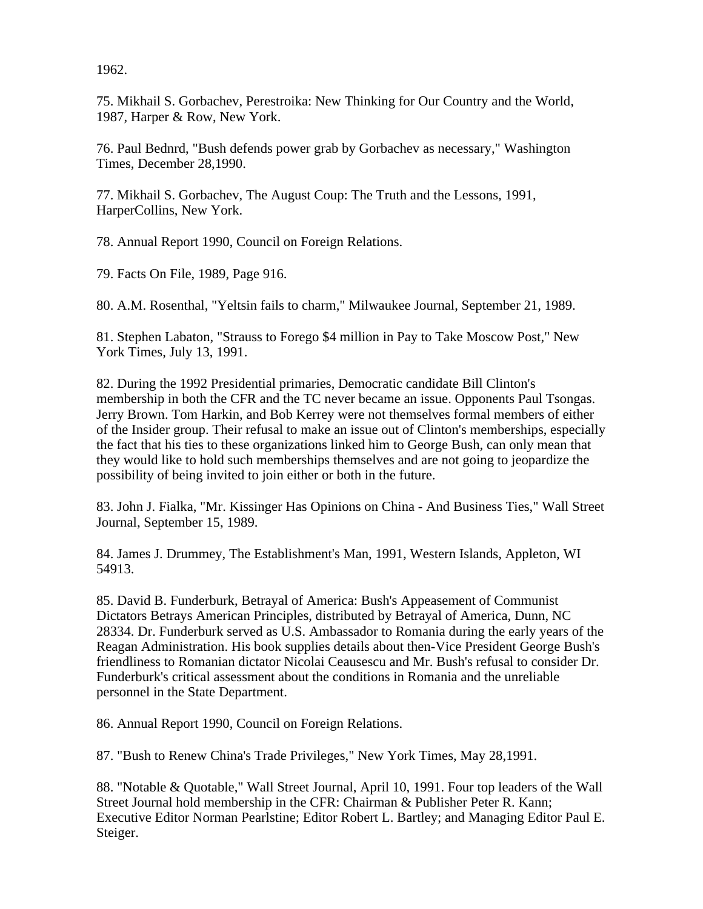1962.

75. Mikhail S. Gorbachev, Perestroika: New Thinking for Our Country and the World, 1987, Harper & Row, New York.

76. Paul Bednrd, "Bush defends power grab by Gorbachev as necessary," Washington Times, December 28,1990.

77. Mikhail S. Gorbachev, The August Coup: The Truth and the Lessons, 1991, HarperCollins, New York.

78. Annual Report 1990, Council on Foreign Relations.

79. Facts On File, 1989, Page 916.

80. A.M. Rosenthal, "Yeltsin fails to charm," Milwaukee Journal, September 21, 1989.

81. Stephen Labaton, "Strauss to Forego $4 million in Pay to Take Moscow Post," New York Times, July 13, 1991.

82. During the 1992 Presidential primaries, Democratic candidate Bill Clinton's membership in both the CFR and the TC never became an issue. Opponents Paul Tsongas. Jerry Brown. Tom Harkin, and Bob Kerrey were not themselves formal members of either of the Insider group. Their refusal to make an issue out of Clinton's memberships, especially the fact that his ties to these organizations linked him to George Bush, can only mean that they would like to hold such memberships themselves and are not going to jeopardize the possibility of being invited to join either or both in the future.

83. John J. Fialka, "Mr. Kissinger Has Opinions on China - And Business Ties," Wall Street Journal, September 15, 1989.

84. James J. Drummey, The Establishment's Man, 1991, Western Islands, Appleton, WI 54913.

85. David B. Funderburk, Betrayal of America: Bush's Appeasement of Communist Dictators Betrays American Principles, distributed by Betrayal of America, Dunn, NC 28334. Dr. Funderburk served as U.S. Ambassador to Romania during the early years of the Reagan Administration. His book supplies details about then-Vice President George Bush's friendliness to Romanian dictator Nicolai Ceausescu and Mr. Bush's refusal to consider Dr. Funderburk's critical assessment about the conditions in Romania and the unreliable personnel in the State Department.

86. Annual Report 1990, Council on Foreign Relations.

87. "Bush to Renew China's Trade Privileges," New York Times, May 28,1991.

88. "Notable & Quotable," Wall Street Journal, April 10, 1991. Four top leaders of the Wall Street Journal hold membership in the CFR: Chairman & Publisher Peter R. Kann; Executive Editor Norman Pearlstine; Editor Robert L. Bartley; and Managing Editor Paul E. Steiger.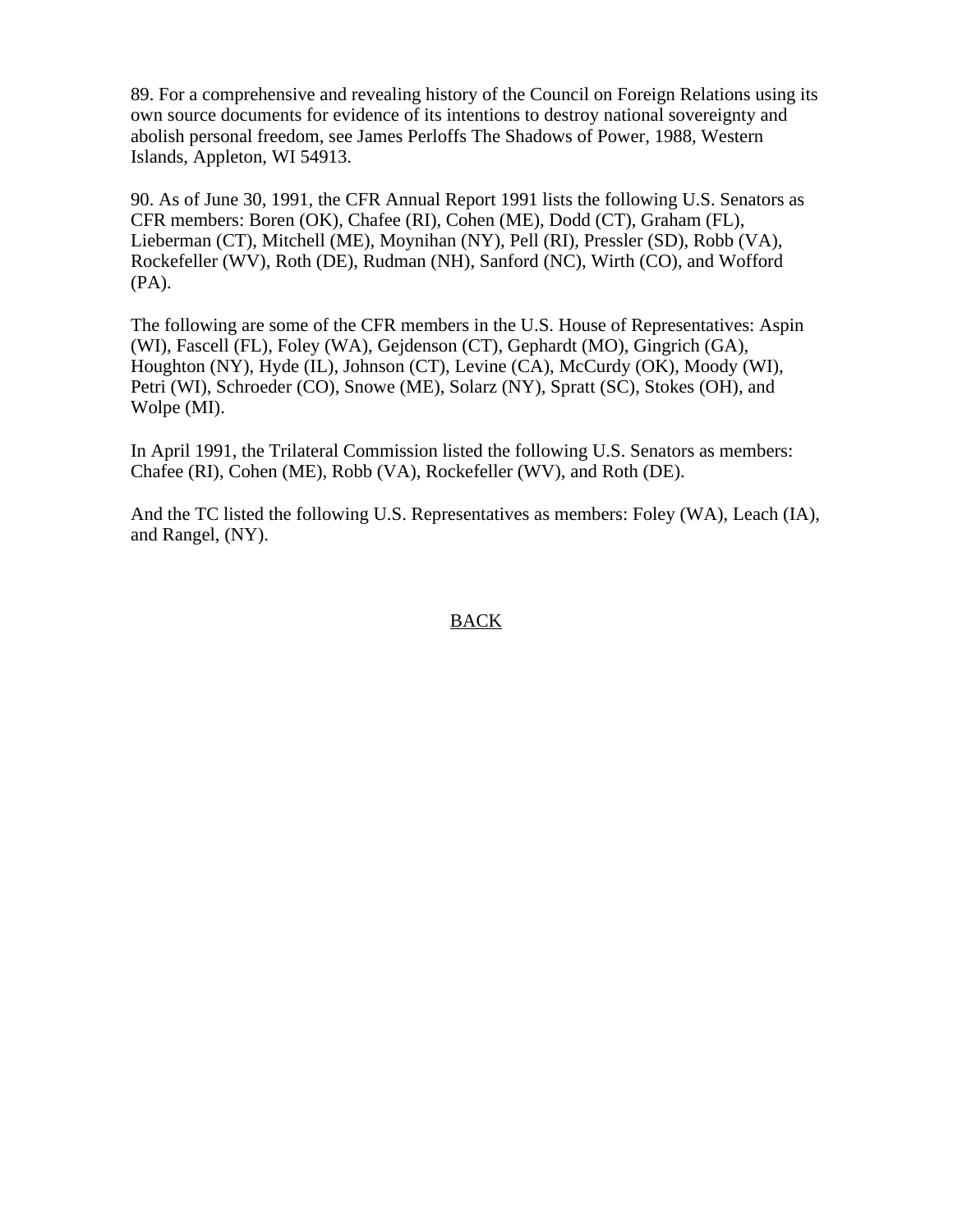89. For a comprehensive and revealing history of the Council on Foreign Relations using its own source documents for evidence of its intentions to destroy national sovereignty and abolish personal freedom, see James Perloffs The Shadows of Power, 1988, Western Islands, Appleton, WI 54913.

90. As of June 30, 1991, the CFR Annual Report 1991 lists the following U.S. Senators as CFR members: Boren (OK), Chafee (RI), Cohen (ME), Dodd (CT), Graham (FL), Lieberman (CT), Mitchell (ME), Moynihan (NY), Pell (RI), Pressler (SD), Robb (VA), Rockefeller (WV), Roth (DE), Rudman (NH), Sanford (NC), Wirth (CO), and Wofford (PA).

The following are some of the CFR members in the U.S. House of Representatives: Aspin (WI), Fascell (FL), Foley (WA), Gejdenson (CT), Gephardt (MO), Gingrich (GA), Houghton (NY), Hyde (IL), Johnson (CT), Levine (CA), McCurdy (OK), Moody (WI), Petri (WI), Schroeder (CO), Snowe (ME), Solarz (NY), Spratt (SC), Stokes (OH), and Wolpe (MI).

In April 1991, the Trilateral Commission listed the following U.S. Senators as members: Chafee (RI), Cohen (ME), Robb (VA), Rockefeller (WV), and Roth (DE).

And the TC listed the following U.S. Representatives as members: Foley (WA), Leach (IA), and Rangel, (NY).

BACK